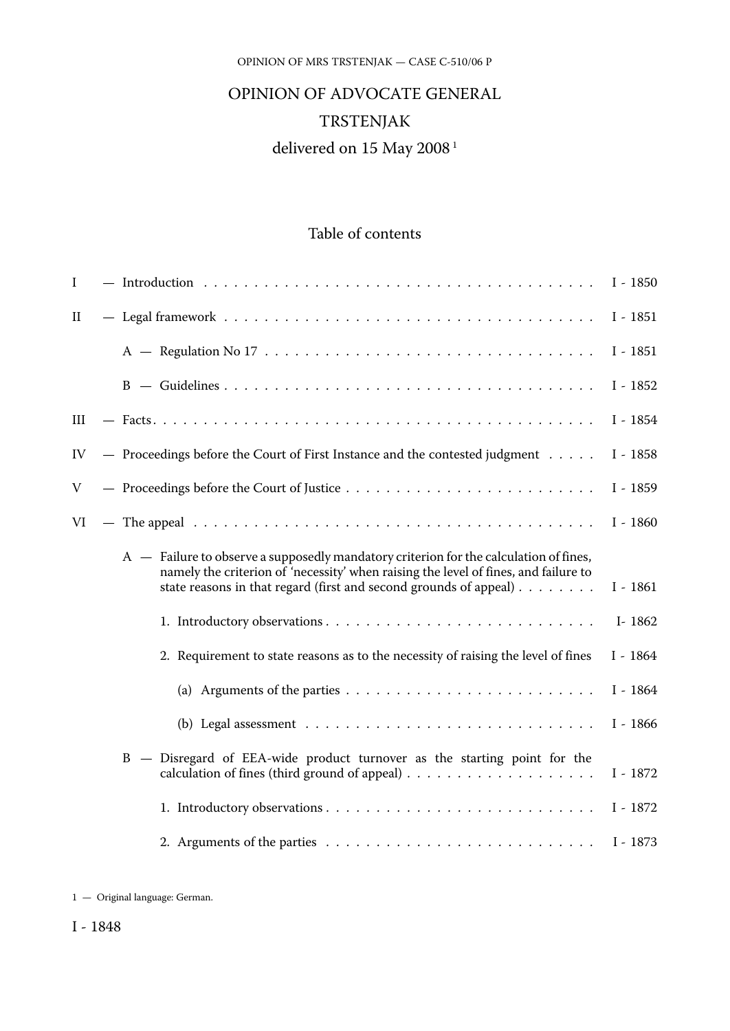# OPINION OF ADVOCATE GENERAL TRSTENJAK

delivered on 15 May 2008 [1]

## Table of contents

| | | |
|---|---|---|
| I | — Introduction | I - 1850 |
| II | — Legal framework | I - 1851 |
| | A — Regulation No 17 | I - 1851 |
| | B — Guidelines | I - 1852 |
| III | — Facts | I - 1854 |
| IV | — Proceedings before the Court of First Instance and the contested judgment | I - 1858 |
| V | — Proceedings before the Court of Justice | I - 1859 |
| VI | — The appeal | I - 1860 |
| | A — Failure to observe a supposedly mandatory criterion for the calculation of fines, namely the criterion of 'necessity' when raising the level of fines, and failure to state reasons in that regard (first and second grounds of appeal) | I - 1861 |
| | 1. Introductory observations | I- 1862 |
| | 2. Requirement to state reasons as to the necessity of raising the level of fines | I - 1864 |
| | (a) Arguments of the parties | I - 1864 |
| | (b) Legal assessment | I - 1866 |
| | B — Disregard of EEA-wide product turnover as the starting point for the calculation of fines (third ground of appeal) | I - 1872 |
| | 1. Introductory observations | I - 1872 |
| | 2. Arguments of the parties | I - 1873 |

1 — Original language: German.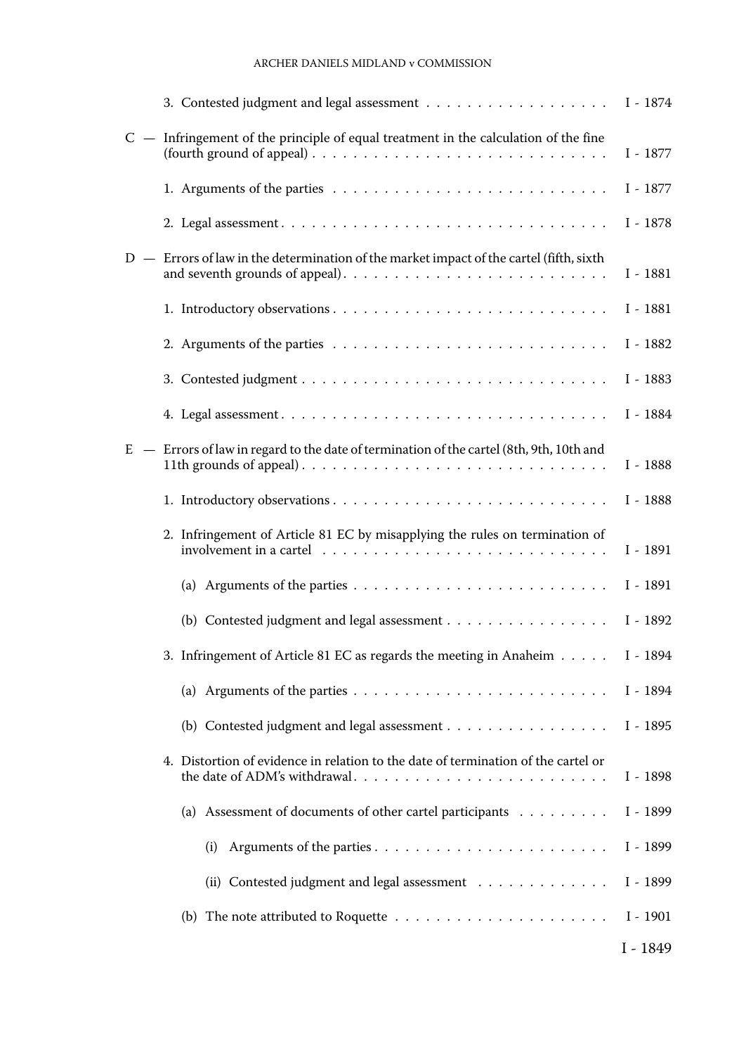3. Contested judgment and legal assessment . . . . . . . . . . . . . . . . . . I - 1874

C — Infringement of the principle of equal treatment in the calculation of the fine (fourth ground of appeal) . . . . . . . . . . . . . . . . . . . . . . . . . . . . I - 1877

1. Arguments of the parties . . . . . . . . . . . . . . . . . . . . . . . . . I - 1877

2. Legal assessment . . . . . . . . . . . . . . . . . . . . . . . . . . . . . . I - 1878

D — Errors of law in the determination of the market impact of the cartel (fifth, sixth and seventh grounds of appeal) . . . . . . . . . . . . . . . . . . . . . . . . . I - 1881

1. Introductory observations . . . . . . . . . . . . . . . . . . . . . . . . . I - 1881

2. Arguments of the parties . . . . . . . . . . . . . . . . . . . . . . . . . I - 1882

3. Contested judgment . . . . . . . . . . . . . . . . . . . . . . . . . . . . I - 1883

4. Legal assessment . . . . . . . . . . . . . . . . . . . . . . . . . . . . . . I - 1884

E — Errors of law in regard to the date of termination of the cartel (8th, 9th, 10th and 11th grounds of appeal) . . . . . . . . . . . . . . . . . . . . . . . . . . . . I - 1888

1. Introductory observations . . . . . . . . . . . . . . . . . . . . . . . . . I - 1888

2. Infringement of Article 81 EC by misapplying the rules on termination of involvement in a cartel . . . . . . . . . . . . . . . . . . . . . . . . . . I - 1891

(a) Arguments of the parties . . . . . . . . . . . . . . . . . . . . . . . I - 1891

(b) Contested judgment and legal assessment . . . . . . . . . . . . . . . I - 1892

3. Infringement of Article 81 EC as regards the meeting in Anaheim . . . . . I - 1894

(a) Arguments of the parties . . . . . . . . . . . . . . . . . . . . . . . I - 1894

(b) Contested judgment and legal assessment . . . . . . . . . . . . . . . I - 1895

4. Distortion of evidence in relation to the date of termination of the cartel or the date of ADM's withdrawal . . . . . . . . . . . . . . . . . . . . . . . . I - 1898

(a) Assessment of documents of other cartel participants . . . . . . . . . I - 1899

(i) Arguments of the parties . . . . . . . . . . . . . . . . . . . . . . I - 1899

(ii) Contested judgment and legal assessment . . . . . . . . . . . . . I - 1899

(b) The note attributed to Roquette . . . . . . . . . . . . . . . . . . . . I - 1901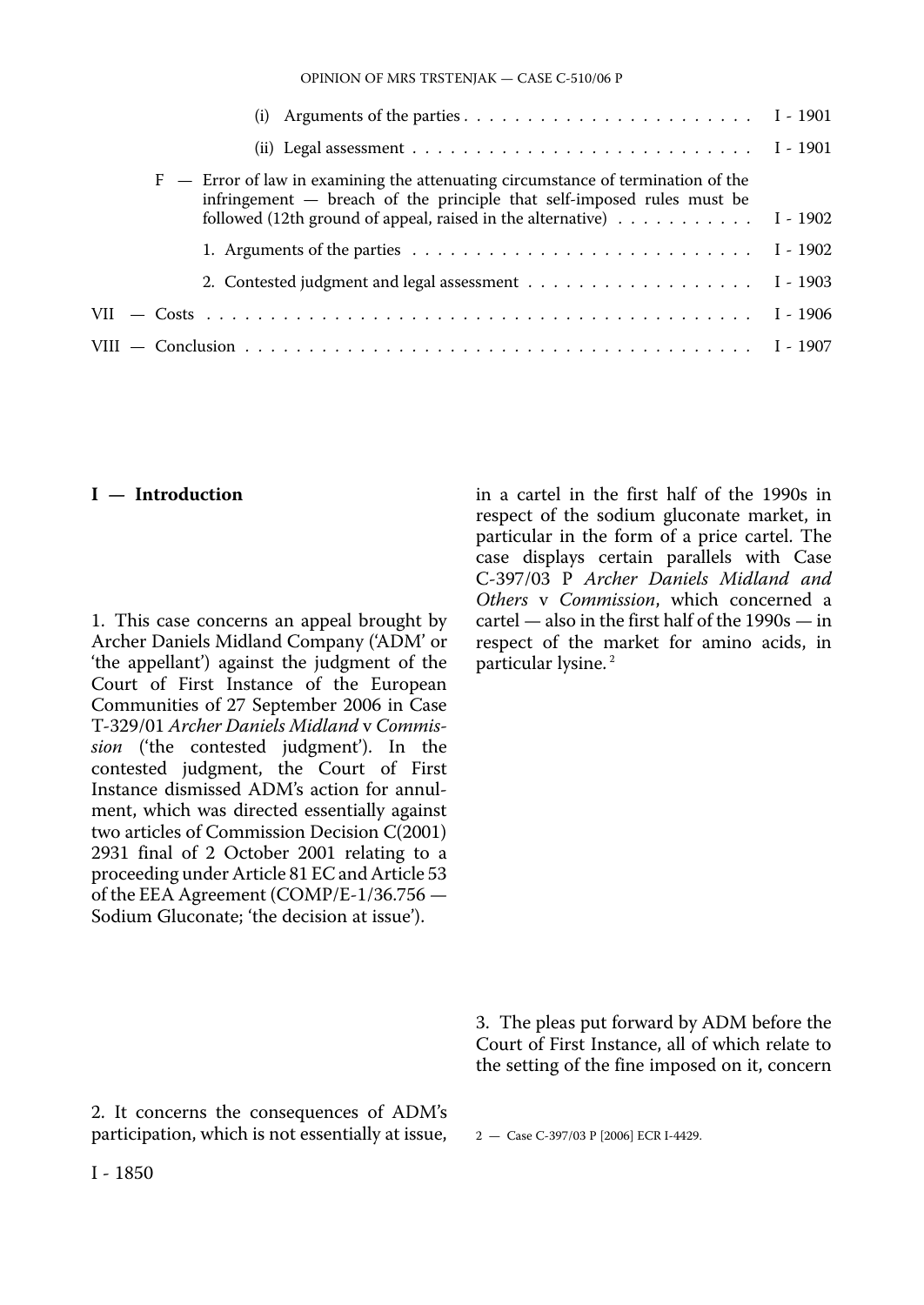(i) Arguments of the parties . . . . . . . . . . . . . . . . . . . . . . I - 1901

(ii) Legal assessment . . . . . . . . . . . . . . . . . . . . . . . . . . I - 1901

F — Error of law in examining the attenuating circumstance of termination of the infringement — breach of the principle that self-imposed rules must be followed (12th ground of appeal, raised in the alternative) . . . . . . . . . . I - 1902

1. Arguments of the parties . . . . . . . . . . . . . . . . . . . . . . . . . I - 1902

2. Contested judgment and legal assessment . . . . . . . . . . . . . . . . . I - 1903

VII — Costs . . . . . . . . . . . . . . . . . . . . . . . . . . . . . . . . . . . . . . I - 1906

VIII — Conclusion . . . . . . . . . . . . . . . . . . . . . . . . . . . . . . . . . . I - 1907

## I — Introduction

1. This case concerns an appeal brought by Archer Daniels Midland Company ('ADM' or 'the appellant') against the judgment of the Court of First Instance of the European Communities of 27 September 2006 in Case T-329/01 *Archer Daniels Midland* v *Commission* ('the contested judgment'). In the contested judgment, the Court of First Instance dismissed ADM's action for annulment, which was directed essentially against two articles of Commission Decision C(2001) 2931 final of 2 October 2001 relating to a proceeding under Article 81 EC and Article 53 of the EEA Agreement (COMP/E-1/36.756 — Sodium Gluconate; 'the decision at issue').

2. It concerns the consequences of ADM's participation, which is not essentially at issue, in a cartel in the first half of the 1990s in respect of the sodium gluconate market, in particular in the form of a price cartel. The case displays certain parallels with Case C-397/03 P *Archer Daniels Midland and Others* v *Commission*, which concerned a cartel — also in the first half of the 1990s — in respect of the market for amino acids, in particular lysine. [2]

3. The pleas put forward by ADM before the Court of First Instance, all of which relate to the setting of the fine imposed on it, concern

2 — Case C-397/03 P [2006] ECR I-4429.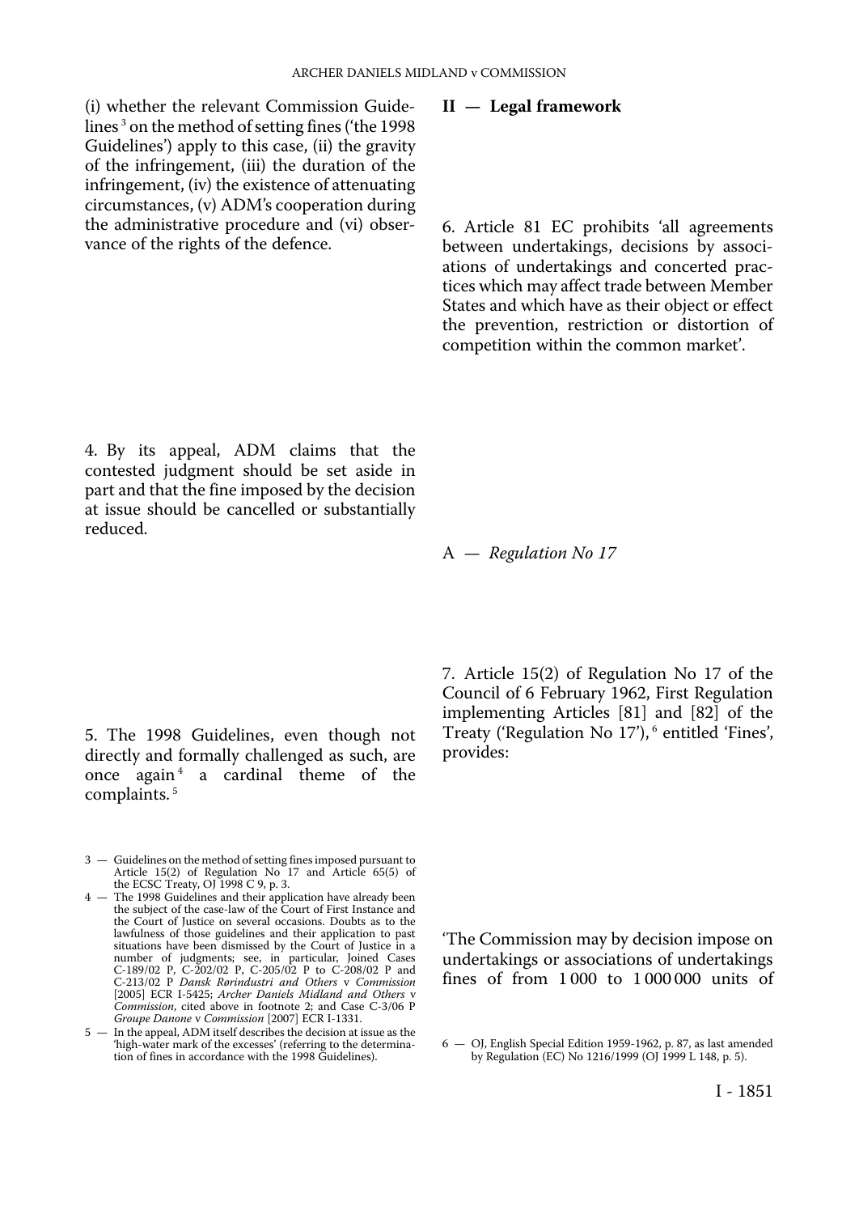(i) whether the relevant Commission Guidelines [3] on the method of setting fines ('the 1998 Guidelines') apply to this case, (ii) the gravity of the infringement, (iii) the duration of the infringement, (iv) the existence of attenuating circumstances, (v) ADM's cooperation during the administrative procedure and (vi) observance of the rights of the defence.

4. By its appeal, ADM claims that the contested judgment should be set aside in part and that the fine imposed by the decision at issue should be cancelled or substantially reduced.

5. The 1998 Guidelines, even though not directly and formally challenged as such, are once again [4] a cardinal theme of the complaints. [5]

## II — Legal framework

6. Article 81 EC prohibits 'all agreements between undertakings, decisions by associations of undertakings and concerted practices which may affect trade between Member States and which have as their object or effect the prevention, restriction or distortion of competition within the common market'.

### A — *Regulation No 17*

7. Article 15(2) of Regulation No 17 of the Council of 6 February 1962, First Regulation implementing Articles [81] and [82] of the Treaty ('Regulation No 17'), [6] entitled 'Fines', provides:

'The Commission may by decision impose on undertakings or associations of undertakings fines of from 1 000 to 1 000 000 units of

---

3 — Guidelines on the method of setting fines imposed pursuant to Article 15(2) of Regulation No 17 and Article 65(5) of the ECSC Treaty, OJ 1998 C 9, p. 3.

4 — The 1998 Guidelines and their application have already been the subject of the case-law of the Court of First Instance and the Court of Justice on several occasions. Doubts as to the lawfulness of those guidelines and their application to past situations have been dismissed by the Court of Justice in a number of judgments; see, in particular, Joined Cases C-189/02 P, C-202/02 P, C-205/02 P to C-208/02 P and C-213/02 P *Dansk Rørindustri and Others* v *Commission* [2005] ECR I-5425; *Archer Daniels Midland and Others* v *Commission*, cited above in footnote 2; and Case C-3/06 P *Groupe Danone* v *Commission* [2007] ECR I-1331.

5 — In the appeal, ADM itself describes the decision at issue as the 'high-water mark of the excesses' (referring to the determination of fines in accordance with the 1998 Guidelines).

6 — OJ, English Special Edition 1959-1962, p. 87, as last amended by Regulation (EC) No 1216/1999 (OJ 1999 L 148, p. 5).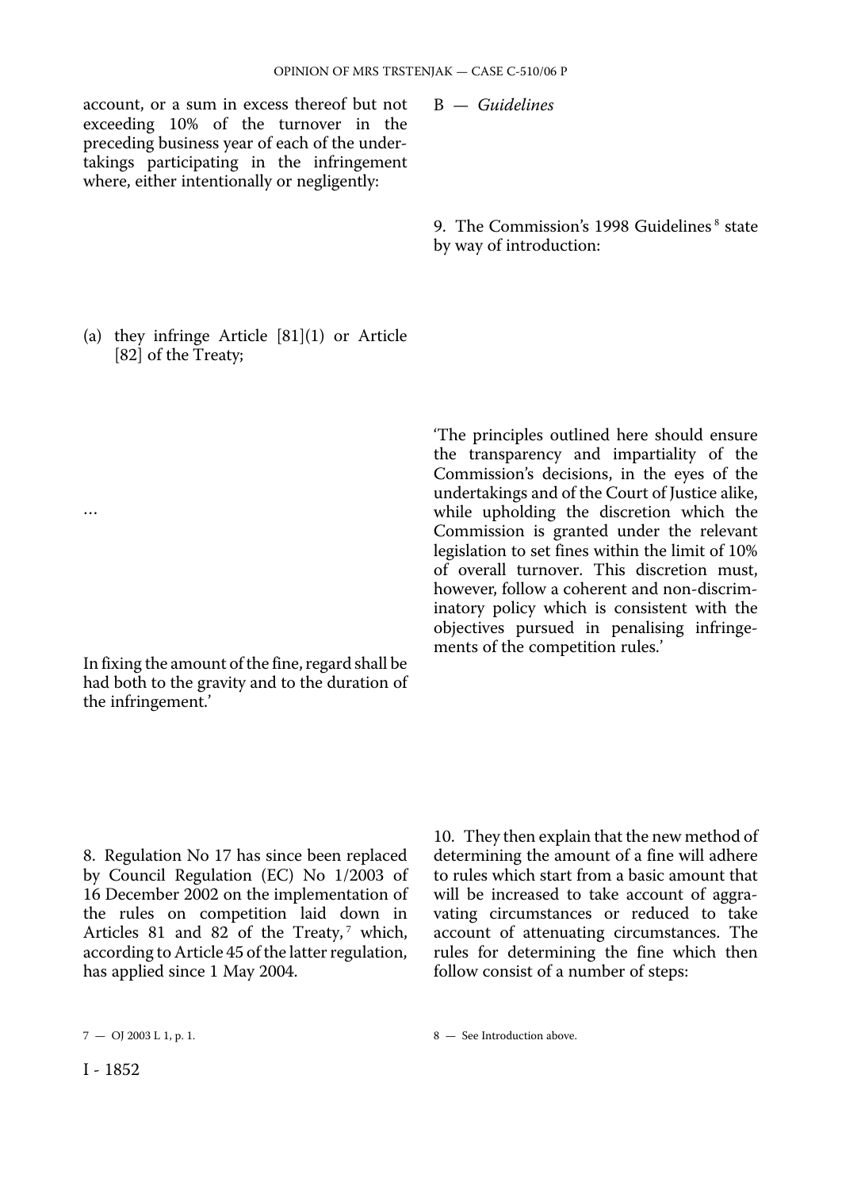account, or a sum in excess thereof but not exceeding 10% of the turnover in the preceding business year of each of the undertakings participating in the infringement where, either intentionally or negligently:

(a) they infringe Article [81](1) or Article [82] of the Treaty;

…

In fixing the amount of the fine, regard shall be had both to the gravity and to the duration of the infringement.'

8. Regulation No 17 has since been replaced by Council Regulation (EC) No 1/2003 of 16 December 2002 on the implementation of the rules on competition laid down in Articles 81 and 82 of the Treaty,[7] which, according to Article 45 of the latter regulation, has applied since 1 May 2004.

### B — *Guidelines*

9. The Commission's 1998 Guidelines[8] state by way of introduction:

'The principles outlined here should ensure the transparency and impartiality of the Commission's decisions, in the eyes of the undertakings and of the Court of Justice alike, while upholding the discretion which the Commission is granted under the relevant legislation to set fines within the limit of 10% of overall turnover. This discretion must, however, follow a coherent and non-discriminatory policy which is consistent with the objectives pursued in penalising infringements of the competition rules.'

10. They then explain that the new method of determining the amount of a fine will adhere to rules which start from a basic amount that will be increased to take account of aggravating circumstances or reduced to take account of attenuating circumstances. The rules for determining the fine which then follow consist of a number of steps:

7 — OJ 2003 L 1, p. 1.

8 — See Introduction above.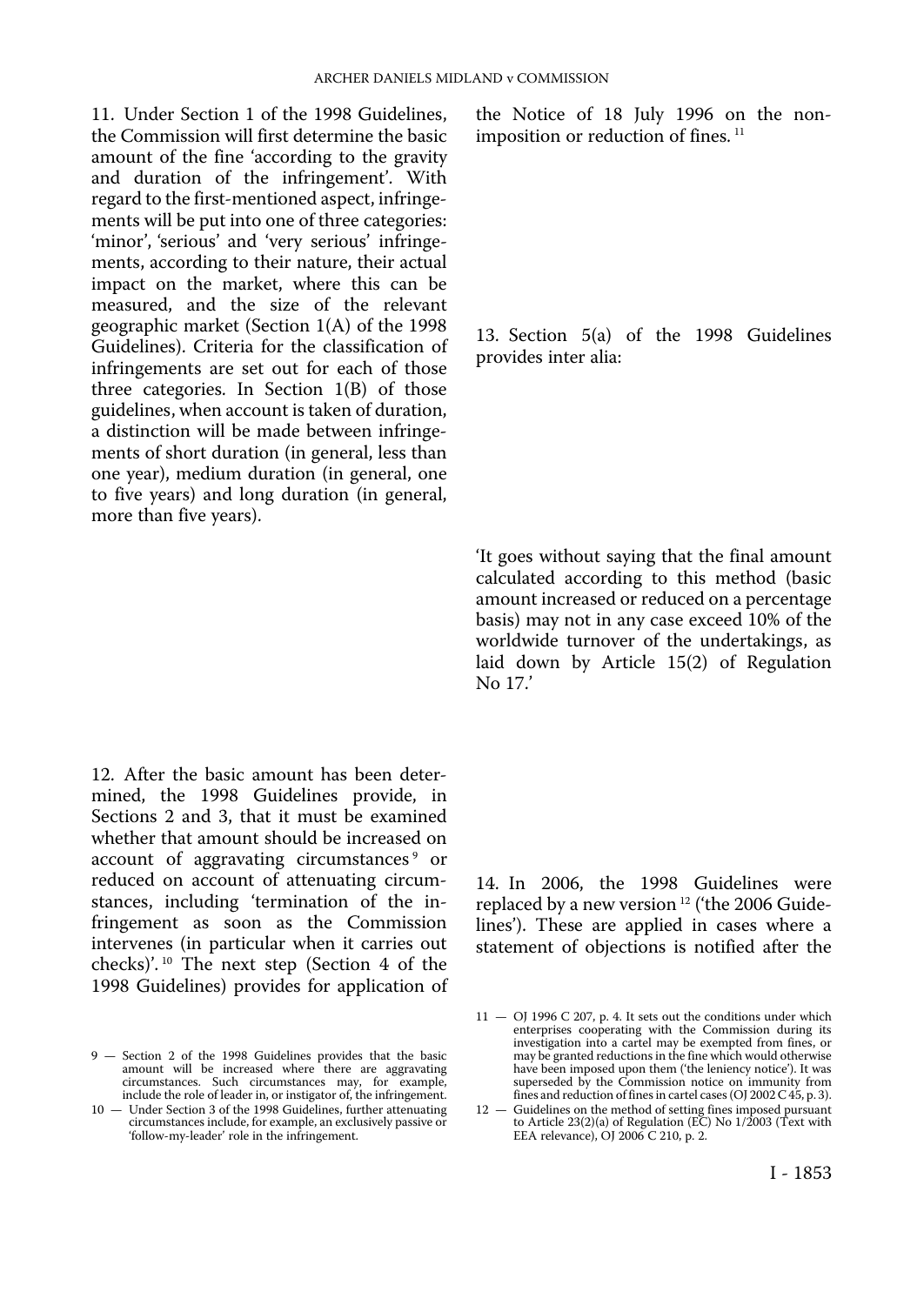11. Under Section 1 of the 1998 Guidelines, the Commission will first determine the basic amount of the fine 'according to the gravity and duration of the infringement'. With regard to the first-mentioned aspect, infringements will be put into one of three categories: 'minor', 'serious' and 'very serious' infringements, according to their nature, their actual impact on the market, where this can be measured, and the size of the relevant geographic market (Section 1(A) of the 1998 Guidelines). Criteria for the classification of infringements are set out for each of those three categories. In Section 1(B) of those guidelines, when account is taken of duration, a distinction will be made between infringements of short duration (in general, less than one year), medium duration (in general, one to five years) and long duration (in general, more than five years).

12. After the basic amount has been determined, the 1998 Guidelines provide, in Sections 2 and 3, that it must be examined whether that amount should be increased on account of aggravating circumstances [9] or reduced on account of attenuating circumstances, including 'termination of the infringement as soon as the Commission intervenes (in particular when it carries out checks)'. [10] The next step (Section 4 of the 1998 Guidelines) provides for application of the Notice of 18 July 1996 on the non-imposition or reduction of fines. [11]

13. Section 5(a) of the 1998 Guidelines provides inter alia:

'It goes without saying that the final amount calculated according to this method (basic amount increased or reduced on a percentage basis) may not in any case exceed 10% of the worldwide turnover of the undertakings, as laid down by Article 15(2) of Regulation No 17.'

14. In 2006, the 1998 Guidelines were replaced by a new version [12] ('the 2006 Guidelines'). These are applied in cases where a statement of objections is notified after the

9 — Section 2 of the 1998 Guidelines provides that the basic amount will be increased where there are aggravating circumstances. Such circumstances may, for example, include the role of leader in, or instigator of, the infringement.

10 — Under Section 3 of the 1998 Guidelines, further attenuating circumstances include, for example, an exclusively passive or 'follow-my-leader' role in the infringement.

11 — OJ 1996 C 207, p. 4. It sets out the conditions under which enterprises cooperating with the Commission during its investigation into a cartel may be exempted from fines, or may be granted reductions in the fine which would otherwise have been imposed upon them ('the leniency notice'). It was superseded by the Commission notice on immunity from fines and reduction of fines in cartel cases (OJ 2002 C 45, p. 3).

12 — Guidelines on the method of setting fines imposed pursuant to Article 23(2)(a) of Regulation (EC) No 1/2003 (Text with EEA relevance), OJ 2006 C 210, p. 2.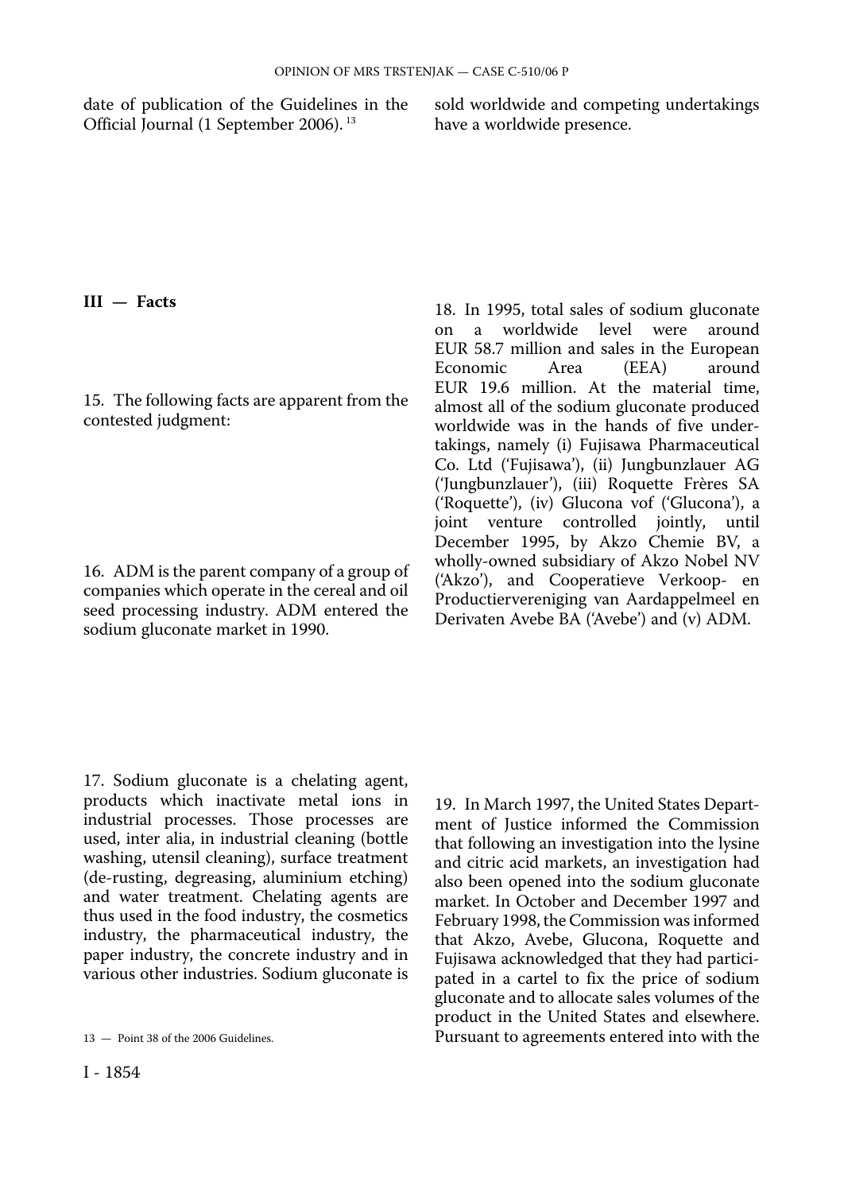date of publication of the Guidelines in the Official Journal (1 September 2006).[13]

## III — Facts

15. The following facts are apparent from the contested judgment:

16. ADM is the parent company of a group of companies which operate in the cereal and oil seed processing industry. ADM entered the sodium gluconate market in 1990.

17. Sodium gluconate is a chelating agent, products which inactivate metal ions in industrial processes. Those processes are used, inter alia, in industrial cleaning (bottle washing, utensil cleaning), surface treatment (de-rusting, degreasing, aluminium etching) and water treatment. Chelating agents are thus used in the food industry, the cosmetics industry, the pharmaceutical industry, the paper industry, the concrete industry and in various other industries. Sodium gluconate is sold worldwide and competing undertakings have a worldwide presence.

18. In 1995, total sales of sodium gluconate on a worldwide level were around EUR 58.7 million and sales in the European Economic Area (EEA) around EUR 19.6 million. At the material time, almost all of the sodium gluconate produced worldwide was in the hands of five undertakings, namely (i) Fujisawa Pharmaceutical Co. Ltd ('Fujisawa'), (ii) Jungbunzlauer AG ('Jungbunzlauer'), (iii) Roquette Frères SA ('Roquette'), (iv) Glucona vof ('Glucona'), a joint venture controlled jointly, until December 1995, by Akzo Chemie BV, a wholly-owned subsidiary of Akzo Nobel NV ('Akzo'), and Cooperatieve Verkoop- en Productiervereniging van Aardappelmeel en Derivaten Avebe BA ('Avebe') and (v) ADM.

19. In March 1997, the United States Department of Justice informed the Commission that following an investigation into the lysine and citric acid markets, an investigation had also been opened into the sodium gluconate market. In October and December 1997 and February 1998, the Commission was informed that Akzo, Avebe, Glucona, Roquette and Fujisawa acknowledged that they had participated in a cartel to fix the price of sodium gluconate and to allocate sales volumes of the product in the United States and elsewhere. Pursuant to agreements entered into with the

[13] — Point 38 of the 2006 Guidelines.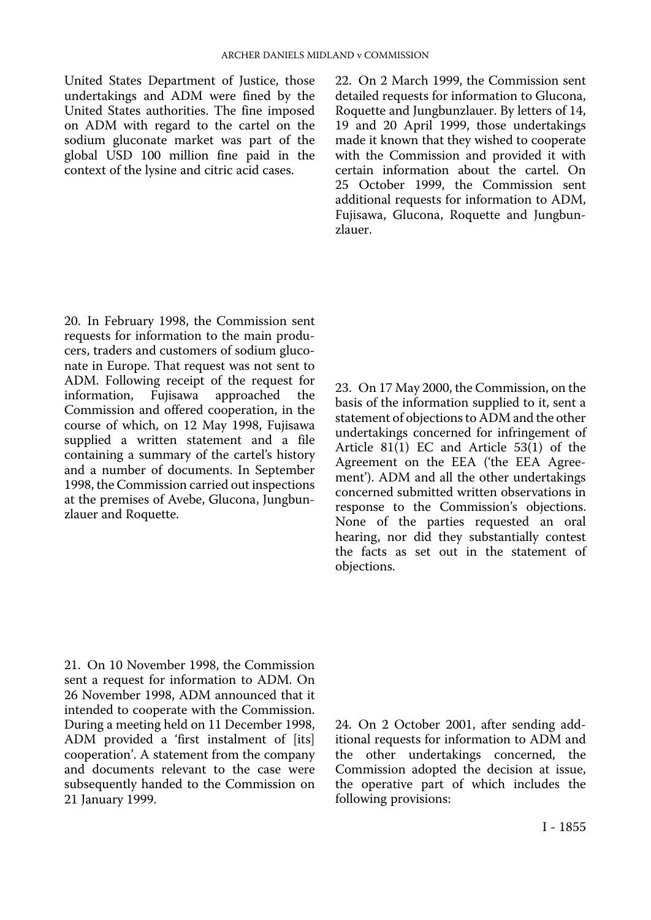United States Department of Justice, those undertakings and ADM were fined by the United States authorities. The fine imposed on ADM with regard to the cartel on the sodium gluconate market was part of the global USD 100 million fine paid in the context of the lysine and citric acid cases.

20. In February 1998, the Commission sent requests for information to the main producers, traders and customers of sodium gluconate in Europe. That request was not sent to ADM. Following receipt of the request for information, Fujisawa approached the Commission and offered cooperation, in the course of which, on 12 May 1998, Fujisawa supplied a written statement and a file containing a summary of the cartel's history and a number of documents. In September 1998, the Commission carried out inspections at the premises of Avebe, Glucona, Jungbunzlauer and Roquette.

21. On 10 November 1998, the Commission sent a request for information to ADM. On 26 November 1998, ADM announced that it intended to cooperate with the Commission. During a meeting held on 11 December 1998, ADM provided a 'first instalment of [its] cooperation'. A statement from the company and documents relevant to the case were subsequently handed to the Commission on 21 January 1999.

22. On 2 March 1999, the Commission sent detailed requests for information to Glucona, Roquette and Jungbunzlauer. By letters of 14, 19 and 20 April 1999, those undertakings made it known that they wished to cooperate with the Commission and provided it with certain information about the cartel. On 25 October 1999, the Commission sent additional requests for information to ADM, Fujisawa, Glucona, Roquette and Jungbunzlauer.

23. On 17 May 2000, the Commission, on the basis of the information supplied to it, sent a statement of objections to ADM and the other undertakings concerned for infringement of Article 81(1) EC and Article 53(1) of the Agreement on the EEA ('the EEA Agreement'). ADM and all the other undertakings concerned submitted written observations in response to the Commission's objections. None of the parties requested an oral hearing, nor did they substantially contest the facts as set out in the statement of objections.

24. On 2 October 2001, after sending additional requests for information to ADM and the other undertakings concerned, the Commission adopted the decision at issue, the operative part of which includes the following provisions: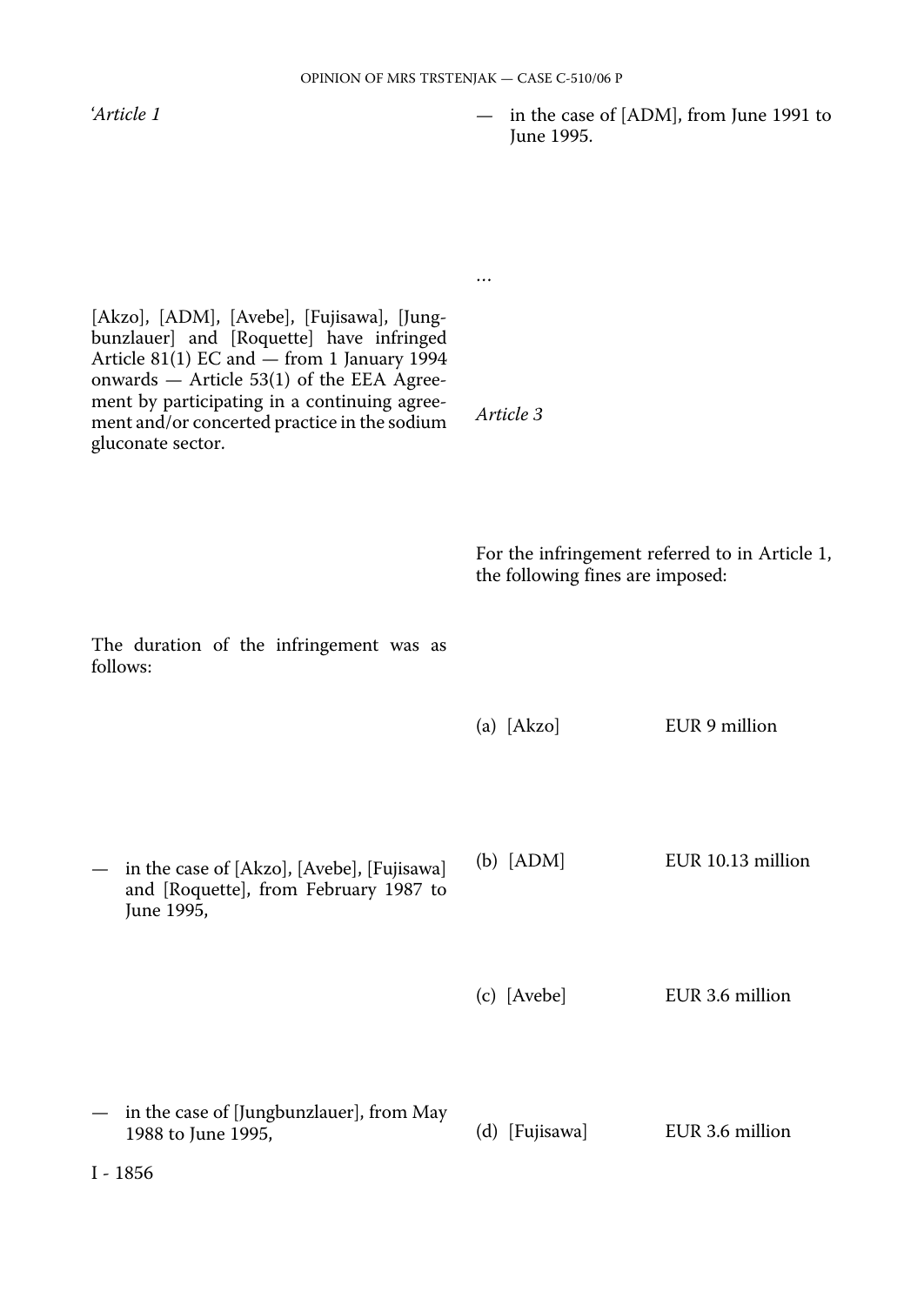'*Article 1*

[Akzo], [ADM], [Avebe], [Fujisawa], [Jungbunzlauer] and [Roquette] have infringed Article 81(1) EC and — from 1 January 1994 onwards — Article 53(1) of the EEA Agreement by participating in a continuing agreement and/or concerted practice in the sodium gluconate sector.

The duration of the infringement was as follows:

— in the case of [Akzo], [Avebe], [Fujisawa] and [Roquette], from February 1987 to June 1995,

— in the case of [Jungbunzlauer], from May 1988 to June 1995,

— in the case of [ADM], from June 1991 to June 1995.

...

*Article 3*

For the infringement referred to in Article 1, the following fines are imposed:

(a) [Akzo] EUR 9 million

(b) [ADM] EUR 10.13 million

(c) [Avebe] EUR 3.6 million

(d) [Fujisawa] EUR 3.6 million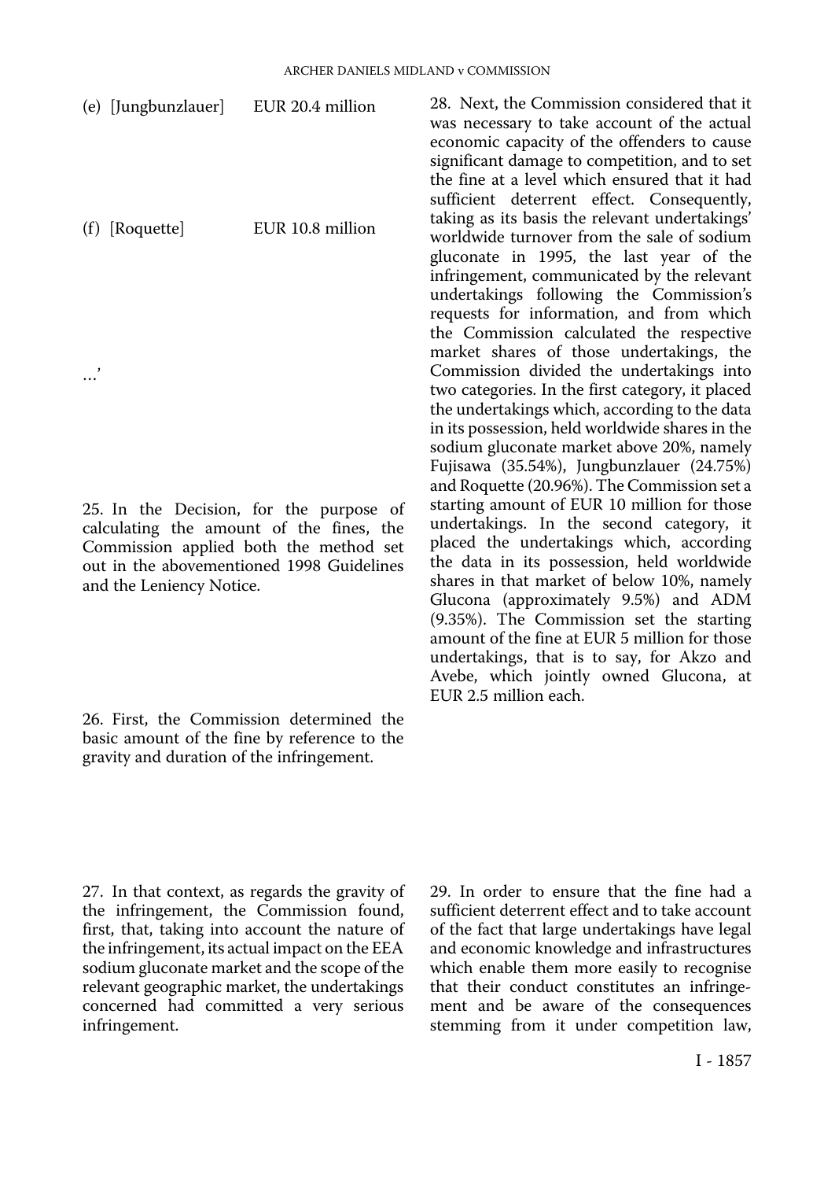(e) [Jungbunzlauer] EUR 20.4 million

(f) [Roquette] EUR 10.8 million

…'

25. In the Decision, for the purpose of calculating the amount of the fines, the Commission applied both the method set out in the abovementioned 1998 Guidelines and the Leniency Notice.

26. First, the Commission determined the basic amount of the fine by reference to the gravity and duration of the infringement.

27. In that context, as regards the gravity of the infringement, the Commission found, first, that, taking into account the nature of the infringement, its actual impact on the EEA sodium gluconate market and the scope of the relevant geographic market, the undertakings concerned had committed a very serious infringement.

28. Next, the Commission considered that it was necessary to take account of the actual economic capacity of the offenders to cause significant damage to competition, and to set the fine at a level which ensured that it had sufficient deterrent effect. Consequently, taking as its basis the relevant undertakings' worldwide turnover from the sale of sodium gluconate in 1995, the last year of the infringement, communicated by the relevant undertakings following the Commission's requests for information, and from which the Commission calculated the respective market shares of those undertakings, the Commission divided the undertakings into two categories. In the first category, it placed the undertakings which, according to the data in its possession, held worldwide shares in the sodium gluconate market above 20%, namely Fujisawa (35.54%), Jungbunzlauer (24.75%) and Roquette (20.96%). The Commission set a starting amount of EUR 10 million for those undertakings. In the second category, it placed the undertakings which, according the data in its possession, held worldwide shares in that market of below 10%, namely Glucona (approximately 9.5%) and ADM (9.35%). The Commission set the starting amount of the fine at EUR 5 million for those undertakings, that is to say, for Akzo and Avebe, which jointly owned Glucona, at EUR 2.5 million each.

29. In order to ensure that the fine had a sufficient deterrent effect and to take account of the fact that large undertakings have legal and economic knowledge and infrastructures which enable them more easily to recognise that their conduct constitutes an infringement and be aware of the consequences stemming from it under competition law,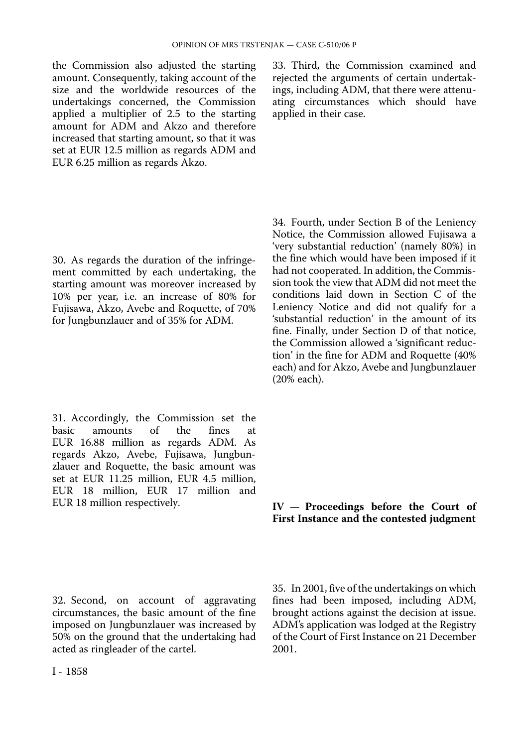the Commission also adjusted the starting amount. Consequently, taking account of the size and the worldwide resources of the undertakings concerned, the Commission applied a multiplier of 2.5 to the starting amount for ADM and Akzo and therefore increased that starting amount, so that it was set at EUR 12.5 million as regards ADM and EUR 6.25 million as regards Akzo.

30. As regards the duration of the infringement committed by each undertaking, the starting amount was moreover increased by 10% per year, i.e. an increase of 80% for Fujisawa, Akzo, Avebe and Roquette, of 70% for Jungbunzlauer and of 35% for ADM.

31. Accordingly, the Commission set the basic amounts of the fines at EUR 16.88 million as regards ADM. As regards Akzo, Avebe, Fujisawa, Jungbunzlauer and Roquette, the basic amount was set at EUR 11.25 million, EUR 4.5 million, EUR 18 million, EUR 17 million and EUR 18 million respectively.

32. Second, on account of aggravating circumstances, the basic amount of the fine imposed on Jungbunzlauer was increased by 50% on the ground that the undertaking had acted as ringleader of the cartel.

33. Third, the Commission examined and rejected the arguments of certain undertakings, including ADM, that there were attenuating circumstances which should have applied in their case.

34. Fourth, under Section B of the Leniency Notice, the Commission allowed Fujisawa a 'very substantial reduction' (namely 80%) in the fine which would have been imposed if it had not cooperated. In addition, the Commission took the view that ADM did not meet the conditions laid down in Section C of the Leniency Notice and did not qualify for a 'substantial reduction' in the amount of its fine. Finally, under Section D of that notice, the Commission allowed a 'significant reduction' in the fine for ADM and Roquette (40% each) and for Akzo, Avebe and Jungbunzlauer (20% each).

## IV — Proceedings before the Court of First Instance and the contested judgment

35. In 2001, five of the undertakings on which fines had been imposed, including ADM, brought actions against the decision at issue. ADM's application was lodged at the Registry of the Court of First Instance on 21 December 2001.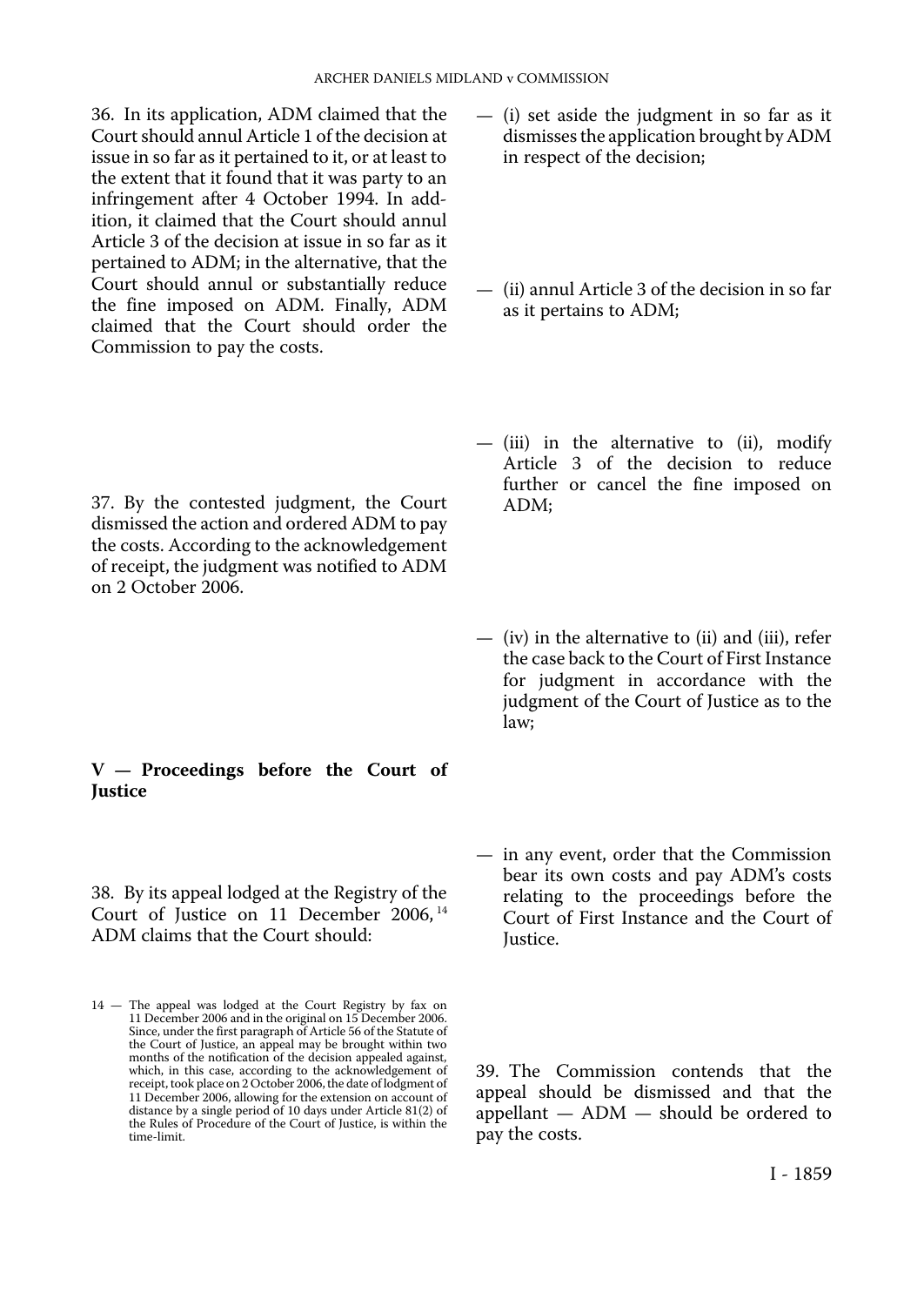36. In its application, ADM claimed that the Court should annul Article 1 of the decision at issue in so far as it pertained to it, or at least to the extent that it found that it was party to an infringement after 4 October 1994. In addition, it claimed that the Court should annul Article 3 of the decision at issue in so far as it pertained to ADM; in the alternative, that the Court should annul or substantially reduce the fine imposed on ADM. Finally, ADM claimed that the Court should order the Commission to pay the costs.

37. By the contested judgment, the Court dismissed the action and ordered ADM to pay the costs. According to the acknowledgement of receipt, the judgment was notified to ADM on 2 October 2006.

## V — Proceedings before the Court of Justice

38. By its appeal lodged at the Registry of the Court of Justice on 11 December 2006,[14] ADM claims that the Court should:

— (i) set aside the judgment in so far as it dismisses the application brought by ADM in respect of the decision;

— (ii) annul Article 3 of the decision in so far as it pertains to ADM;

— (iii) in the alternative to (ii), modify Article 3 of the decision to reduce further or cancel the fine imposed on ADM;

— (iv) in the alternative to (ii) and (iii), refer the case back to the Court of First Instance for judgment in accordance with the judgment of the Court of Justice as to the law;

— in any event, order that the Commission bear its own costs and pay ADM's costs relating to the proceedings before the Court of First Instance and the Court of Justice.

39. The Commission contends that the appeal should be dismissed and that the appellant — ADM — should be ordered to pay the costs.

14 — The appeal was lodged at the Court Registry by fax on 11 December 2006 and in the original on 15 December 2006. Since, under the first paragraph of Article 56 of the Statute of the Court of Justice, an appeal may be brought within two months of the notification of the decision appealed against, which, in this case, according to the acknowledgement of receipt, took place on 2 October 2006, the date of lodgment of 11 December 2006, allowing for the extension on account of distance by a single period of 10 days under Article 81(2) of the Rules of Procedure of the Court of Justice, is within the time-limit.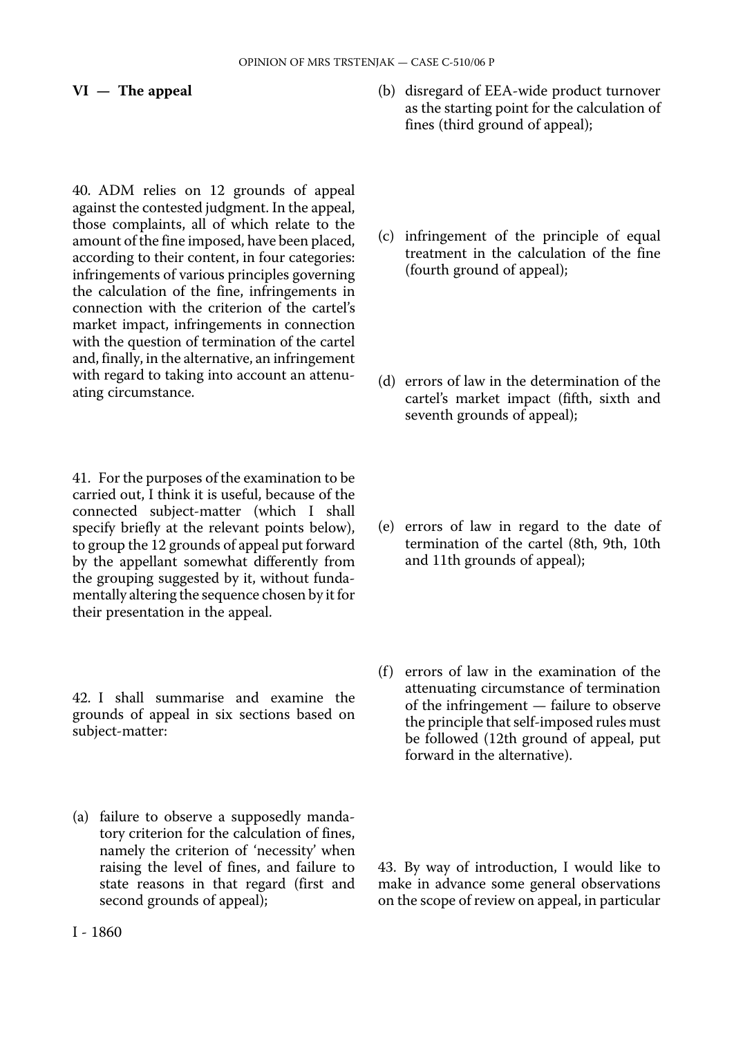## VI — The appeal

40. ADM relies on 12 grounds of appeal against the contested judgment. In the appeal, those complaints, all of which relate to the amount of the fine imposed, have been placed, according to their content, in four categories: infringements of various principles governing the calculation of the fine, infringements in connection with the criterion of the cartel's market impact, infringements in connection with the question of termination of the cartel and, finally, in the alternative, an infringement with regard to taking into account an attenuating circumstance.

41. For the purposes of the examination to be carried out, I think it is useful, because of the connected subject-matter (which I shall specify briefly at the relevant points below), to group the 12 grounds of appeal put forward by the appellant somewhat differently from the grouping suggested by it, without fundamentally altering the sequence chosen by it for their presentation in the appeal.

42. I shall summarise and examine the grounds of appeal in six sections based on subject-matter:

(a) failure to observe a supposedly mandatory criterion for the calculation of fines, namely the criterion of 'necessity' when raising the level of fines, and failure to state reasons in that regard (first and second grounds of appeal);

(b) disregard of EEA-wide product turnover as the starting point for the calculation of fines (third ground of appeal);

(c) infringement of the principle of equal treatment in the calculation of the fine (fourth ground of appeal);

(d) errors of law in the determination of the cartel's market impact (fifth, sixth and seventh grounds of appeal);

(e) errors of law in regard to the date of termination of the cartel (8th, 9th, 10th and 11th grounds of appeal);

(f) errors of law in the examination of the attenuating circumstance of termination of the infringement — failure to observe the principle that self-imposed rules must be followed (12th ground of appeal, put forward in the alternative).

43. By way of introduction, I would like to make in advance some general observations on the scope of review on appeal, in particular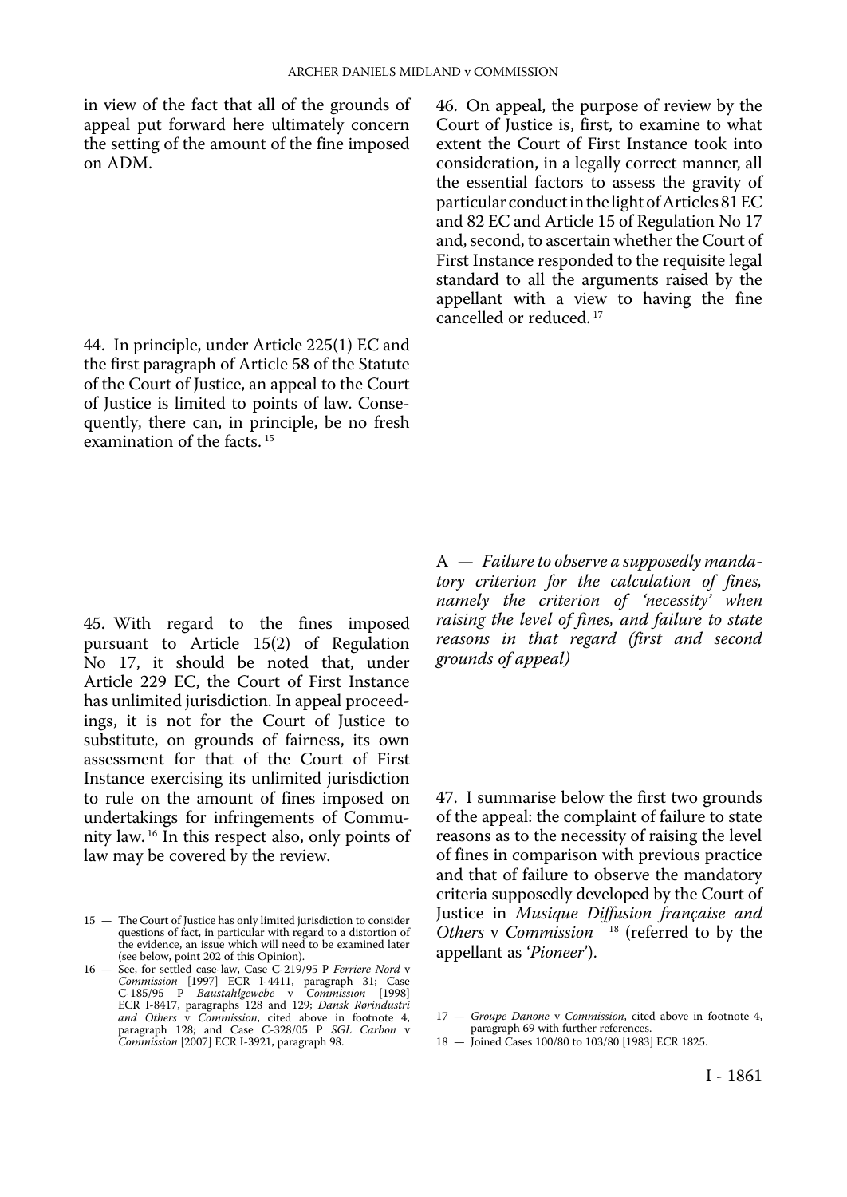in view of the fact that all of the grounds of appeal put forward here ultimately concern the setting of the amount of the fine imposed on ADM.

44. In principle, under Article 225(1) EC and the first paragraph of Article 58 of the Statute of the Court of Justice, an appeal to the Court of Justice is limited to points of law. Consequently, there can, in principle, be no fresh examination of the facts.[15]

45. With regard to the fines imposed pursuant to Article 15(2) of Regulation No 17, it should be noted that, under Article 229 EC, the Court of First Instance has unlimited jurisdiction. In appeal proceedings, it is not for the Court of Justice to substitute, on grounds of fairness, its own assessment for that of the Court of First Instance exercising its unlimited jurisdiction to rule on the amount of fines imposed on undertakings for infringements of Community law.[16] In this respect also, only points of law may be covered by the review.

46. On appeal, the purpose of review by the Court of Justice is, first, to examine to what extent the Court of First Instance took into consideration, in a legally correct manner, all the essential factors to assess the gravity of particular conduct in the light of Articles 81 EC and 82 EC and Article 15 of Regulation No 17 and, second, to ascertain whether the Court of First Instance responded to the requisite legal standard to all the arguments raised by the appellant with a view to having the fine cancelled or reduced.[17]

A — *Failure to observe a supposedly mandatory criterion for the calculation of fines, namely the criterion of 'necessity' when raising the level of fines, and failure to state reasons in that regard (first and second grounds of appeal)*

47. I summarise below the first two grounds of the appeal: the complaint of failure to state reasons as to the necessity of raising the level of fines in comparison with previous practice and that of failure to observe the mandatory criteria supposedly developed by the Court of Justice in *Musique Diffusion française and Others* v *Commission*[18] (referred to by the appellant as '*Pioneer*').

15 — The Court of Justice has only limited jurisdiction to consider questions of fact, in particular with regard to a distortion of the evidence, an issue which will need to be examined later (see below, point 202 of this Opinion).

16 — See, for settled case-law, Case C-219/95 P *Ferriere Nord* v *Commission* [1997] ECR I-4411, paragraph 31; Case C-185/95 P *Baustahlgewebe* v *Commission* [1998] ECR I-8417, paragraphs 128 and 129; *Dansk Rørindustri and Others* v *Commission*, cited above in footnote 4, paragraph 128; and Case C-328/05 P *SGL Carbon* v *Commission* [2007] ECR I-3921, paragraph 98.

17 — *Groupe Danone* v *Commission*, cited above in footnote 4, paragraph 69 with further references.

18 — Joined Cases 100/80 to 103/80 [1983] ECR 1825.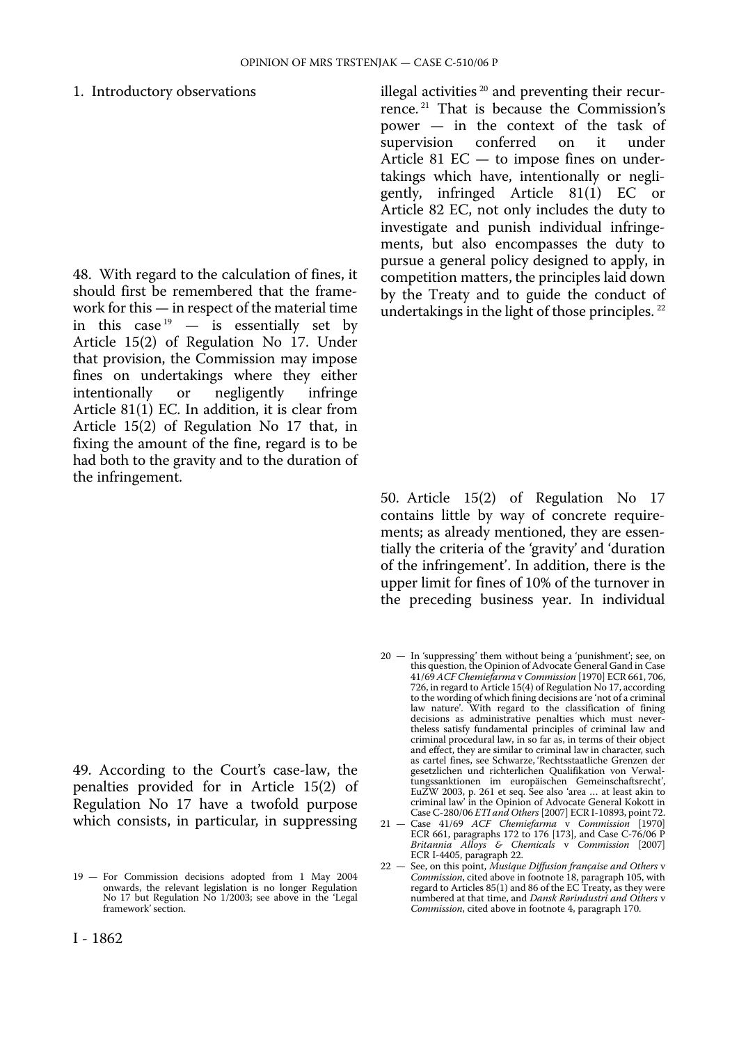1. Introductory observations

48. With regard to the calculation of fines, it should first be remembered that the framework for this — in respect of the material time in this case [19] — is essentially set by Article 15(2) of Regulation No 17. Under that provision, the Commission may impose fines on undertakings where they either intentionally or negligently infringe Article 81(1) EC. In addition, it is clear from Article 15(2) of Regulation No 17 that, in fixing the amount of the fine, regard is to be had both to the gravity and to the duration of the infringement.

49. According to the Court's case-law, the penalties provided for in Article 15(2) of Regulation No 17 have a twofold purpose which consists, in particular, in suppressing illegal activities [20] and preventing their recurrence. [21] That is because the Commission's power — in the context of the task of supervision conferred on it under Article 81 EC — to impose fines on undertakings which have, intentionally or negligently, infringed Article 81(1) EC or Article 82 EC, not only includes the duty to investigate and punish individual infringements, but also encompasses the duty to pursue a general policy designed to apply, in competition matters, the principles laid down by the Treaty and to guide the conduct of undertakings in the light of those principles. [22]

50. Article 15(2) of Regulation No 17 contains little by way of concrete requirements; as already mentioned, they are essentially the criteria of the 'gravity' and 'duration of the infringement'. In addition, there is the upper limit for fines of 10% of the turnover in the preceding business year. In individual

19 — For Commission decisions adopted from 1 May 2004 onwards, the relevant legislation is no longer Regulation No 17 but Regulation No 1/2003; see above in the 'Legal framework' section.

20 — In 'suppressing' them without being a 'punishment'; see, on this question, the Opinion of Advocate General Gand in Case 41/69 *ACF Chemiefarma* v *Commission* [1970] ECR 661, 706, 726, in regard to Article 15(4) of Regulation No 17, according to the wording of which fining decisions are 'not of a criminal law nature'. With regard to the classification of fining decisions as administrative penalties which must nevertheless satisfy fundamental principles of criminal law and criminal procedural law, in so far as, in terms of their object and effect, they are similar to criminal law in character, such as cartel fines, see Schwarze, 'Rechtsstaatliche Grenzen der gesetzlichen und richterlichen Qualifikation von Verwaltungssanktionen im europäischen Gemeinschaftsrecht', EuZW 2003, p. 261 et seq. See also 'area … at least akin to criminal law' in the Opinion of Advocate General Kokott in Case C-280/06 *ETI and Others* [2007] ECR I-10893, point 72.

21 — Case 41/69 *ACF Chemiefarma* v *Commission* [1970] ECR 661, paragraphs 172 to 176 [173], and Case C-76/06 P *Britannia Alloys & Chemicals* v *Commission* [2007] ECR I-4405, paragraph 22.

22 — See, on this point, *Musique Diffusion française and Others* v *Commission*, cited above in footnote 18, paragraph 105, with regard to Articles 85(1) and 86 of the EC Treaty, as they were numbered at that time, and *Dansk Rørindustri and Others* v *Commission*, cited above in footnote 4, paragraph 170.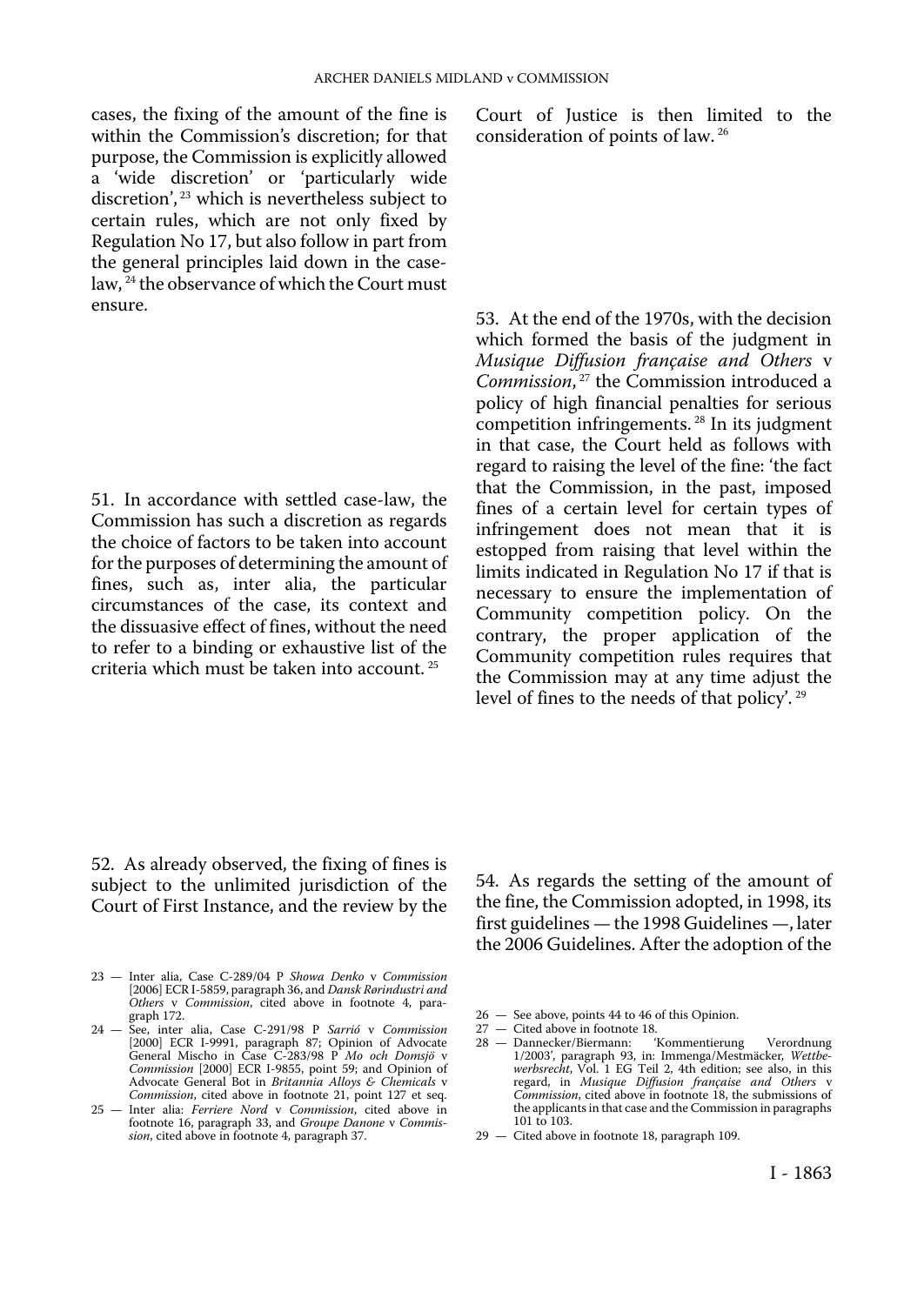cases, the fixing of the amount of the fine is within the Commission's discretion; for that purpose, the Commission is explicitly allowed a 'wide discretion' or 'particularly wide discretion', [23] which is nevertheless subject to certain rules, which are not only fixed by Regulation No 17, but also follow in part from the general principles laid down in the case-law, [24] the observance of which the Court must ensure.

51. In accordance with settled case-law, the Commission has such a discretion as regards the choice of factors to be taken into account for the purposes of determining the amount of fines, such as, inter alia, the particular circumstances of the case, its context and the dissuasive effect of fines, without the need to refer to a binding or exhaustive list of the criteria which must be taken into account. [25]

52. As already observed, the fixing of fines is subject to the unlimited jurisdiction of the Court of First Instance, and the review by the Court of Justice is then limited to the consideration of points of law. [26]

53. At the end of the 1970s, with the decision which formed the basis of the judgment in *Musique Diffusion française and Others* v *Commission*, [27] the Commission introduced a policy of high financial penalties for serious competition infringements. [28] In its judgment in that case, the Court held as follows with regard to raising the level of the fine: 'the fact that the Commission, in the past, imposed fines of a certain level for certain types of infringement does not mean that it is estopped from raising that level within the limits indicated in Regulation No 17 if that is necessary to ensure the implementation of Community competition policy. On the contrary, the proper application of the Community competition rules requires that the Commission may at any time adjust the level of fines to the needs of that policy'. [29]

54. As regards the setting of the amount of the fine, the Commission adopted, in 1998, its first guidelines — the 1998 Guidelines —, later the 2006 Guidelines. After the adoption of the

23 — Inter alia, Case C-289/04 P *Showa Denko* v *Commission* [2006] ECR I-5859, paragraph 36, and *Dansk Rørindustri and Others* v *Commission*, cited above in footnote 4, paragraph 172.

24 — See, inter alia, Case C-291/98 P *Sarrió* v *Commission* [2000] ECR I-9991, paragraph 87; Opinion of Advocate General Mischo in Case C-283/98 P *Mo och Domsjö* v *Commission* [2000] ECR I-9855, point 59; and Opinion of Advocate General Bot in *Britannia Alloys & Chemicals* v *Commission*, cited above in footnote 21, point 127 et seq.

25 — Inter alia: *Ferriere Nord* v *Commission*, cited above in footnote 16, paragraph 33, and *Groupe Danone* v *Commission*, cited above in footnote 4, paragraph 37.

26 — See above, points 44 to 46 of this Opinion.

27 — Cited above in footnote 18.

28 — Dannecker/Biermann: 'Kommentierung Verordnung 1/2003', paragraph 93, in: Immenga/Mestmäcker, *Wettbewerbsrecht*, Vol. 1 EG Teil 2, 4th edition; see also, in this regard, in *Musique Diffusion française and Others* v *Commission*, cited above in footnote 18, the submissions of the applicants in that case and the Commission in paragraphs 101 to 103.

29 — Cited above in footnote 18, paragraph 109.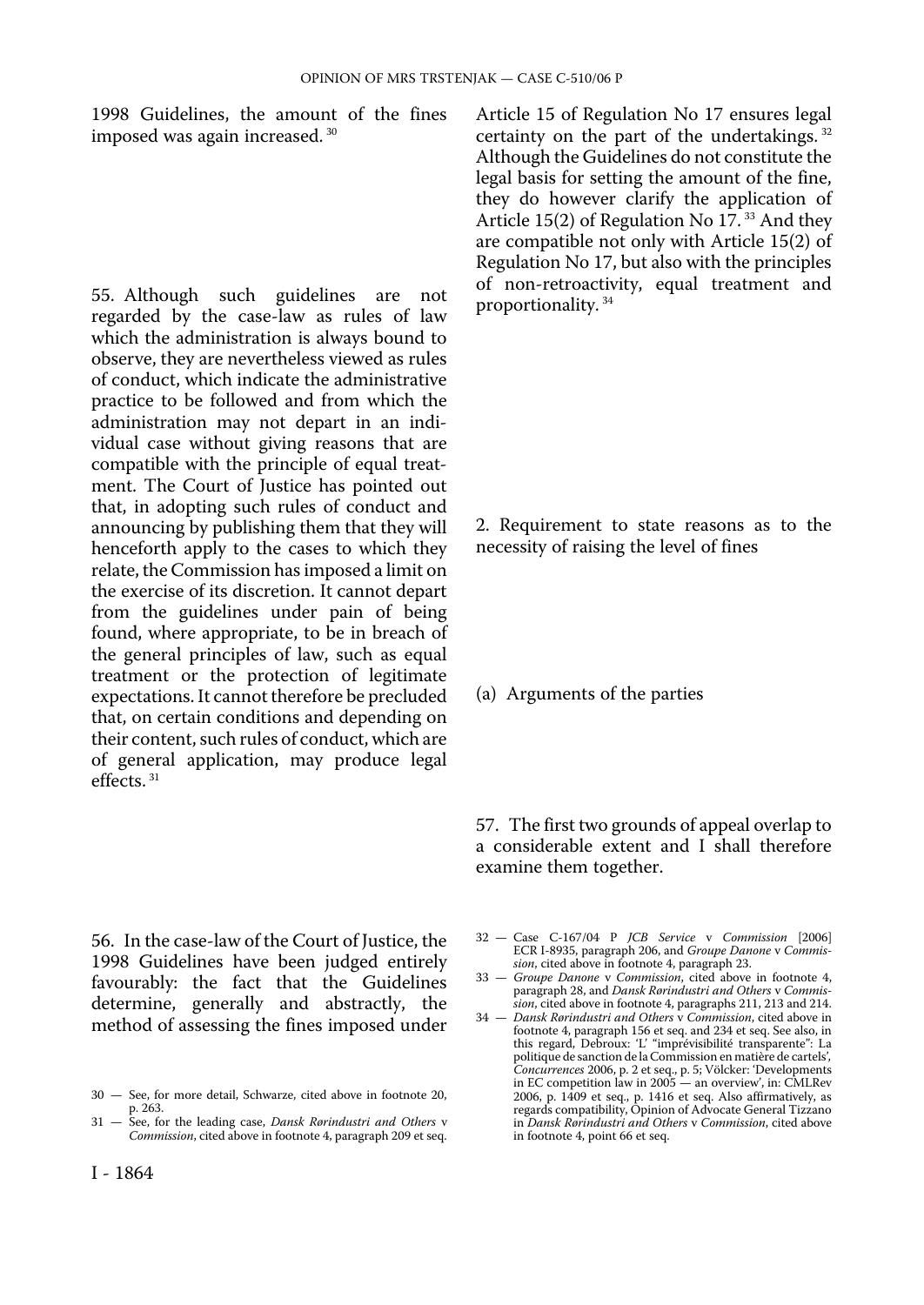1998 Guidelines, the amount of the fines imposed was again increased.[30]

55. Although such guidelines are not regarded by the case-law as rules of law which the administration is always bound to observe, they are nevertheless viewed as rules of conduct, which indicate the administrative practice to be followed and from which the administration may not depart in an individual case without giving reasons that are compatible with the principle of equal treatment. The Court of Justice has pointed out that, in adopting such rules of conduct and announcing by publishing them that they will henceforth apply to the cases to which they relate, the Commission has imposed a limit on the exercise of its discretion. It cannot depart from the guidelines under pain of being found, where appropriate, to be in breach of the general principles of law, such as equal treatment or the protection of legitimate expectations. It cannot therefore be precluded that, on certain conditions and depending on their content, such rules of conduct, which are of general application, may produce legal effects.[31]

56. In the case-law of the Court of Justice, the 1998 Guidelines have been judged entirely favourably: the fact that the Guidelines determine, generally and abstractly, the method of assessing the fines imposed under Article 15 of Regulation No 17 ensures legal certainty on the part of the undertakings.[32] Although the Guidelines do not constitute the legal basis for setting the amount of the fine, they do however clarify the application of Article 15(2) of Regulation No 17.[33] And they are compatible not only with Article 15(2) of Regulation No 17, but also with the principles of non-retroactivity, equal treatment and proportionality.[34]

### 2. Requirement to state reasons as to the necessity of raising the level of fines

#### (a) Arguments of the parties

57. The first two grounds of appeal overlap to a considerable extent and I shall therefore examine them together.

---

30 — See, for more detail, Schwarze, cited above in footnote 20, p. 263.

31 — See, for the leading case, *Dansk Rørindustri and Others* v *Commission*, cited above in footnote 4, paragraph 209 et seq.

32 — Case C-167/04 P *JCB Service* v *Commission* [2006] ECR I-8935, paragraph 206, and *Groupe Danone* v *Commission*, cited above in footnote 4, paragraph 23.

33 — *Groupe Danone* v *Commission*, cited above in footnote 4, paragraph 28, and *Dansk Rørindustri and Others* v *Commission*, cited above in footnote 4, paragraphs 211, 213 and 214.

34 — *Dansk Rørindustri and Others* v *Commission*, cited above in footnote 4, paragraph 156 et seq. and 234 et seq. See also, in this regard, Debroux: 'L' "imprévisibilité transparente": La politique de sanction de la Commission en matière de cartels', *Concurrences* 2006, p. 2 et seq., p. 5; Völcker: 'Developments in EC competition law in 2005 — an overview', in: CMLRev 2006, p. 1409 et seq., p. 1416 et seq. Also affirmatively, as regards compatibility, Opinion of Advocate General Tizzano in *Dansk Rørindustri and Others* v *Commission*, cited above in footnote 4, point 66 et seq.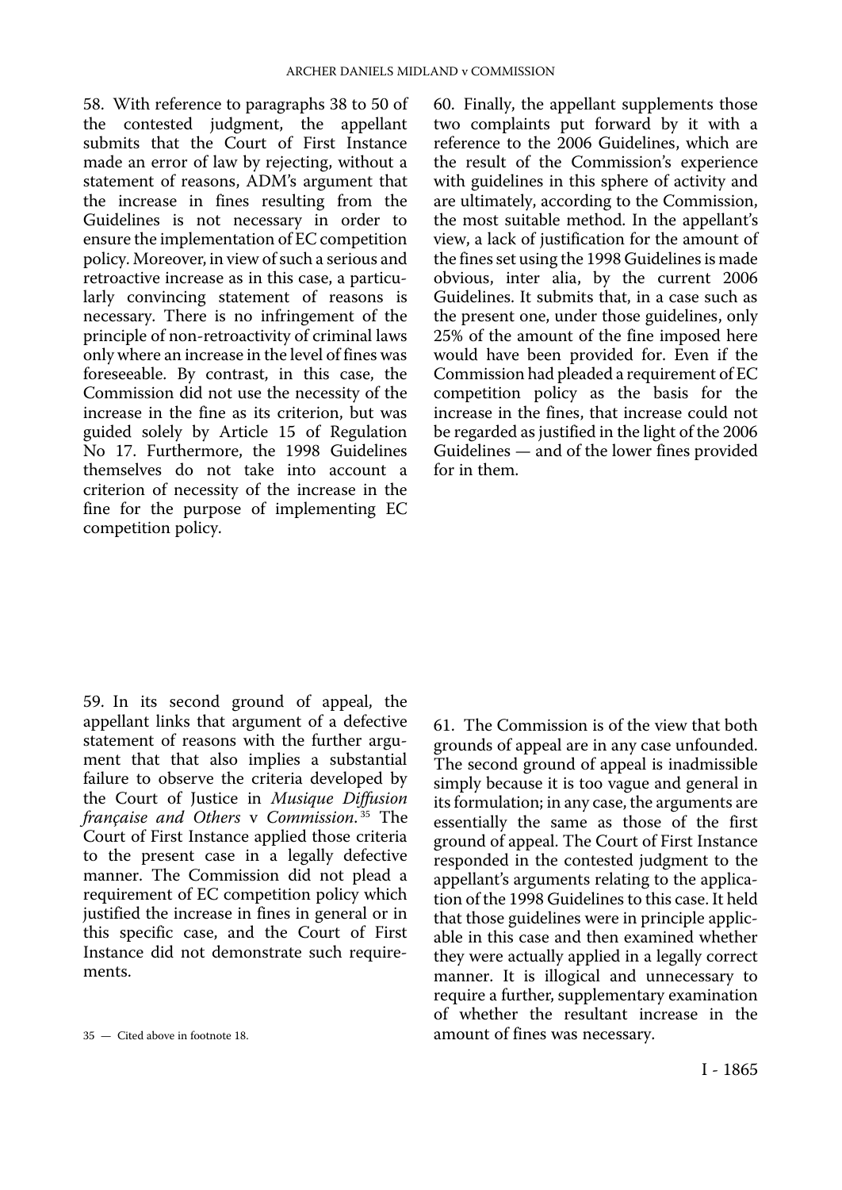58. With reference to paragraphs 38 to 50 of the contested judgment, the appellant submits that the Court of First Instance made an error of law by rejecting, without a statement of reasons, ADM's argument that the increase in fines resulting from the Guidelines is not necessary in order to ensure the implementation of EC competition policy. Moreover, in view of such a serious and retroactive increase as in this case, a particularly convincing statement of reasons is necessary. There is no infringement of the principle of non-retroactivity of criminal laws only where an increase in the level of fines was foreseeable. By contrast, in this case, the Commission did not use the necessity of the increase in the fine as its criterion, but was guided solely by Article 15 of Regulation No 17. Furthermore, the 1998 Guidelines themselves do not take into account a criterion of necessity of the increase in the fine for the purpose of implementing EC competition policy.

59. In its second ground of appeal, the appellant links that argument of a defective statement of reasons with the further argument that that also implies a substantial failure to observe the criteria developed by the Court of Justice in *Musique Diffusion française and Others* v *Commission*.[35] The Court of First Instance applied those criteria to the present case in a legally defective manner. The Commission did not plead a requirement of EC competition policy which justified the increase in fines in general or in this specific case, and the Court of First Instance did not demonstrate such requirements.

60. Finally, the appellant supplements those two complaints put forward by it with a reference to the 2006 Guidelines, which are the result of the Commission's experience with guidelines in this sphere of activity and are ultimately, according to the Commission, the most suitable method. In the appellant's view, a lack of justification for the amount of the fines set using the 1998 Guidelines is made obvious, inter alia, by the current 2006 Guidelines. It submits that, in a case such as the present one, under those guidelines, only 25% of the amount of the fine imposed here would have been provided for. Even if the Commission had pleaded a requirement of EC competition policy as the basis for the increase in the fines, that increase could not be regarded as justified in the light of the 2006 Guidelines — and of the lower fines provided for in them.

61. The Commission is of the view that both grounds of appeal are in any case unfounded. The second ground of appeal is inadmissible simply because it is too vague and general in its formulation; in any case, the arguments are essentially the same as those of the first ground of appeal. The Court of First Instance responded in the contested judgment to the appellant's arguments relating to the application of the 1998 Guidelines to this case. It held that those guidelines were in principle applicable in this case and then examined whether they were actually applied in a legally correct manner. It is illogical and unnecessary to require a further, supplementary examination of whether the resultant increase in the amount of fines was necessary.

35 — Cited above in footnote 18.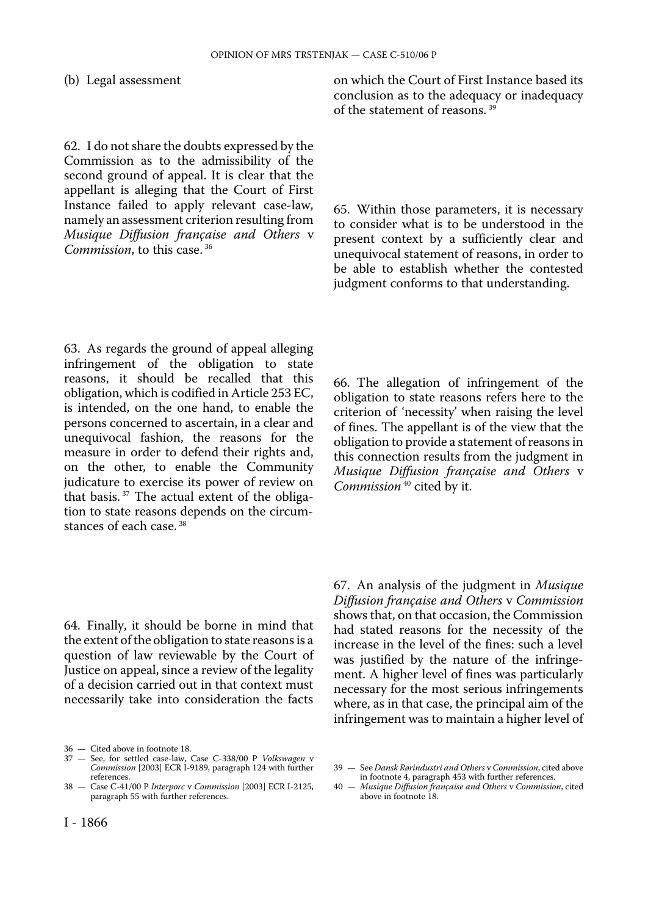(b) Legal assessment

62. I do not share the doubts expressed by the Commission as to the admissibility of the second ground of appeal. It is clear that the appellant is alleging that the Court of First Instance failed to apply relevant case-law, namely an assessment criterion resulting from *Musique Diffusion française and Others* v *Commission*, to this case. [36]

63. As regards the ground of appeal alleging infringement of the obligation to state reasons, it should be recalled that this obligation, which is codified in Article 253 EC, is intended, on the one hand, to enable the persons concerned to ascertain, in a clear and unequivocal fashion, the reasons for the measure in order to defend their rights and, on the other, to enable the Community judicature to exercise its power of review on that basis. [37] The actual extent of the obligation to state reasons depends on the circumstances of each case. [38]

64. Finally, it should be borne in mind that the extent of the obligation to state reasons is a question of law reviewable by the Court of Justice on appeal, since a review of the legality of a decision carried out in that context must necessarily take into consideration the facts on which the Court of First Instance based its conclusion as to the adequacy or inadequacy of the statement of reasons. [39]

65. Within those parameters, it is necessary to consider what is to be understood in the present context by a sufficiently clear and unequivocal statement of reasons, in order to be able to establish whether the contested judgment conforms to that understanding.

66. The allegation of infringement of the obligation to state reasons refers here to the criterion of 'necessity' when raising the level of fines. The appellant is of the view that the obligation to provide a statement of reasons in this connection results from the judgment in *Musique Diffusion française and Others* v *Commission* [40] cited by it.

67. An analysis of the judgment in *Musique Diffusion française and Others* v *Commission* shows that, on that occasion, the Commission had stated reasons for the necessity of the increase in the level of the fines: such a level was justified by the nature of the infringement. A higher level of fines was particularly necessary for the most serious infringements where, as in that case, the principal aim of the infringement was to maintain a higher level of

36 — Cited above in footnote 18.

37 — See, for settled case-law, Case C-338/00 P *Volkswagen* v *Commission* [2003] ECR I-9189, paragraph 124 with further references.

38 — Case C-41/00 P *Interporc* v *Commission* [2003] ECR I-2125, paragraph 55 with further references.

39 — See *Dansk Rørindustri and Others* v *Commission*, cited above in footnote 4, paragraph 453 with further references.

40 — *Musique Diffusion française and Others* v *Commission*, cited above in footnote 18.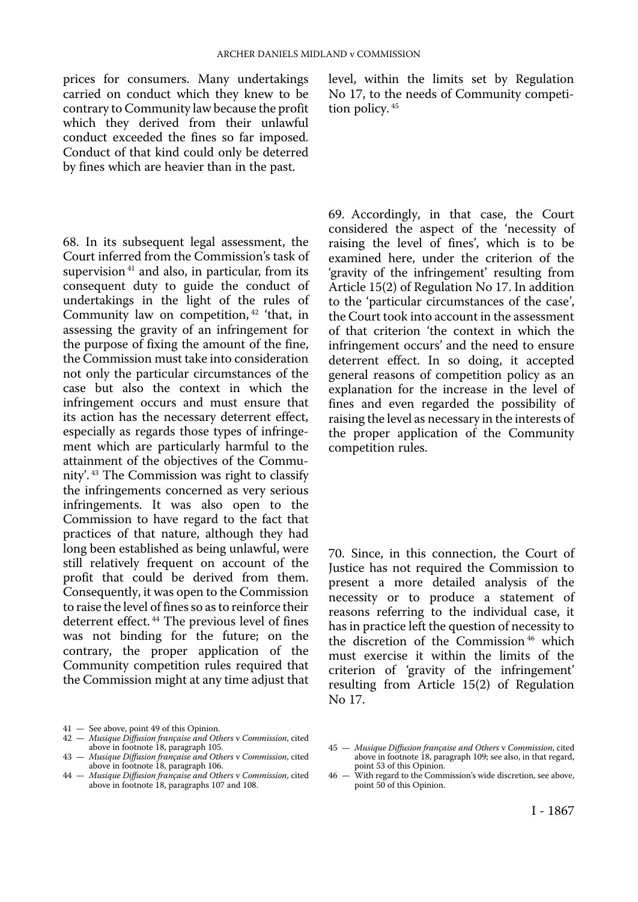prices for consumers. Many undertakings carried on conduct which they knew to be contrary to Community law because the profit which they derived from their unlawful conduct exceeded the fines so far imposed. Conduct of that kind could only be deterred by fines which are heavier than in the past.

68. In its subsequent legal assessment, the Court inferred from the Commission's task of supervision [41] and also, in particular, from its consequent duty to guide the conduct of undertakings in the light of the rules of Community law on competition, [42] 'that, in assessing the gravity of an infringement for the purpose of fixing the amount of the fine, the Commission must take into consideration not only the particular circumstances of the case but also the context in which the infringement occurs and must ensure that its action has the necessary deterrent effect, especially as regards those types of infringement which are particularly harmful to the attainment of the objectives of the Community'. [43] The Commission was right to classify the infringements concerned as very serious infringements. It was also open to the Commission to have regard to the fact that practices of that nature, although they had long been established as being unlawful, were still relatively frequent on account of the profit that could be derived from them. Consequently, it was open to the Commission to raise the level of fines so as to reinforce their deterrent effect. [44] The previous level of fines was not binding for the future; on the contrary, the proper application of the Community competition rules required that the Commission might at any time adjust that level, within the limits set by Regulation No 17, to the needs of Community competition policy. [45]

69. Accordingly, in that case, the Court considered the aspect of the 'necessity of raising the level of fines', which is to be examined here, under the criterion of the 'gravity of the infringement' resulting from Article 15(2) of Regulation No 17. In addition to the 'particular circumstances of the case', the Court took into account in the assessment of that criterion 'the context in which the infringement occurs' and the need to ensure deterrent effect. In so doing, it accepted general reasons of competition policy as an explanation for the increase in the level of fines and even regarded the possibility of raising the level as necessary in the interests of the proper application of the Community competition rules.

70. Since, in this connection, the Court of Justice has not required the Commission to present a more detailed analysis of the necessity or to produce a statement of reasons referring to the individual case, it has in practice left the question of necessity to the discretion of the Commission [46] which must exercise it within the limits of the criterion of 'gravity of the infringement' resulting from Article 15(2) of Regulation No 17.

---

41 — See above, point 49 of this Opinion.

42 — *Musique Diffusion française and Others* v *Commission*, cited above in footnote 18, paragraph 105.

43 — *Musique Diffusion française and Others* v *Commission*, cited above in footnote 18, paragraph 106.

44 — *Musique Diffusion française and Others* v *Commission*, cited above in footnote 18, paragraphs 107 and 108.

45 — *Musique Diffusion française and Others* v *Commission*, cited above in footnote 18, paragraph 109; see also, in that regard, point 53 of this Opinion.

46 — With regard to the Commission's wide discretion, see above, point 50 of this Opinion.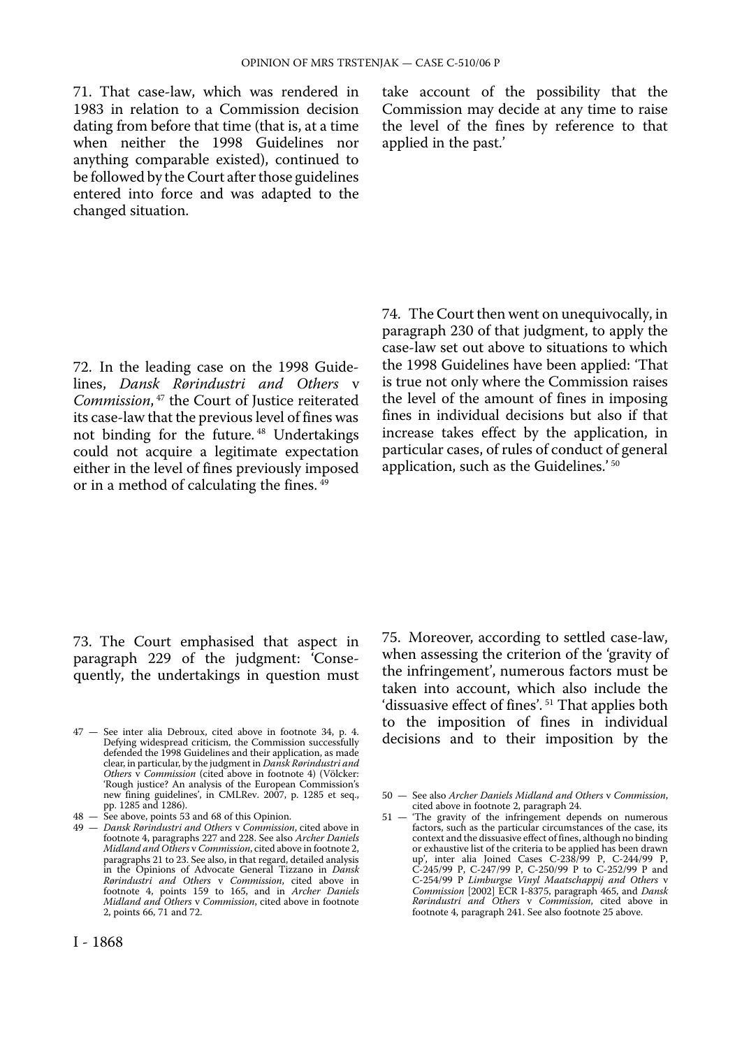71. That case-law, which was rendered in 1983 in relation to a Commission decision dating from before that time (that is, at a time when neither the 1998 Guidelines nor anything comparable existed), continued to be followed by the Court after those guidelines entered into force and was adapted to the changed situation.

72. In the leading case on the 1998 Guidelines, *Dansk Rørindustri and Others* v *Commission*, [47] the Court of Justice reiterated its case-law that the previous level of fines was not binding for the future. [48] Undertakings could not acquire a legitimate expectation either in the level of fines previously imposed or in a method of calculating the fines. [49]

73. The Court emphasised that aspect in paragraph 229 of the judgment: 'Consequently, the undertakings in question must take account of the possibility that the Commission may decide at any time to raise the level of the fines by reference to that applied in the past.'

74. The Court then went on unequivocally, in paragraph 230 of that judgment, to apply the case-law set out above to situations to which the 1998 Guidelines have been applied: 'That is true not only where the Commission raises the level of the amount of fines in imposing fines in individual decisions but also if that increase takes effect by the application, in particular cases, of rules of conduct of general application, such as the Guidelines.' [50]

75. Moreover, according to settled case-law, when assessing the criterion of the 'gravity of the infringement', numerous factors must be taken into account, which also include the 'dissuasive effect of fines'. [51] That applies both to the imposition of fines in individual decisions and to their imposition by the

47 — See inter alia Debroux, cited above in footnote 34, p. 4. Defying widespread criticism, the Commission successfully defended the 1998 Guidelines and their application, as made clear, in particular, by the judgment in *Dansk Rørindustri and Others* v *Commission* (cited above in footnote 4) (Völcker: 'Rough justice? An analysis of the European Commission's new fining guidelines', in CMLRev. 2007, p. 1285 et seq., pp. 1285 and 1286).

48 — See above, points 53 and 68 of this Opinion.

49 — *Dansk Rørindustri and Others* v *Commission*, cited above in footnote 4, paragraphs 227 and 228. See also *Archer Daniels Midland and Others* v *Commission*, cited above in footnote 2, paragraphs 21 to 23. See also, in that regard, detailed analysis in the Opinions of Advocate General Tizzano in *Dansk Rørindustri and Others* v *Commission*, cited above in footnote 4, points 159 to 165, and in *Archer Daniels Midland and Others* v *Commission*, cited above in footnote 2, points 66, 71 and 72.

50 — See also *Archer Daniels Midland and Others* v *Commission*, cited above in footnote 2, paragraph 24.

51 — 'The gravity of the infringement depends on numerous factors, such as the particular circumstances of the case, its context and the dissuasive effect of fines, although no binding or exhaustive list of the criteria to be applied has been drawn up', inter alia Joined Cases C-238/99 P, C-244/99 P, C-245/99 P, C-247/99 P, C-250/99 P to C-252/99 P and C-254/99 P *Limburgse Vinyl Maatschappij and Others* v *Commission* [2002] ECR I-8375, paragraph 465, and *Dansk Rørindustri and Others* v *Commission*, cited above in footnote 4, paragraph 241. See also footnote 25 above.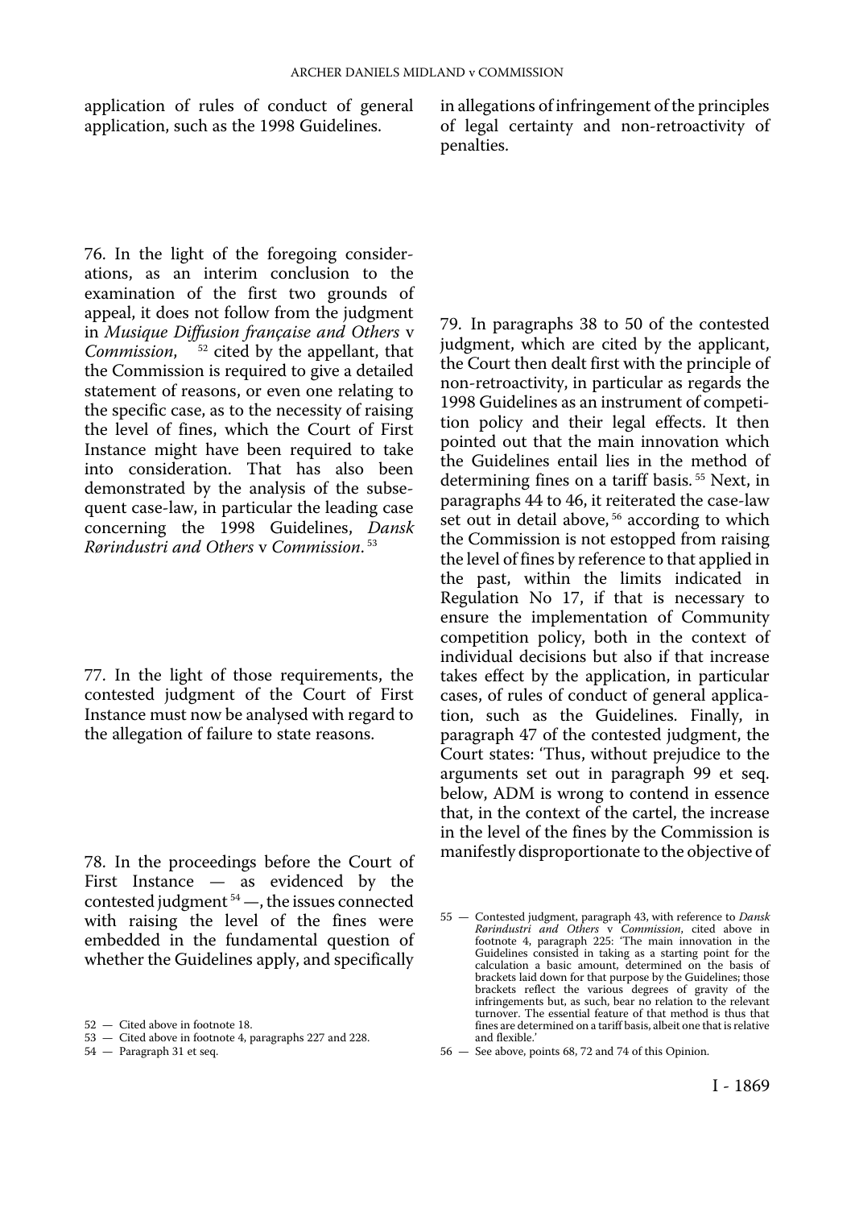application of rules of conduct of general application, such as the 1998 Guidelines.

76. In the light of the foregoing considerations, as an interim conclusion to the examination of the first two grounds of appeal, it does not follow from the judgment in *Musique Diffusion française and Others* v *Commission*, [52] cited by the appellant, that the Commission is required to give a detailed statement of reasons, or even one relating to the specific case, as to the necessity of raising the level of fines, which the Court of First Instance might have been required to take into consideration. That has also been demonstrated by the analysis of the subsequent case-law, in particular the leading case concerning the 1998 Guidelines, *Dansk Rørindustri and Others* v *Commission*. [53]

77. In the light of those requirements, the contested judgment of the Court of First Instance must now be analysed with regard to the allegation of failure to state reasons.

78. In the proceedings before the Court of First Instance — as evidenced by the contested judgment [54] —, the issues connected with raising the level of the fines were embedded in the fundamental question of whether the Guidelines apply, and specifically in allegations of infringement of the principles of legal certainty and non-retroactivity of penalties.

79. In paragraphs 38 to 50 of the contested judgment, which are cited by the applicant, the Court then dealt first with the principle of non-retroactivity, in particular as regards the 1998 Guidelines as an instrument of competition policy and their legal effects. It then pointed out that the main innovation which the Guidelines entail lies in the method of determining fines on a tariff basis. [55] Next, in paragraphs 44 to 46, it reiterated the case-law set out in detail above, [56] according to which the Commission is not estopped from raising the level of fines by reference to that applied in the past, within the limits indicated in Regulation No 17, if that is necessary to ensure the implementation of Community competition policy, both in the context of individual decisions but also if that increase takes effect by the application, in particular cases, of rules of conduct of general application, such as the Guidelines. Finally, in paragraph 47 of the contested judgment, the Court states: 'Thus, without prejudice to the arguments set out in paragraph 99 et seq. below, ADM is wrong to contend in essence that, in the context of the cartel, the increase in the level of the fines by the Commission is manifestly disproportionate to the objective of

---

52 — Cited above in footnote 18.

53 — Cited above in footnote 4, paragraphs 227 and 228.

54 — Paragraph 31 et seq.

55 — Contested judgment, paragraph 43, with reference to *Dansk Rørindustri and Others* v *Commission*, cited above in footnote 4, paragraph 225: 'The main innovation in the Guidelines consisted in taking as a starting point for the calculation a basic amount, determined on the basis of brackets laid down for that purpose by the Guidelines; those brackets reflect the various degrees of gravity of the infringements but, as such, bear no relation to the relevant turnover. The essential feature of that method is thus that fines are determined on a tariff basis, albeit one that is relative and flexible.'

56 — See above, points 68, 72 and 74 of this Opinion.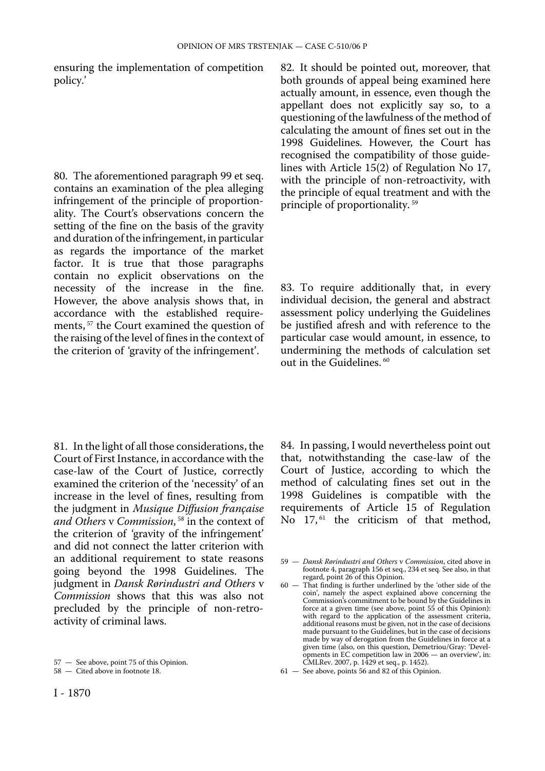ensuring the implementation of competition policy.'

80. The aforementioned paragraph 99 et seq. contains an examination of the plea alleging infringement of the principle of proportionality. The Court's observations concern the setting of the fine on the basis of the gravity and duration of the infringement, in particular as regards the importance of the market factor. It is true that those paragraphs contain no explicit observations on the necessity of the increase in the fine. However, the above analysis shows that, in accordance with the established requirements, [57] the Court examined the question of the raising of the level of fines in the context of the criterion of 'gravity of the infringement'.

81. In the light of all those considerations, the Court of First Instance, in accordance with the case-law of the Court of Justice, correctly examined the criterion of the 'necessity' of an increase in the level of fines, resulting from the judgment in *Musique Diffusion française and Others* v *Commission*, [58] in the context of the criterion of 'gravity of the infringement' and did not connect the latter criterion with an additional requirement to state reasons going beyond the 1998 Guidelines. The judgment in *Dansk Rørindustri and Others* v *Commission* shows that this was also not precluded by the principle of non-retroactivity of criminal laws.

82. It should be pointed out, moreover, that both grounds of appeal being examined here actually amount, in essence, even though the appellant does not explicitly say so, to a questioning of the lawfulness of the method of calculating the amount of fines set out in the 1998 Guidelines. However, the Court has recognised the compatibility of those guidelines with Article 15(2) of Regulation No 17, with the principle of non-retroactivity, with the principle of equal treatment and with the principle of proportionality. [59]

83. To require additionally that, in every individual decision, the general and abstract assessment policy underlying the Guidelines be justified afresh and with reference to the particular case would amount, in essence, to undermining the methods of calculation set out in the Guidelines. [60]

84. In passing, I would nevertheless point out that, notwithstanding the case-law of the Court of Justice, according to which the method of calculating fines set out in the 1998 Guidelines is compatible with the requirements of Article 15 of Regulation No 17, [61] the criticism of that method,

---

57 — See above, point 75 of this Opinion.

58 — Cited above in footnote 18.

59 — *Dansk Rørindustri and Others* v *Commission*, cited above in footnote 4, paragraph 156 et seq., 234 et seq. See also, in that regard, point 26 of this Opinion.

60 — That finding is further underlined by the 'other side of the coin', namely the aspect explained above concerning the Commission's commitment to be bound by the Guidelines in force at a given time (see above, point 55 of this Opinion): with regard to the application of the assessment criteria, additional reasons must be given, not in the case of decisions made pursuant to the Guidelines, but in the case of decisions made by way of derogation from the Guidelines in force at a given time (also, on this question, Demetriou/Gray: 'Developments in EC competition law in 2006 — an overview', in: CMLRev. 2007, p. 1429 et seq., p. 1452).

61 — See above, points 56 and 82 of this Opinion.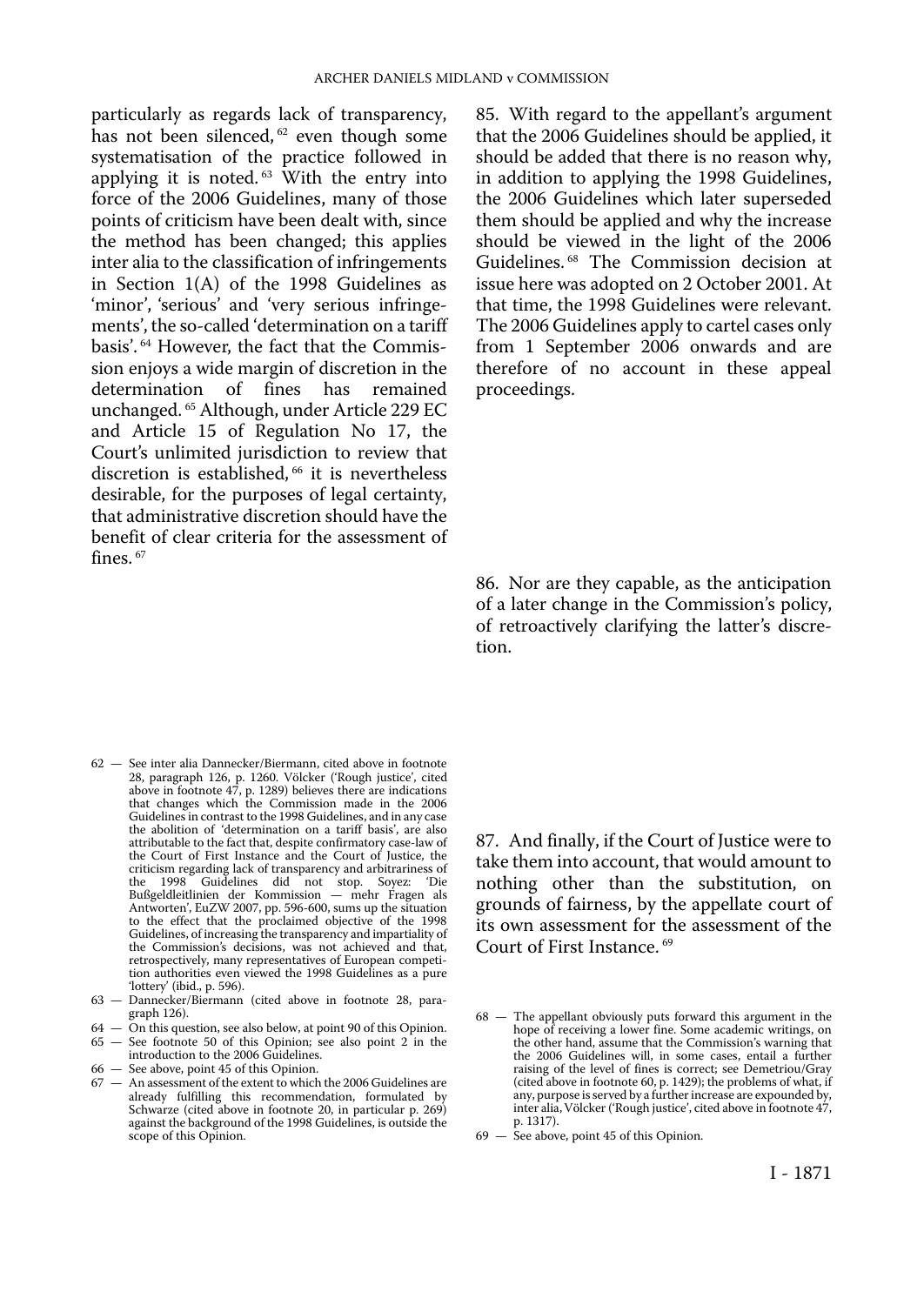particularly as regards lack of transparency, has not been silenced, [62] even though some systematisation of the practice followed in applying it is noted. [63] With the entry into force of the 2006 Guidelines, many of those points of criticism have been dealt with, since the method has been changed; this applies inter alia to the classification of infringements in Section 1(A) of the 1998 Guidelines as 'minor', 'serious' and 'very serious infringements', the so-called 'determination on a tariff basis'. [64] However, the fact that the Commission enjoys a wide margin of discretion in the determination of fines has remained unchanged. [65] Although, under Article 229 EC and Article 15 of Regulation No 17, the Court's unlimited jurisdiction to review that discretion is established, [66] it is nevertheless desirable, for the purposes of legal certainty, that administrative discretion should have the benefit of clear criteria for the assessment of fines. [67]

85. With regard to the appellant's argument that the 2006 Guidelines should be applied, it should be added that there is no reason why, in addition to applying the 1998 Guidelines, the 2006 Guidelines which later superseded them should be applied and why the increase should be viewed in the light of the 2006 Guidelines. [68] The Commission decision at issue here was adopted on 2 October 2001. At that time, the 1998 Guidelines were relevant. The 2006 Guidelines apply to cartel cases only from 1 September 2006 onwards and are therefore of no account in these appeal proceedings.

86. Nor are they capable, as the anticipation of a later change in the Commission's policy, of retroactively clarifying the latter's discretion.

87. And finally, if the Court of Justice were to take them into account, that would amount to nothing other than the substitution, on grounds of fairness, by the appellate court of its own assessment for the assessment of the Court of First Instance. [69]

62 — See inter alia Dannecker/Biermann, cited above in footnote 28, paragraph 126, p. 1260. Völcker ('Rough justice', cited above in footnote 47, p. 1289) believes there are indications that changes which the Commission made in the 2006 Guidelines in contrast to the 1998 Guidelines, and in any case the abolition of 'determination on a tariff basis', are also attributable to the fact that, despite confirmatory case-law of the Court of First Instance and the Court of Justice, the criticism regarding lack of transparency and arbitrariness of the 1998 Guidelines did not stop. Soyez: 'Die Bußgeldleitlinien der Kommission — mehr Fragen als Antworten', EuZW 2007, pp. 596-600, sums up the situation to the effect that the proclaimed objective of the 1998 Guidelines, of increasing the transparency and impartiality of the Commission's decisions, was not achieved and that, retrospectively, many representatives of European competition authorities even viewed the 1998 Guidelines as a pure 'lottery' (ibid., p. 596).

63 — Dannecker/Biermann (cited above in footnote 28, paragraph 126).

64 — On this question, see also below, at point 90 of this Opinion.

65 — See footnote 50 of this Opinion; see also point 2 in the introduction to the 2006 Guidelines.

66 — See above, point 45 of this Opinion.

67 — An assessment of the extent to which the 2006 Guidelines are already fulfilling this recommendation, formulated by Schwarze (cited above in footnote 20, in particular p. 269) against the background of the 1998 Guidelines, is outside the scope of this Opinion.

68 — The appellant obviously puts forward this argument in the hope of receiving a lower fine. Some academic writings, on the other hand, assume that the Commission's warning that the 2006 Guidelines will, in some cases, entail a further raising of the level of fines is correct; see Demetriou/Gray (cited above in footnote 60, p. 1429); the problems of what, if any, purpose is served by a further increase are expounded by, inter alia, Völcker ('Rough justice', cited above in footnote 47, p. 1317).

69 — See above, point 45 of this Opinion.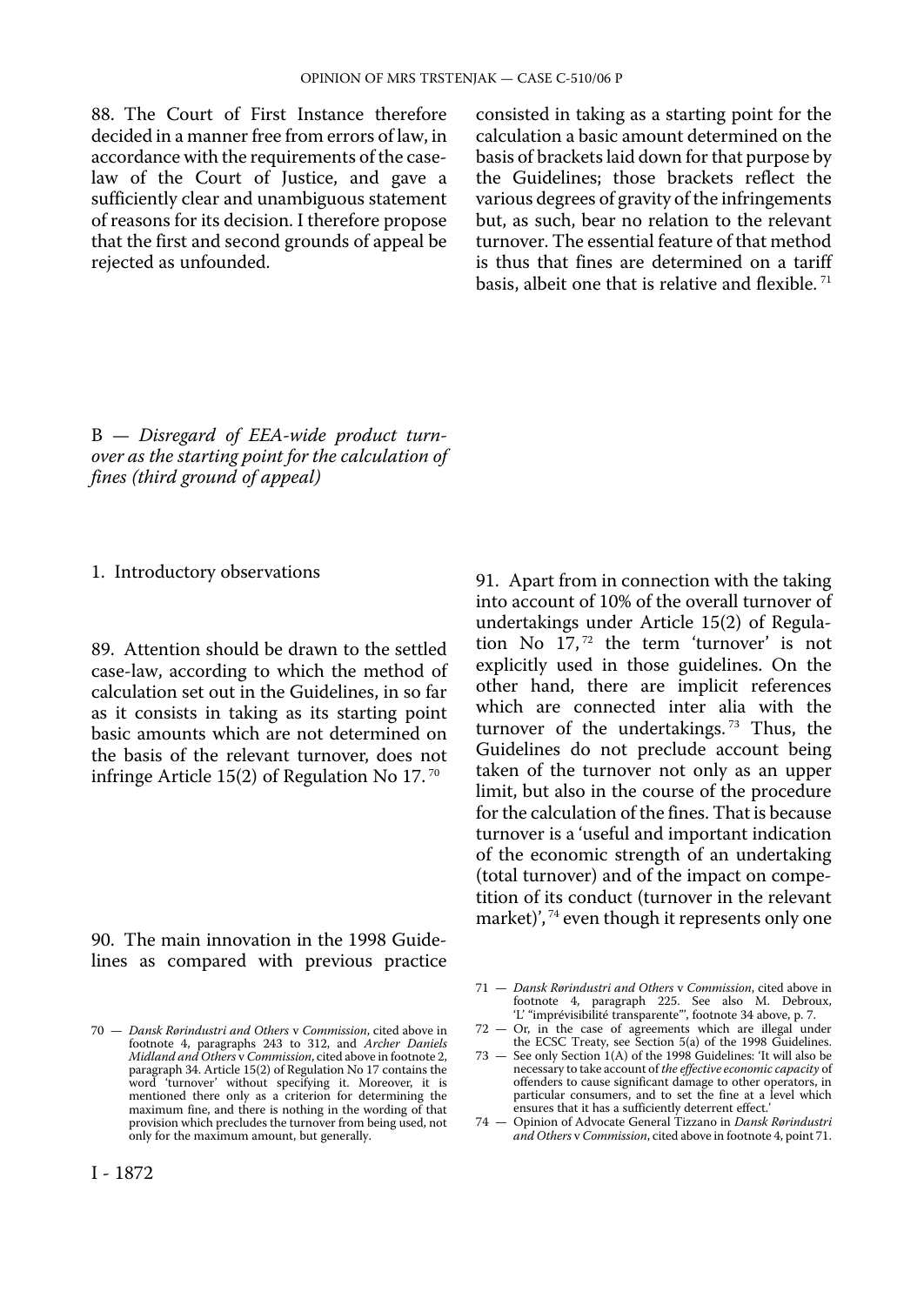88. The Court of First Instance therefore decided in a manner free from errors of law, in accordance with the requirements of the case-law of the Court of Justice, and gave a sufficiently clear and unambiguous statement of reasons for its decision. I therefore propose that the first and second grounds of appeal be rejected as unfounded.

### B — *Disregard of EEA-wide product turnover as the starting point for the calculation of fines (third ground of appeal)*

#### 1. Introductory observations

89. Attention should be drawn to the settled case-law, according to which the method of calculation set out in the Guidelines, in so far as it consists in taking as its starting point basic amounts which are not determined on the basis of the relevant turnover, does not infringe Article 15(2) of Regulation No 17. [70]

90. The main innovation in the 1998 Guidelines as compared with previous practice consisted in taking as a starting point for the calculation a basic amount determined on the basis of brackets laid down for that purpose by the Guidelines; those brackets reflect the various degrees of gravity of the infringements but, as such, bear no relation to the relevant turnover. The essential feature of that method is thus that fines are determined on a tariff basis, albeit one that is relative and flexible. [71]

91. Apart from in connection with the taking into account of 10% of the overall turnover of undertakings under Article 15(2) of Regulation No 17, [72] the term 'turnover' is not explicitly used in those guidelines. On the other hand, there are implicit references which are connected inter alia with the turnover of the undertakings. [73] Thus, the Guidelines do not preclude account being taken of the turnover not only as an upper limit, but also in the course of the procedure for the calculation of the fines. That is because turnover is a 'useful and important indication of the economic strength of an undertaking (total turnover) and of the impact on competition of its conduct (turnover in the relevant market)', [74] even though it represents only one

70 — *Dansk Rørindustri and Others* v *Commission*, cited above in footnote 4, paragraphs 243 to 312, and *Archer Daniels Midland and Others* v *Commission*, cited above in footnote 2, paragraph 34. Article 15(2) of Regulation No 17 contains the word 'turnover' without specifying it. Moreover, it is mentioned there only as a criterion for determining the maximum fine, and there is nothing in the wording of that provision which precludes the turnover from being used, not only for the maximum amount, but generally.

71 — *Dansk Rørindustri and Others* v *Commission*, cited above in footnote 4, paragraph 225. See also M. Debroux, 'L' "imprévisibilité transparente"', footnote 34 above, p. 7.

72 — Or, in the case of agreements which are illegal under the ECSC Treaty, see Section 5(a) of the 1998 Guidelines.

73 — See only Section 1(A) of the 1998 Guidelines: 'It will also be necessary to take account of *the effective economic capacity* of offenders to cause significant damage to other operators, in particular consumers, and to set the fine at a level which ensures that it has a sufficiently deterrent effect.'

74 — Opinion of Advocate General Tizzano in *Dansk Rørindustri and Others* v *Commission*, cited above in footnote 4, point 71.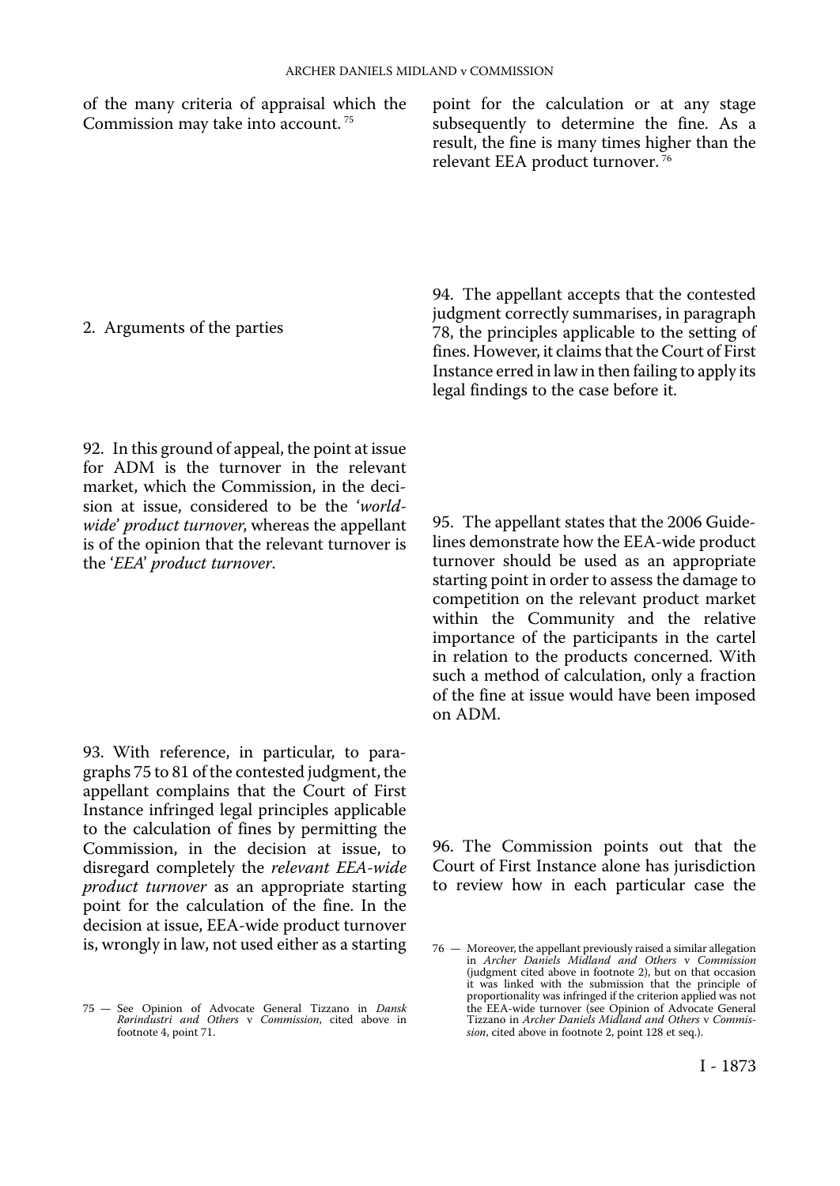of the many criteria of appraisal which the Commission may take into account.[75]

## 2. Arguments of the parties

92. In this ground of appeal, the point at issue for ADM is the turnover in the relevant market, which the Commission, in the decision at issue, considered to be the '*worldwide*' *product turnover*, whereas the appellant is of the opinion that the relevant turnover is the '*EEA*' *product turnover*.

93. With reference, in particular, to paragraphs 75 to 81 of the contested judgment, the appellant complains that the Court of First Instance infringed legal principles applicable to the calculation of fines by permitting the Commission, in the decision at issue, to disregard completely the *relevant EEA-wide product turnover* as an appropriate starting point for the calculation of the fine. In the decision at issue, EEA-wide product turnover is, wrongly in law, not used either as a starting point for the calculation or at any stage subsequently to determine the fine. As a result, the fine is many times higher than the relevant EEA product turnover.[76]

94. The appellant accepts that the contested judgment correctly summarises, in paragraph 78, the principles applicable to the setting of fines. However, it claims that the Court of First Instance erred in law in then failing to apply its legal findings to the case before it.

95. The appellant states that the 2006 Guidelines demonstrate how the EEA-wide product turnover should be used as an appropriate starting point in order to assess the damage to competition on the relevant product market within the Community and the relative importance of the participants in the cartel in relation to the products concerned. With such a method of calculation, only a fraction of the fine at issue would have been imposed on ADM.

96. The Commission points out that the Court of First Instance alone has jurisdiction to review how in each particular case the

---

75 — See Opinion of Advocate General Tizzano in *Dansk Rørindustri and Others* v *Commission*, cited above in footnote 4, point 71.

76 — Moreover, the appellant previously raised a similar allegation in *Archer Daniels Midland and Others* v *Commission* (judgment cited above in footnote 2), but on that occasion it was linked with the submission that the principle of proportionality was infringed if the criterion applied was not the EEA-wide turnover (see Opinion of Advocate General Tizzano in *Archer Daniels Midland and Others* v *Commission*, cited above in footnote 2, point 128 et seq.).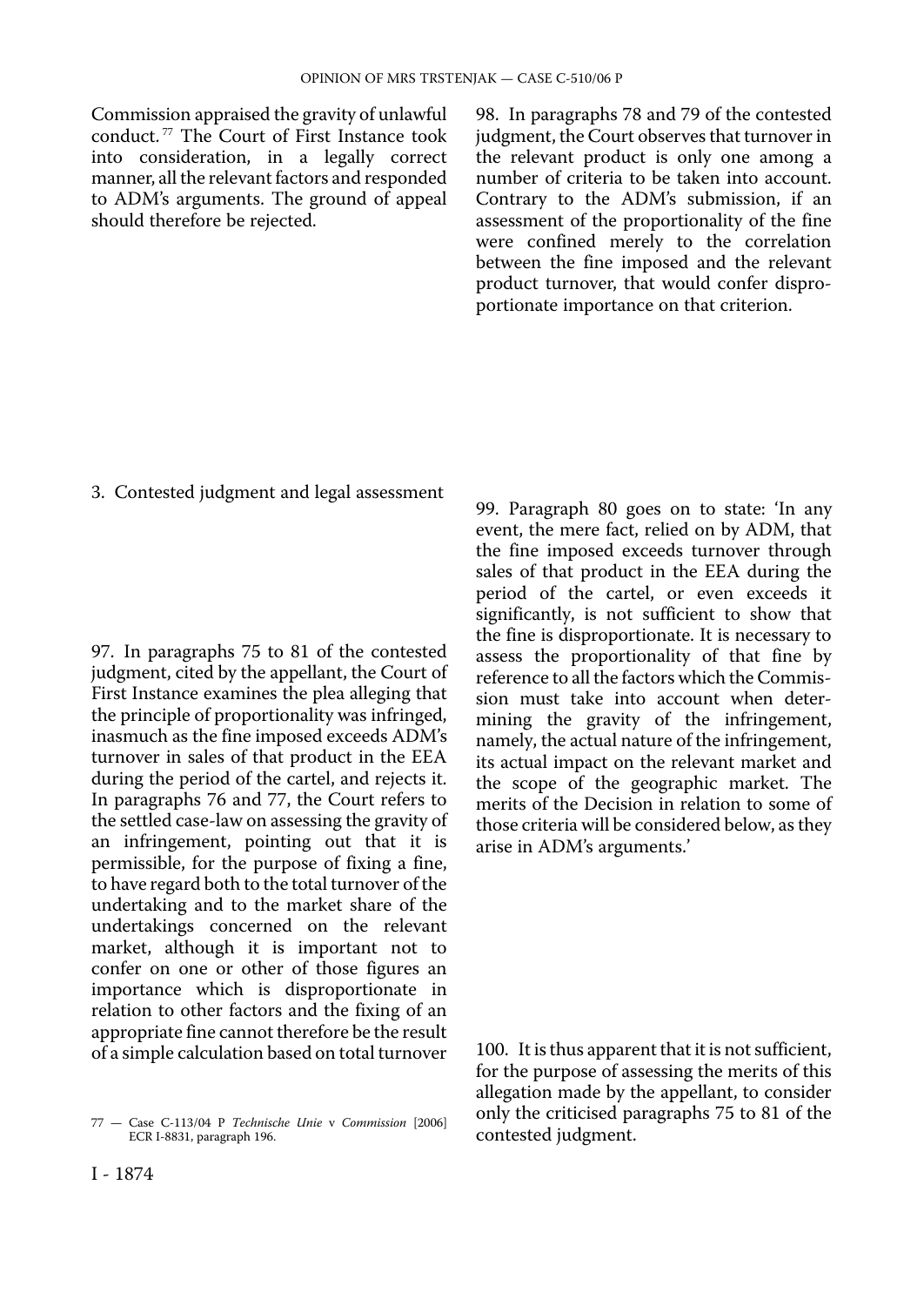Commission appraised the gravity of unlawful conduct.[77] The Court of First Instance took into consideration, in a legally correct manner, all the relevant factors and responded to ADM's arguments. The ground of appeal should therefore be rejected.

### 3. Contested judgment and legal assessment

97. In paragraphs 75 to 81 of the contested judgment, cited by the appellant, the Court of First Instance examines the plea alleging that the principle of proportionality was infringed, inasmuch as the fine imposed exceeds ADM's turnover in sales of that product in the EEA during the period of the cartel, and rejects it. In paragraphs 76 and 77, the Court refers to the settled case-law on assessing the gravity of an infringement, pointing out that it is permissible, for the purpose of fixing a fine, to have regard both to the total turnover of the undertaking and to the market share of the undertakings concerned on the relevant market, although it is important not to confer on one or other of those figures an importance which is disproportionate in relation to other factors and the fixing of an appropriate fine cannot therefore be the result of a simple calculation based on total turnover

98. In paragraphs 78 and 79 of the contested judgment, the Court observes that turnover in the relevant product is only one among a number of criteria to be taken into account. Contrary to the ADM's submission, if an assessment of the proportionality of the fine were confined merely to the correlation between the fine imposed and the relevant product turnover, that would confer disproportionate importance on that criterion.

99. Paragraph 80 goes on to state: 'In any event, the mere fact, relied on by ADM, that the fine imposed exceeds turnover through sales of that product in the EEA during the period of the cartel, or even exceeds it significantly, is not sufficient to show that the fine is disproportionate. It is necessary to assess the proportionality of that fine by reference to all the factors which the Commission must take into account when determining the gravity of the infringement, namely, the actual nature of the infringement, its actual impact on the relevant market and the scope of the geographic market. The merits of the Decision in relation to some of those criteria will be considered below, as they arise in ADM's arguments.'

100. It is thus apparent that it is not sufficient, for the purpose of assessing the merits of this allegation made by the appellant, to consider only the criticised paragraphs 75 to 81 of the contested judgment.

77 — Case C-113/04 P *Technische Unie* v *Commission* [2006] ECR I-8831, paragraph 196.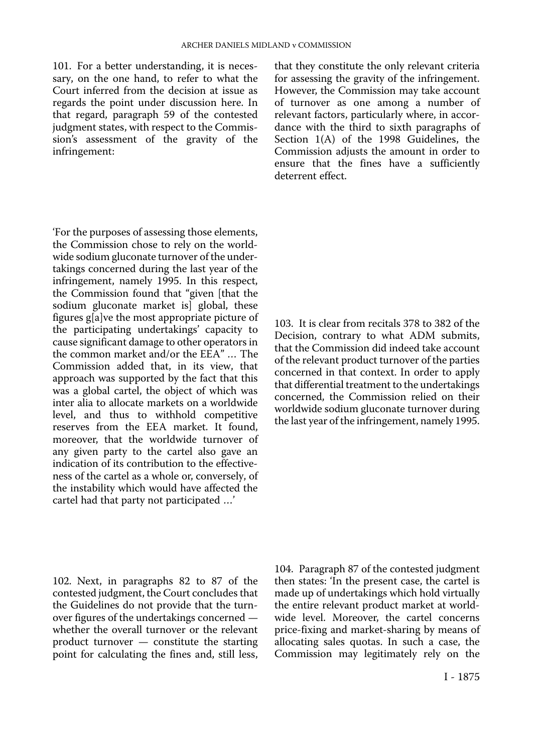101. For a better understanding, it is necessary, on the one hand, to refer to what the Court inferred from the decision at issue as regards the point under discussion here. In that regard, paragraph 59 of the contested judgment states, with respect to the Commission's assessment of the gravity of the infringement:

'For the purposes of assessing those elements, the Commission chose to rely on the worldwide sodium gluconate turnover of the undertakings concerned during the last year of the infringement, namely 1995. In this respect, the Commission found that "given [that the sodium gluconate market is] global, these figures g[a]ve the most appropriate picture of the participating undertakings' capacity to cause significant damage to other operators in the common market and/or the EEA" … The Commission added that, in its view, that approach was supported by the fact that this was a global cartel, the object of which was inter alia to allocate markets on a worldwide level, and thus to withhold competitive reserves from the EEA market. It found, moreover, that the worldwide turnover of any given party to the cartel also gave an indication of its contribution to the effectiveness of the cartel as a whole or, conversely, of the instability which would have affected the cartel had that party not participated …'

102. Next, in paragraphs 82 to 87 of the contested judgment, the Court concludes that the Guidelines do not provide that the turnover figures of the undertakings concerned — whether the overall turnover or the relevant product turnover — constitute the starting point for calculating the fines and, still less, that they constitute the only relevant criteria for assessing the gravity of the infringement. However, the Commission may take account of turnover as one among a number of relevant factors, particularly where, in accordance with the third to sixth paragraphs of Section 1(A) of the 1998 Guidelines, the Commission adjusts the amount in order to ensure that the fines have a sufficiently deterrent effect.

103. It is clear from recitals 378 to 382 of the Decision, contrary to what ADM submits, that the Commission did indeed take account of the relevant product turnover of the parties concerned in that context. In order to apply that differential treatment to the undertakings concerned, the Commission relied on their worldwide sodium gluconate turnover during the last year of the infringement, namely 1995.

104. Paragraph 87 of the contested judgment then states: 'In the present case, the cartel is made up of undertakings which hold virtually the entire relevant product market at worldwide level. Moreover, the cartel concerns price-fixing and market-sharing by means of allocating sales quotas. In such a case, the Commission may legitimately rely on the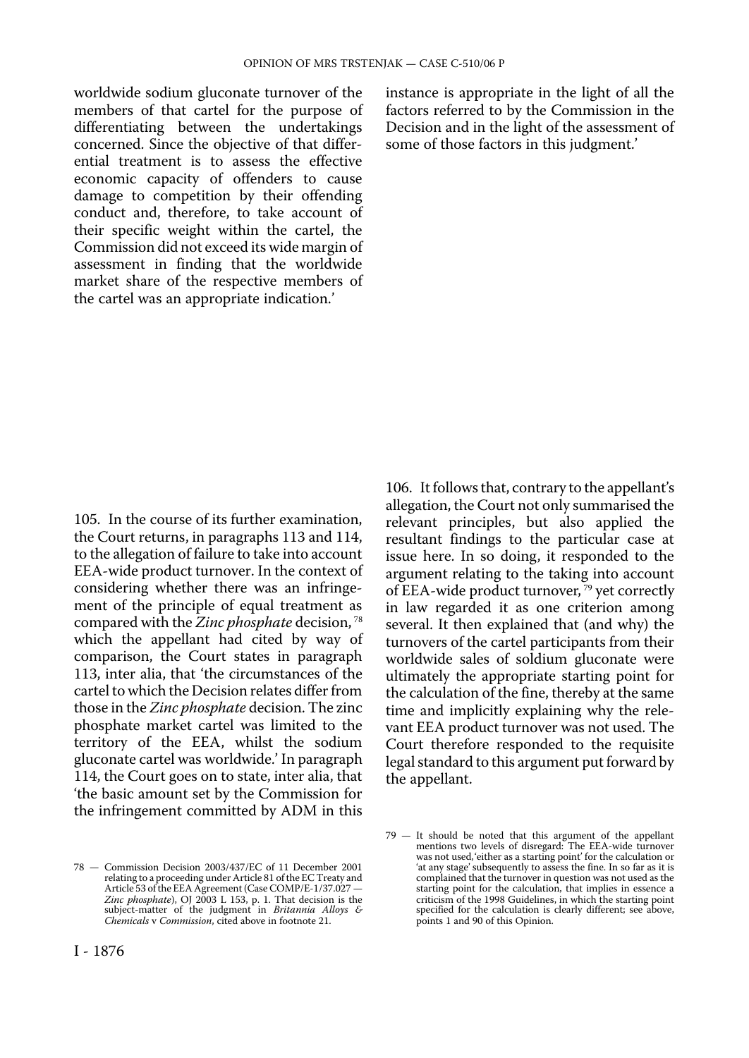worldwide sodium gluconate turnover of the members of that cartel for the purpose of differentiating between the undertakings concerned. Since the objective of that differential treatment is to assess the effective economic capacity of offenders to cause damage to competition by their offending conduct and, therefore, to take account of their specific weight within the cartel, the Commission did not exceed its wide margin of assessment in finding that the worldwide market share of the respective members of the cartel was an appropriate indication.'

instance is appropriate in the light of all the factors referred to by the Commission in the Decision and in the light of the assessment of some of those factors in this judgment.'

105. In the course of its further examination, the Court returns, in paragraphs 113 and 114, to the allegation of failure to take into account EEA-wide product turnover. In the context of considering whether there was an infringement of the principle of equal treatment as compared with the *Zinc phosphate* decision, [78] which the appellant had cited by way of comparison, the Court states in paragraph 113, inter alia, that 'the circumstances of the cartel to which the Decision relates differ from those in the *Zinc phosphate* decision. The zinc phosphate market cartel was limited to the territory of the EEA, whilst the sodium gluconate cartel was worldwide.' In paragraph 114, the Court goes on to state, inter alia, that 'the basic amount set by the Commission for the infringement committed by ADM in this

106. It follows that, contrary to the appellant's allegation, the Court not only summarised the relevant principles, but also applied the resultant findings to the particular case at issue here. In so doing, it responded to the argument relating to the taking into account of EEA-wide product turnover, [79] yet correctly in law regarded it as one criterion among several. It then explained that (and why) the turnovers of the cartel participants from their worldwide sales of soldium gluconate were ultimately the appropriate starting point for the calculation of the fine, thereby at the same time and implicitly explaining why the relevant EEA product turnover was not used. The Court therefore responded to the requisite legal standard to this argument put forward by the appellant.

78 — Commission Decision 2003/437/EC of 11 December 2001 relating to a proceeding under Article 81 of the EC Treaty and Article 53 of the EEA Agreement (Case COMP/E-1/37.027 — *Zinc phosphate*), OJ 2003 L 153, p. 1. That decision is the subject-matter of the judgment in *Britannia Alloys & Chemicals* v *Commission*, cited above in footnote 21.

79 — It should be noted that this argument of the appellant mentions two levels of disregard: The EEA-wide turnover was not used, 'either as a starting point' for the calculation or 'at any stage' subsequently to assess the fine. In so far as it is complained that the turnover in question was not used as the starting point for the calculation, that implies in essence a criticism of the 1998 Guidelines, in which the starting point specified for the calculation is clearly different; see above, points 1 and 90 of this Opinion.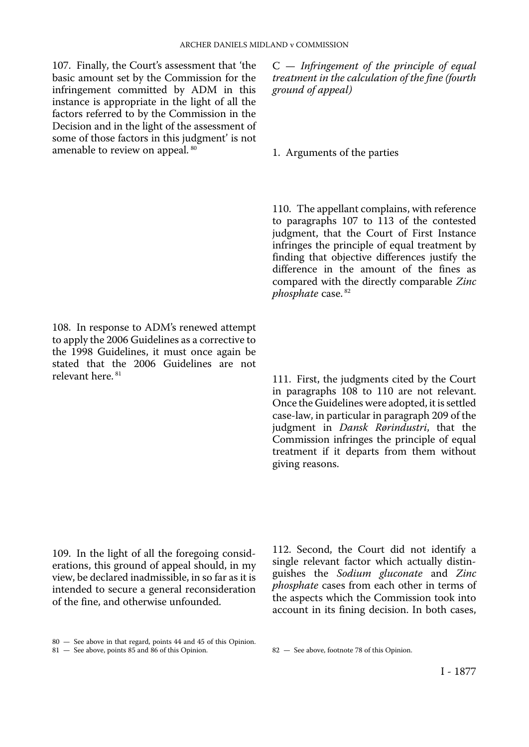107. Finally, the Court's assessment that 'the basic amount set by the Commission for the infringement committed by ADM in this instance is appropriate in the light of all the factors referred to by the Commission in the Decision and in the light of the assessment of some of those factors in this judgment' is not amenable to review on appeal. [80]

108. In response to ADM's renewed attempt to apply the 2006 Guidelines as a corrective to the 1998 Guidelines, it must once again be stated that the 2006 Guidelines are not relevant here. [81]

109. In the light of all the foregoing considerations, this ground of appeal should, in my view, be declared inadmissible, in so far as it is intended to secure a general reconsideration of the fine, and otherwise unfounded.

### C — *Infringement of the principle of equal treatment in the calculation of the fine (fourth ground of appeal)*

#### 1. Arguments of the parties

110. The appellant complains, with reference to paragraphs 107 to 113 of the contested judgment, that the Court of First Instance infringes the principle of equal treatment by finding that objective differences justify the difference in the amount of the fines as compared with the directly comparable *Zinc phosphate* case. [82]

111. First, the judgments cited by the Court in paragraphs 108 to 110 are not relevant. Once the Guidelines were adopted, it is settled case-law, in particular in paragraph 209 of the judgment in *Dansk Rørindustri*, that the Commission infringes the principle of equal treatment if it departs from them without giving reasons.

112. Second, the Court did not identify a single relevant factor which actually distinguishes the *Sodium gluconate* and *Zinc phosphate* cases from each other in terms of the aspects which the Commission took into account in its fining decision. In both cases,

80 — See above in that regard, points 44 and 45 of this Opinion.

81 — See above, points 85 and 86 of this Opinion.

82 — See above, footnote 78 of this Opinion.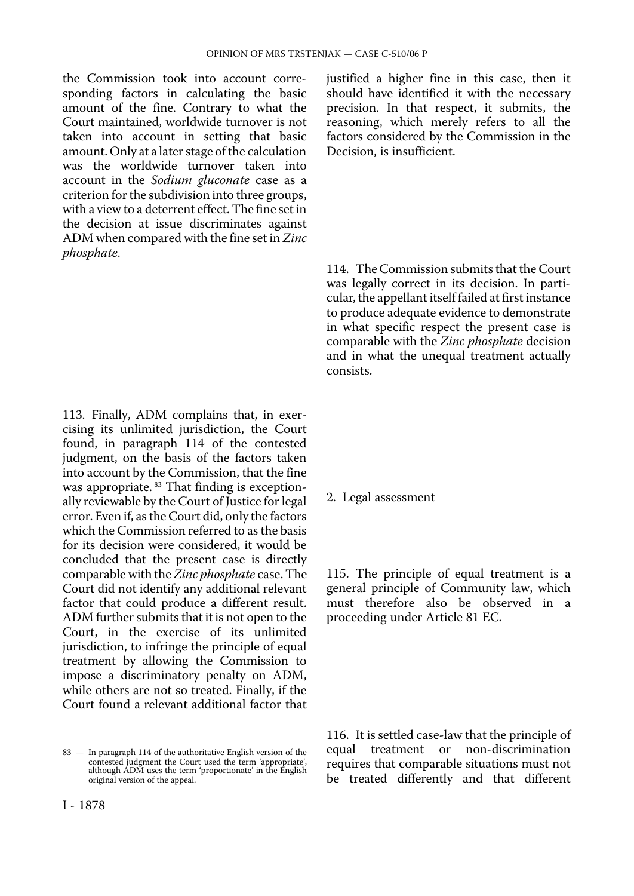the Commission took into account corresponding factors in calculating the basic amount of the fine. Contrary to what the Court maintained, worldwide turnover is not taken into account in setting that basic amount. Only at a later stage of the calculation was the worldwide turnover taken into account in the *Sodium gluconate* case as a criterion for the subdivision into three groups, with a view to a deterrent effect. The fine set in the decision at issue discriminates against ADM when compared with the fine set in *Zinc phosphate*.

113. Finally, ADM complains that, in exercising its unlimited jurisdiction, the Court found, in paragraph 114 of the contested judgment, on the basis of the factors taken into account by the Commission, that the fine was appropriate. [83] That finding is exceptionally reviewable by the Court of Justice for legal error. Even if, as the Court did, only the factors which the Commission referred to as the basis for its decision were considered, it would be concluded that the present case is directly comparable with the *Zinc phosphate* case. The Court did not identify any additional relevant factor that could produce a different result. ADM further submits that it is not open to the Court, in the exercise of its unlimited jurisdiction, to infringe the principle of equal treatment by allowing the Commission to impose a discriminatory penalty on ADM, while others are not so treated. Finally, if the Court found a relevant additional factor that justified a higher fine in this case, then it should have identified it with the necessary precision. In that respect, it submits, the reasoning, which merely refers to all the factors considered by the Commission in the Decision, is insufficient.

114. The Commission submits that the Court was legally correct in its decision. In particular, the appellant itself failed at first instance to produce adequate evidence to demonstrate in what specific respect the present case is comparable with the *Zinc phosphate* decision and in what the unequal treatment actually consists.

2. Legal assessment

115. The principle of equal treatment is a general principle of Community law, which must therefore also be observed in a proceeding under Article 81 EC.

116. It is settled case-law that the principle of equal treatment or non-discrimination requires that comparable situations must not be treated differently and that different

83 — In paragraph 114 of the authoritative English version of the contested judgment the Court used the term 'appropriate', although ADM uses the term 'proportionate' in the English original version of the appeal.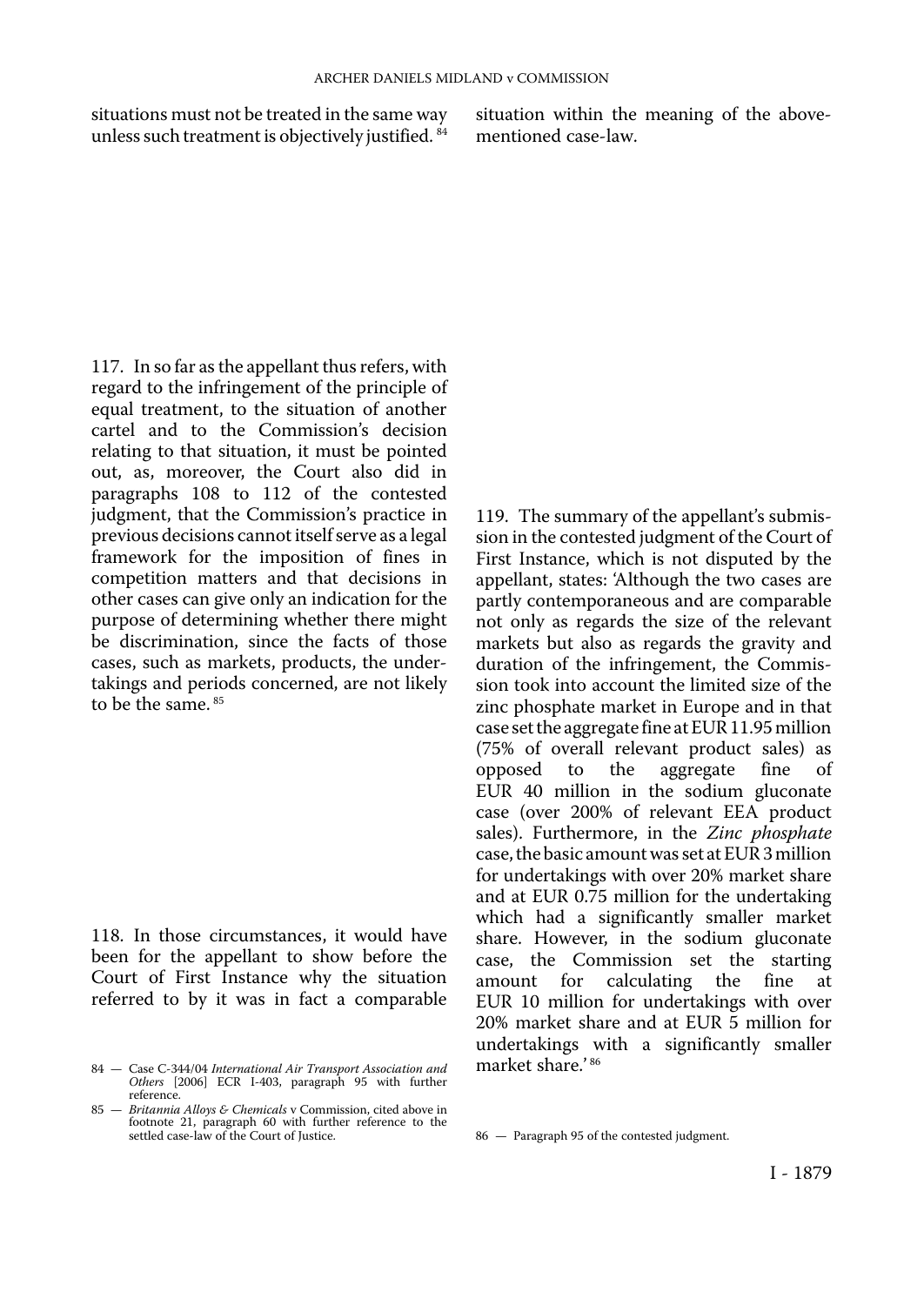situations must not be treated in the same way unless such treatment is objectively justified. [84]

117. In so far as the appellant thus refers, with regard to the infringement of the principle of equal treatment, to the situation of another cartel and to the Commission's decision relating to that situation, it must be pointed out, as, moreover, the Court also did in paragraphs 108 to 112 of the contested judgment, that the Commission's practice in previous decisions cannot itself serve as a legal framework for the imposition of fines in competition matters and that decisions in other cases can give only an indication for the purpose of determining whether there might be discrimination, since the facts of those cases, such as markets, products, the undertakings and periods concerned, are not likely to be the same. [85]

118. In those circumstances, it would have been for the appellant to show before the Court of First Instance why the situation referred to by it was in fact a comparable situation within the meaning of the above-mentioned case-law.

119. The summary of the appellant's submission in the contested judgment of the Court of First Instance, which is not disputed by the appellant, states: 'Although the two cases are partly contemporaneous and are comparable not only as regards the size of the relevant markets but also as regards the gravity and duration of the infringement, the Commission took into account the limited size of the zinc phosphate market in Europe and in that case set the aggregate fine at EUR 11.95 million (75% of overall relevant product sales) as opposed to the aggregate fine of EUR 40 million in the sodium gluconate case (over 200% of relevant EEA product sales). Furthermore, in the *Zinc phosphate* case, the basic amount was set at EUR 3 million for undertakings with over 20% market share and at EUR 0.75 million for the undertaking which had a significantly smaller market share. However, in the sodium gluconate case, the Commission set the starting amount for calculating the fine at EUR 10 million for undertakings with over 20% market share and at EUR 5 million for undertakings with a significantly smaller market share.' [86]

---

84 — Case C-344/04 *International Air Transport Association and Others* [2006] ECR I-403, paragraph 95 with further reference.

85 — *Britannia Alloys & Chemicals* v Commission, cited above in footnote 21, paragraph 60 with further reference to the settled case-law of the Court of Justice.

86 — Paragraph 95 of the contested judgment.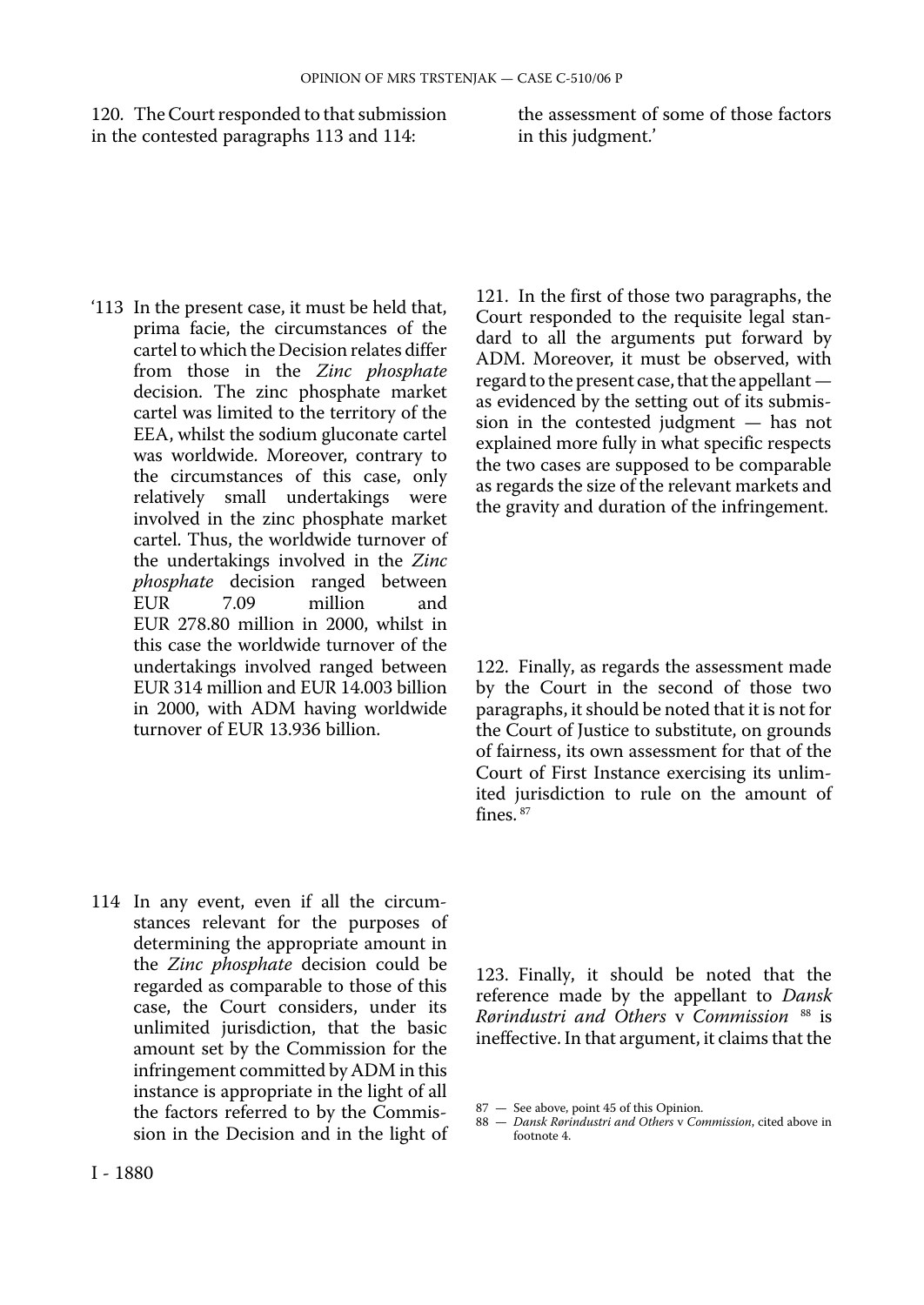120. The Court responded to that submission in the contested paragraphs 113 and 114:

'113 In the present case, it must be held that, prima facie, the circumstances of the cartel to which the Decision relates differ from those in the *Zinc phosphate* decision. The zinc phosphate market cartel was limited to the territory of the EEA, whilst the sodium gluconate cartel was worldwide. Moreover, contrary to the circumstances of this case, only relatively small undertakings were involved in the zinc phosphate market cartel. Thus, the worldwide turnover of the undertakings involved in the *Zinc phosphate* decision ranged between EUR 7.09 million and EUR 278.80 million in 2000, whilst in this case the worldwide turnover of the undertakings involved ranged between EUR 314 million and EUR 14.003 billion in 2000, with ADM having worldwide turnover of EUR 13.936 billion.

114 In any event, even if all the circumstances relevant for the purposes of determining the appropriate amount in the *Zinc phosphate* decision could be regarded as comparable to those of this case, the Court considers, under its unlimited jurisdiction, that the basic amount set by the Commission for the infringement committed by ADM in this instance is appropriate in the light of all the factors referred to by the Commission in the Decision and in the light of the assessment of some of those factors in this judgment.'

121. In the first of those two paragraphs, the Court responded to the requisite legal standard to all the arguments put forward by ADM. Moreover, it must be observed, with regard to the present case, that the appellant — as evidenced by the setting out of its submission in the contested judgment — has not explained more fully in what specific respects the two cases are supposed to be comparable as regards the size of the relevant markets and the gravity and duration of the infringement.

122. Finally, as regards the assessment made by the Court in the second of those two paragraphs, it should be noted that it is not for the Court of Justice to substitute, on grounds of fairness, its own assessment for that of the Court of First Instance exercising its unlimited jurisdiction to rule on the amount of fines. [87]

123. Finally, it should be noted that the reference made by the appellant to *Dansk Rørindustri and Others* v *Commission* [88] is ineffective. In that argument, it claims that the

87 — See above, point 45 of this Opinion.

88 — *Dansk Rørindustri and Others* v *Commission*, cited above in footnote 4.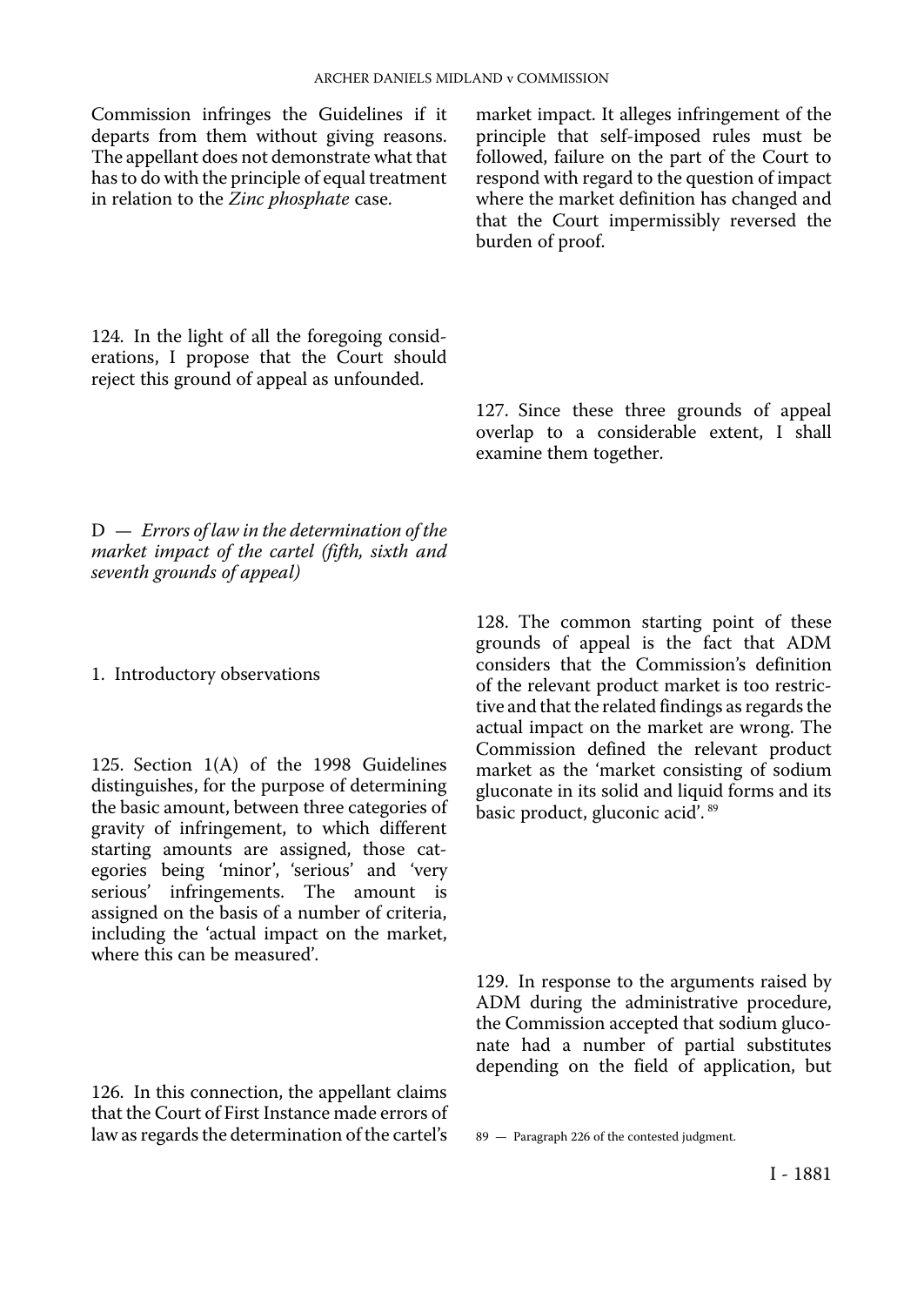Commission infringes the Guidelines if it departs from them without giving reasons. The appellant does not demonstrate what that has to do with the principle of equal treatment in relation to the *Zinc phosphate* case.

124. In the light of all the foregoing considerations, I propose that the Court should reject this ground of appeal as unfounded.

D — *Errors of law in the determination of the market impact of the cartel (fifth, sixth and seventh grounds of appeal)*

1. Introductory observations

125. Section 1(A) of the 1998 Guidelines distinguishes, for the purpose of determining the basic amount, between three categories of gravity of infringement, to which different starting amounts are assigned, those categories being 'minor', 'serious' and 'very serious' infringements. The amount is assigned on the basis of a number of criteria, including the 'actual impact on the market, where this can be measured'.

126. In this connection, the appellant claims that the Court of First Instance made errors of law as regards the determination of the cartel's market impact. It alleges infringement of the principle that self-imposed rules must be followed, failure on the part of the Court to respond with regard to the question of impact where the market definition has changed and that the Court impermissibly reversed the burden of proof.

127. Since these three grounds of appeal overlap to a considerable extent, I shall examine them together.

128. The common starting point of these grounds of appeal is the fact that ADM considers that the Commission's definition of the relevant product market is too restrictive and that the related findings as regards the actual impact on the market are wrong. The Commission defined the relevant product market as the 'market consisting of sodium gluconate in its solid and liquid forms and its basic product, gluconic acid'. [89]

129. In response to the arguments raised by ADM during the administrative procedure, the Commission accepted that sodium gluconate had a number of partial substitutes depending on the field of application, but

89 — Paragraph 226 of the contested judgment.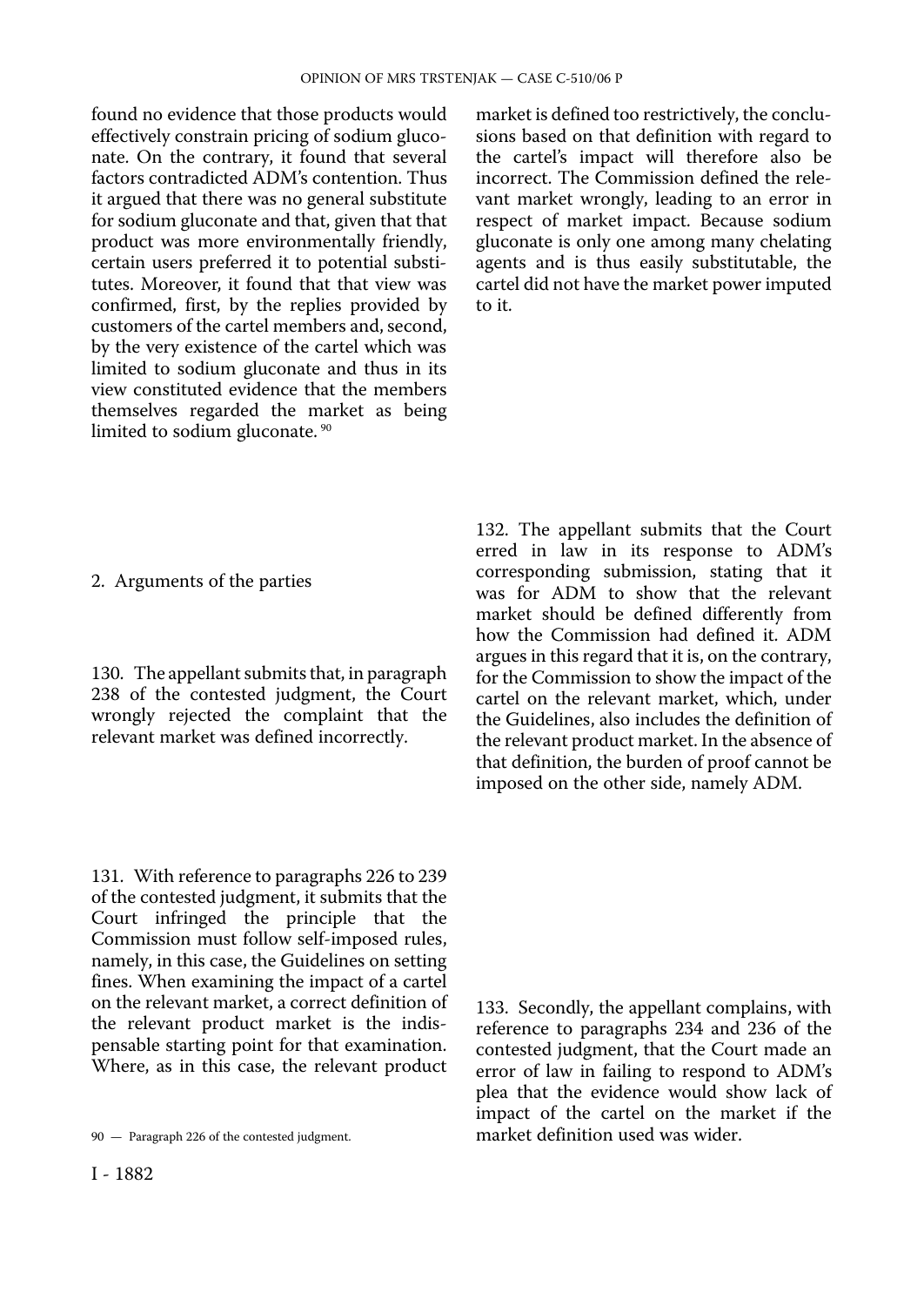found no evidence that those products would effectively constrain pricing of sodium gluconate. On the contrary, it found that several factors contradicted ADM's contention. Thus it argued that there was no general substitute for sodium gluconate and that, given that that product was more environmentally friendly, certain users preferred it to potential substitutes. Moreover, it found that that view was confirmed, first, by the replies provided by customers of the cartel members and, second, by the very existence of the cartel which was limited to sodium gluconate and thus in its view constituted evidence that the members themselves regarded the market as being limited to sodium gluconate. [90]

## 2. Arguments of the parties

130. The appellant submits that, in paragraph 238 of the contested judgment, the Court wrongly rejected the complaint that the relevant market was defined incorrectly.

131. With reference to paragraphs 226 to 239 of the contested judgment, it submits that the Court infringed the principle that the Commission must follow self-imposed rules, namely, in this case, the Guidelines on setting fines. When examining the impact of a cartel on the relevant market, a correct definition of the relevant product market is the indispensable starting point for that examination. Where, as in this case, the relevant product market is defined too restrictively, the conclusions based on that definition with regard to the cartel's impact will therefore also be incorrect. The Commission defined the relevant market wrongly, leading to an error in respect of market impact. Because sodium gluconate is only one among many chelating agents and is thus easily substitutable, the cartel did not have the market power imputed to it.

132. The appellant submits that the Court erred in law in its response to ADM's corresponding submission, stating that it was for ADM to show that the relevant market should be defined differently from how the Commission had defined it. ADM argues in this regard that it is, on the contrary, for the Commission to show the impact of the cartel on the relevant market, which, under the Guidelines, also includes the definition of the relevant product market. In the absence of that definition, the burden of proof cannot be imposed on the other side, namely ADM.

133. Secondly, the appellant complains, with reference to paragraphs 234 and 236 of the contested judgment, that the Court made an error of law in failing to respond to ADM's plea that the evidence would show lack of impact of the cartel on the market if the market definition used was wider.

90 — Paragraph 226 of the contested judgment.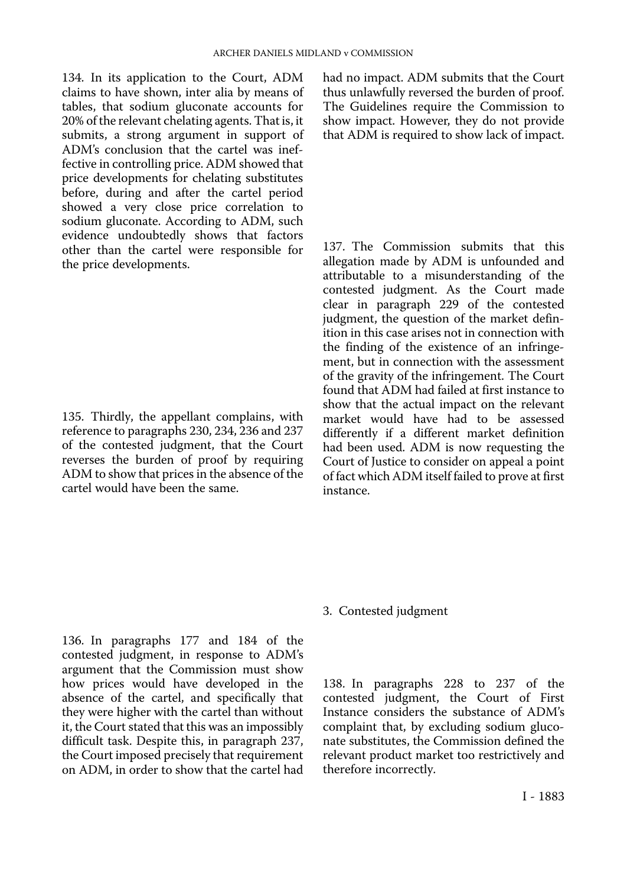134. In its application to the Court, ADM claims to have shown, inter alia by means of tables, that sodium gluconate accounts for 20% of the relevant chelating agents. That is, it submits, a strong argument in support of ADM's conclusion that the cartel was ineffective in controlling price. ADM showed that price developments for chelating substitutes before, during and after the cartel period showed a very close price correlation to sodium gluconate. According to ADM, such evidence undoubtedly shows that factors other than the cartel were responsible for the price developments.

135. Thirdly, the appellant complains, with reference to paragraphs 230, 234, 236 and 237 of the contested judgment, that the Court reverses the burden of proof by requiring ADM to show that prices in the absence of the cartel would have been the same.

136. In paragraphs 177 and 184 of the contested judgment, in response to ADM's argument that the Commission must show how prices would have developed in the absence of the cartel, and specifically that they were higher with the cartel than without it, the Court stated that this was an impossibly difficult task. Despite this, in paragraph 237, the Court imposed precisely that requirement on ADM, in order to show that the cartel had had no impact. ADM submits that the Court thus unlawfully reversed the burden of proof. The Guidelines require the Commission to show impact. However, they do not provide that ADM is required to show lack of impact.

137. The Commission submits that this allegation made by ADM is unfounded and attributable to a misunderstanding of the contested judgment. As the Court made clear in paragraph 229 of the contested judgment, the question of the market definition in this case arises not in connection with the finding of the existence of an infringement, but in connection with the assessment of the gravity of the infringement. The Court found that ADM had failed at first instance to show that the actual impact on the relevant market would have had to be assessed differently if a different market definition had been used. ADM is now requesting the Court of Justice to consider on appeal a point of fact which ADM itself failed to prove at first instance.

### 3. Contested judgment

138. In paragraphs 228 to 237 of the contested judgment, the Court of First Instance considers the substance of ADM's complaint that, by excluding sodium gluconate substitutes, the Commission defined the relevant product market too restrictively and therefore incorrectly.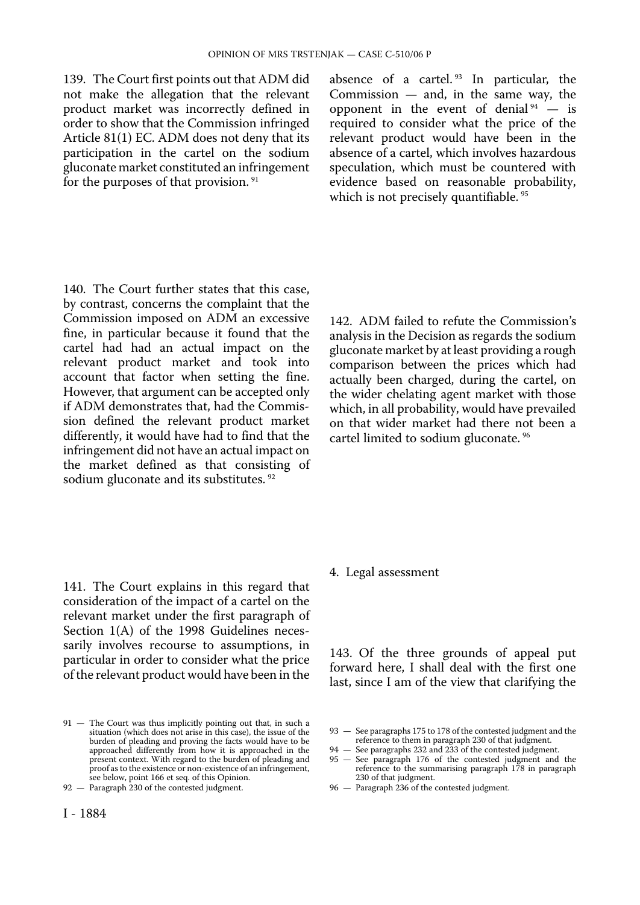139. The Court first points out that ADM did not make the allegation that the relevant product market was incorrectly defined in order to show that the Commission infringed Article 81(1) EC. ADM does not deny that its participation in the cartel on the sodium gluconate market constituted an infringement for the purposes of that provision. [91]

140. The Court further states that this case, by contrast, concerns the complaint that the Commission imposed on ADM an excessive fine, in particular because it found that the cartel had had an actual impact on the relevant product market and took into account that factor when setting the fine. However, that argument can be accepted only if ADM demonstrates that, had the Commission defined the relevant product market differently, it would have had to find that the infringement did not have an actual impact on the market defined as that consisting of sodium gluconate and its substitutes. [92]

141. The Court explains in this regard that consideration of the impact of a cartel on the relevant market under the first paragraph of Section 1(A) of the 1998 Guidelines necessarily involves recourse to assumptions, in particular in order to consider what the price of the relevant product would have been in the absence of a cartel. [93] In particular, the Commission — and, in the same way, the opponent in the event of denial [94] — is required to consider what the price of the relevant product would have been in the absence of a cartel, which involves hazardous speculation, which must be countered with evidence based on reasonable probability, which is not precisely quantifiable. [95]

142. ADM failed to refute the Commission's analysis in the Decision as regards the sodium gluconate market by at least providing a rough comparison between the prices which had actually been charged, during the cartel, on the wider chelating agent market with those which, in all probability, would have prevailed on that wider market had there not been a cartel limited to sodium gluconate. [96]

4. Legal assessment

143. Of the three grounds of appeal put forward here, I shall deal with the first one last, since I am of the view that clarifying the

91 — The Court was thus implicitly pointing out that, in such a situation (which does not arise in this case), the issue of the burden of pleading and proving the facts would have to be approached differently from how it is approached in the present context. With regard to the burden of pleading and proof as to the existence or non-existence of an infringement, see below, point 166 et seq. of this Opinion.

92 — Paragraph 230 of the contested judgment.

93 — See paragraphs 175 to 178 of the contested judgment and the reference to them in paragraph 230 of that judgment.

94 — See paragraphs 232 and 233 of the contested judgment.

95 — See paragraph 176 of the contested judgment and the reference to the summarising paragraph 178 in paragraph 230 of that judgment.

96 — Paragraph 236 of the contested judgment.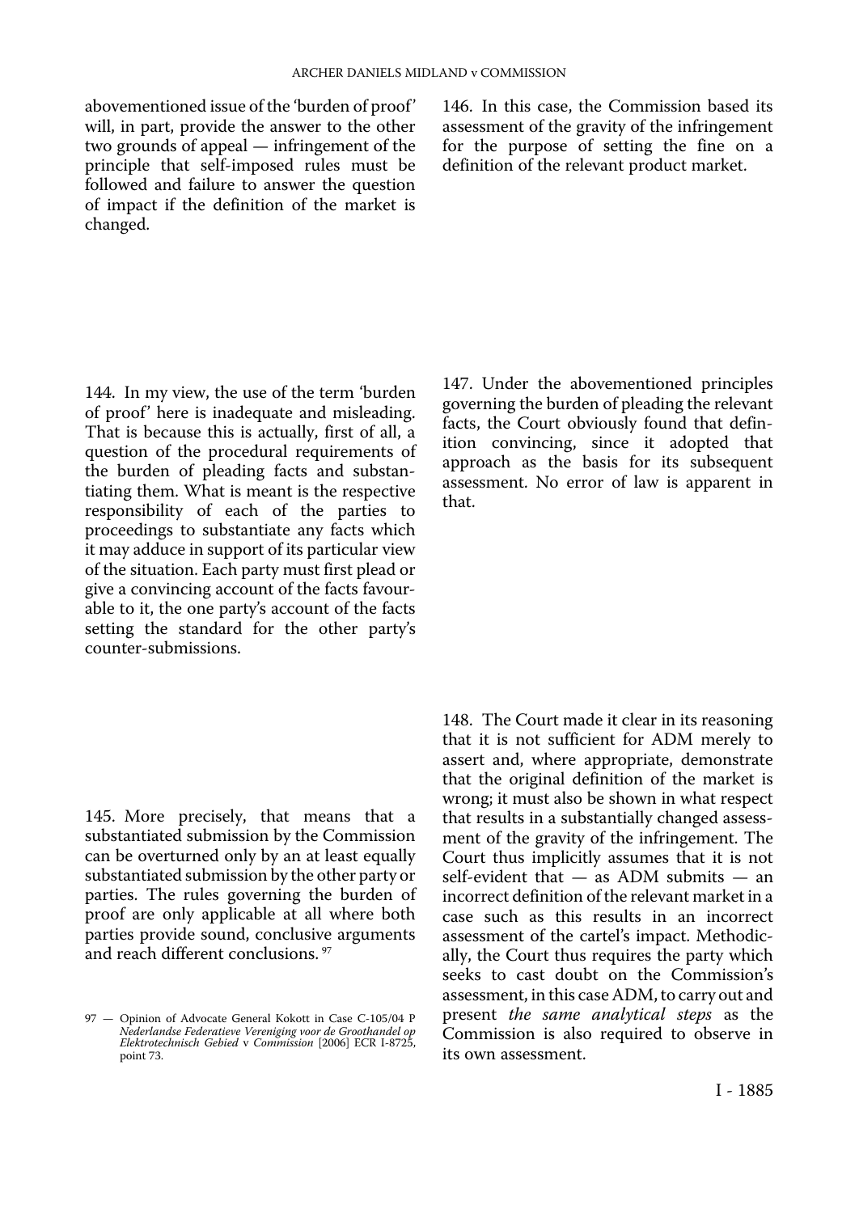abovementioned issue of the 'burden of proof' will, in part, provide the answer to the other two grounds of appeal — infringement of the principle that self-imposed rules must be followed and failure to answer the question of impact if the definition of the market is changed.

144. In my view, the use of the term 'burden of proof' here is inadequate and misleading. That is because this is actually, first of all, a question of the procedural requirements of the burden of pleading facts and substantiating them. What is meant is the respective responsibility of each of the parties to proceedings to substantiate any facts which it may adduce in support of its particular view of the situation. Each party must first plead or give a convincing account of the facts favourable to it, the one party's account of the facts setting the standard for the other party's counter-submissions.

145. More precisely, that means that a substantiated submission by the Commission can be overturned only by an at least equally substantiated submission by the other party or parties. The rules governing the burden of proof are only applicable at all where both parties provide sound, conclusive arguments and reach different conclusions. [97]

146. In this case, the Commission based its assessment of the gravity of the infringement for the purpose of setting the fine on a definition of the relevant product market.

147. Under the abovementioned principles governing the burden of pleading the relevant facts, the Court obviously found that definition convincing, since it adopted that approach as the basis for its subsequent assessment. No error of law is apparent in that.

148. The Court made it clear in its reasoning that it is not sufficient for ADM merely to assert and, where appropriate, demonstrate that the original definition of the market is wrong; it must also be shown in what respect that results in a substantially changed assessment of the gravity of the infringement. The Court thus implicitly assumes that it is not self-evident that — as ADM submits — an incorrect definition of the relevant market in a case such as this results in an incorrect assessment of the cartel's impact. Methodically, the Court thus requires the party which seeks to cast doubt on the Commission's assessment, in this case ADM, to carry out and present *the same analytical steps* as the Commission is also required to observe in its own assessment.

97 — Opinion of Advocate General Kokott in Case C-105/04 P *Nederlandse Federatieve Vereniging voor de Groothandel op Elektrotechnisch Gebied* v *Commission* [2006] ECR I-8725, point 73.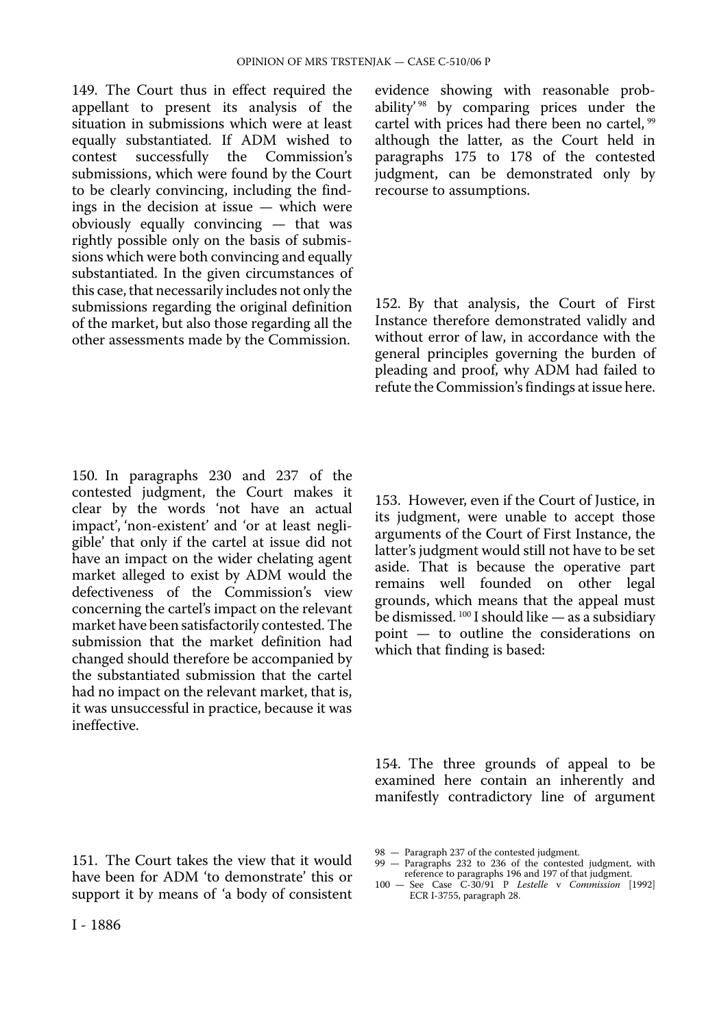149. The Court thus in effect required the appellant to present its analysis of the situation in submissions which were at least equally substantiated. If ADM wished to contest successfully the Commission's submissions, which were found by the Court to be clearly convincing, including the findings in the decision at issue — which were obviously equally convincing — that was rightly possible only on the basis of submissions which were both convincing and equally substantiated. In the given circumstances of this case, that necessarily includes not only the submissions regarding the original definition of the market, but also those regarding all the other assessments made by the Commission.

150. In paragraphs 230 and 237 of the contested judgment, the Court makes it clear by the words 'not have an actual impact', 'non-existent' and 'or at least negligible' that only if the cartel at issue did not have an impact on the wider chelating agent market alleged to exist by ADM would the defectiveness of the Commission's view concerning the cartel's impact on the relevant market have been satisfactorily contested. The submission that the market definition had changed should therefore be accompanied by the substantiated submission that the cartel had no impact on the relevant market, that is, it was unsuccessful in practice, because it was ineffective.

151. The Court takes the view that it would have been for ADM 'to demonstrate' this or support it by means of 'a body of consistent evidence showing with reasonable probability'[98] by comparing prices under the cartel with prices had there been no cartel,[99] although the latter, as the Court held in paragraphs 175 to 178 of the contested judgment, can be demonstrated only by recourse to assumptions.

152. By that analysis, the Court of First Instance therefore demonstrated validly and without error of law, in accordance with the general principles governing the burden of pleading and proof, why ADM had failed to refute the Commission's findings at issue here.

153. However, even if the Court of Justice, in its judgment, were unable to accept those arguments of the Court of First Instance, the latter's judgment would still not have to be set aside. That is because the operative part remains well founded on other legal grounds, which means that the appeal must be dismissed.[100] I should like — as a subsidiary point — to outline the considerations on which that finding is based:

154. The three grounds of appeal to be examined here contain an inherently and manifestly contradictory line of argument

98 — Paragraph 237 of the contested judgment.

99 — Paragraphs 232 to 236 of the contested judgment, with reference to paragraphs 196 and 197 of that judgment.

100 — See Case C-30/91 P *Lestelle* v *Commission* [1992] ECR I-3755, paragraph 28.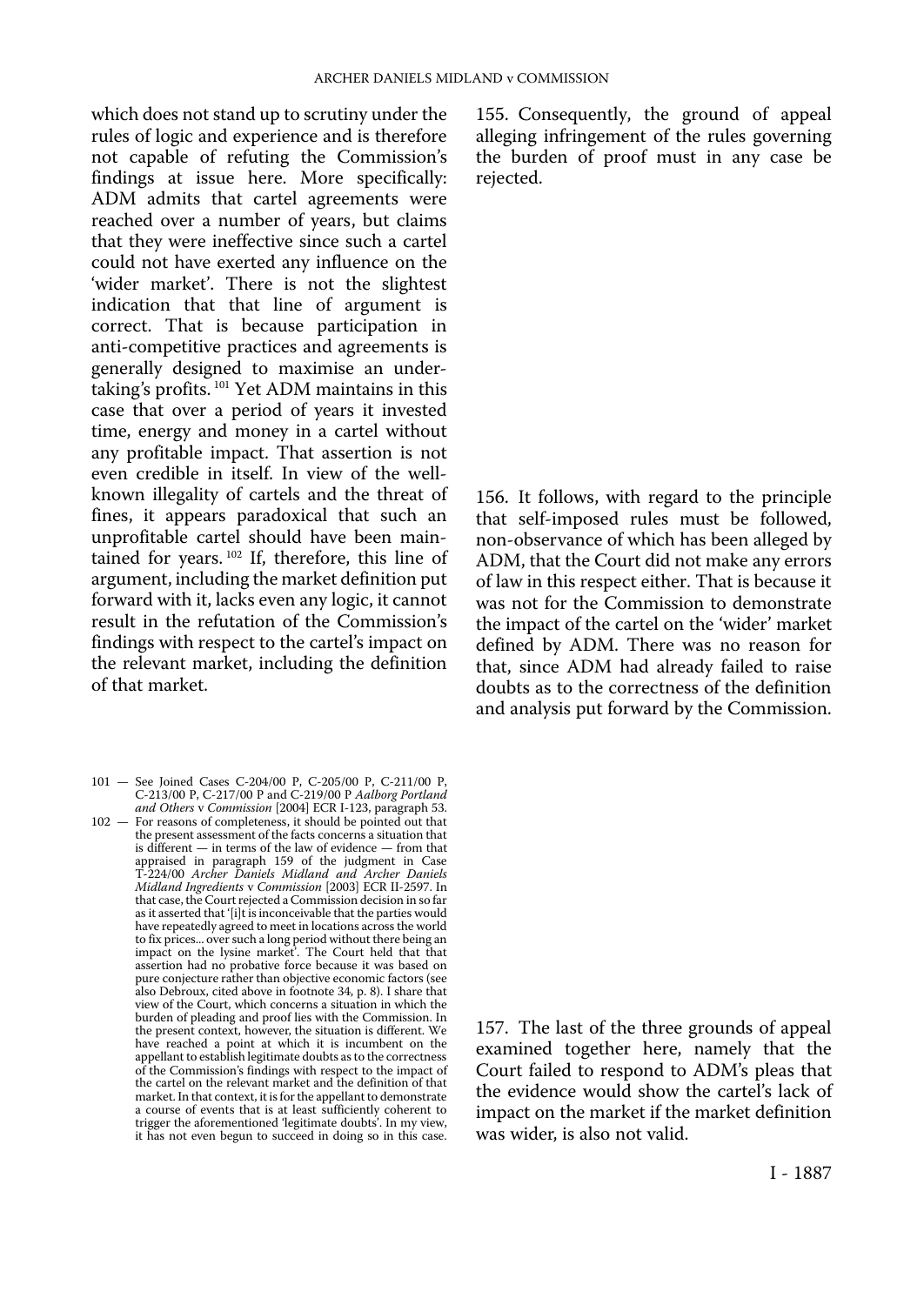which does not stand up to scrutiny under the rules of logic and experience and is therefore not capable of refuting the Commission's findings at issue here. More specifically: ADM admits that cartel agreements were reached over a number of years, but claims that they were ineffective since such a cartel could not have exerted any influence on the 'wider market'. There is not the slightest indication that that line of argument is correct. That is because participation in anti-competitive practices and agreements is generally designed to maximise an undertaking's profits. [101] Yet ADM maintains in this case that over a period of years it invested time, energy and money in a cartel without any profitable impact. That assertion is not even credible in itself. In view of the well-known illegality of cartels and the threat of fines, it appears paradoxical that such an unprofitable cartel should have been maintained for years. [102] If, therefore, this line of argument, including the market definition put forward with it, lacks even any logic, it cannot result in the refutation of the Commission's findings with respect to the cartel's impact on the relevant market, including the definition of that market.

155. Consequently, the ground of appeal alleging infringement of the rules governing the burden of proof must in any case be rejected.

156. It follows, with regard to the principle that self-imposed rules must be followed, non-observance of which has been alleged by ADM, that the Court did not make any errors of law in this respect either. That is because it was not for the Commission to demonstrate the impact of the cartel on the 'wider' market defined by ADM. There was no reason for that, since ADM had already failed to raise doubts as to the correctness of the definition and analysis put forward by the Commission.

157. The last of the three grounds of appeal examined together here, namely that the Court failed to respond to ADM's pleas that the evidence would show the cartel's lack of impact on the market if the market definition was wider, is also not valid.

101 — See Joined Cases C-204/00 P, C-205/00 P, C-211/00 P, C-213/00 P, C-217/00 P and C-219/00 P *Aalborg Portland and Others* v *Commission* [2004] ECR I-123, paragraph 53.

102 — For reasons of completeness, it should be pointed out that the present assessment of the facts concerns a situation that is different — in terms of the law of evidence — from that appraised in paragraph 159 of the judgment in Case T-224/00 *Archer Daniels Midland and Archer Daniels Midland Ingredients* v *Commission* [2003] ECR II-2597. In that case, the Court rejected a Commission decision in so far as it asserted that '[i]t is inconceivable that the parties would have repeatedly agreed to meet in locations across the world to fix prices... over such a long period without there being an impact on the lysine market'. The Court held that that assertion had no probative force because it was based on pure conjecture rather than objective economic factors (see also Debroux, cited above in footnote 34, p. 8). I share that view of the Court, which concerns a situation in which the burden of pleading and proof lies with the Commission. In the present context, however, the situation is different. We have reached a point at which it is incumbent on the appellant to establish legitimate doubts as to the correctness of the Commission's findings with respect to the impact of the cartel on the relevant market and the definition of that market. In that context, it is for the appellant to demonstrate a course of events that is at least sufficiently coherent to trigger the aforementioned 'legitimate doubts'. In my view, it has not even begun to succeed in doing so in this case.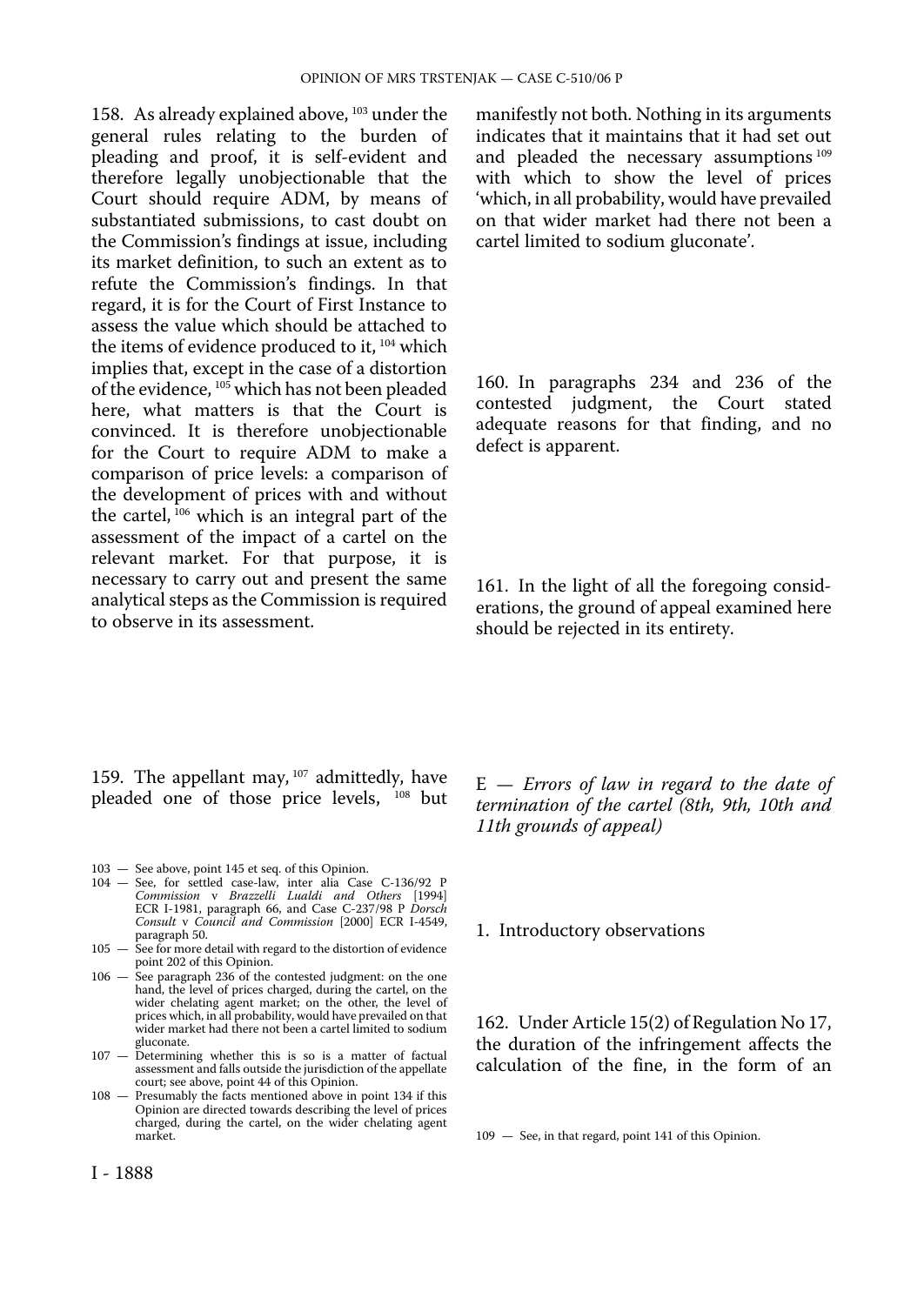158. As already explained above, [103] under the general rules relating to the burden of pleading and proof, it is self-evident and therefore legally unobjectionable that the Court should require ADM, by means of substantiated submissions, to cast doubt on the Commission's findings at issue, including its market definition, to such an extent as to refute the Commission's findings. In that regard, it is for the Court of First Instance to assess the value which should be attached to the items of evidence produced to it, [104] which implies that, except in the case of a distortion of the evidence, [105] which has not been pleaded here, what matters is that the Court is convinced. It is therefore unobjectionable for the Court to require ADM to make a comparison of price levels: a comparison of the development of prices with and without the cartel, [106] which is an integral part of the assessment of the impact of a cartel on the relevant market. For that purpose, it is necessary to carry out and present the same analytical steps as the Commission is required to observe in its assessment.

159. The appellant may, [107] admittedly, have pleaded one of those price levels, [108] but manifestly not both. Nothing in its arguments indicates that it maintains that it had set out and pleaded the necessary assumptions [109] with which to show the level of prices 'which, in all probability, would have prevailed on that wider market had there not been a cartel limited to sodium gluconate'.

160. In paragraphs 234 and 236 of the contested judgment, the Court stated adequate reasons for that finding, and no defect is apparent.

161. In the light of all the foregoing considerations, the ground of appeal examined here should be rejected in its entirety.

### E — *Errors of law in regard to the date of termination of the cartel (8th, 9th, 10th and 11th grounds of appeal)*

#### 1. Introductory observations

162. Under Article 15(2) of Regulation No 17, the duration of the infringement affects the calculation of the fine, in the form of an

103 — See above, point 145 et seq. of this Opinion.

104 — See, for settled case-law, inter alia Case C-136/92 P *Commission* v *Brazzelli Lualdi and Others* [1994] ECR I-1981, paragraph 66, and Case C-237/98 P *Dorsch Consult* v *Council and Commission* [2000] ECR I-4549, paragraph 50.

105 — See for more detail with regard to the distortion of evidence point 202 of this Opinion.

106 — See paragraph 236 of the contested judgment: on the one hand, the level of prices charged, during the cartel, on the wider chelating agent market; on the other, the level of prices which, in all probability, would have prevailed on that wider market had there not been a cartel limited to sodium gluconate.

107 — Determining whether this is so is a matter of factual assessment and falls outside the jurisdiction of the appellate court; see above, point 44 of this Opinion.

108 — Presumably the facts mentioned above in point 134 if this Opinion are directed towards describing the level of prices charged, during the cartel, on the wider chelating agent market.

109 — See, in that regard, point 141 of this Opinion.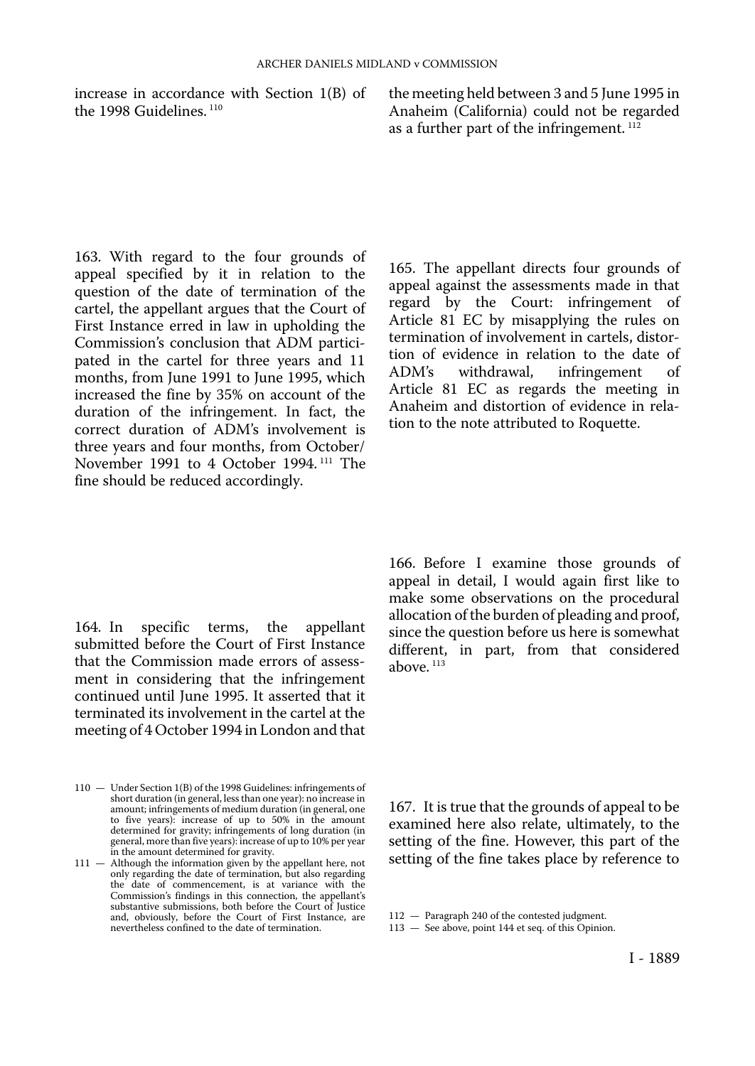increase in accordance with Section 1(B) of the 1998 Guidelines.[110]

163. With regard to the four grounds of appeal specified by it in relation to the question of the date of termination of the cartel, the appellant argues that the Court of First Instance erred in law in upholding the Commission's conclusion that ADM participated in the cartel for three years and 11 months, from June 1991 to June 1995, which increased the fine by 35% on account of the duration of the infringement. In fact, the correct duration of ADM's involvement is three years and four months, from October/November 1991 to 4 October 1994.[111] The fine should be reduced accordingly.

164. In specific terms, the appellant submitted before the Court of First Instance that the Commission made errors of assessment in considering that the infringement continued until June 1995. It asserted that it terminated its involvement in the cartel at the meeting of 4 October 1994 in London and that the meeting held between 3 and 5 June 1995 in Anaheim (California) could not be regarded as a further part of the infringement.[112]

165. The appellant directs four grounds of appeal against the assessments made in that regard by the Court: infringement of Article 81 EC by misapplying the rules on termination of involvement in cartels, distortion of evidence in relation to the date of ADM's withdrawal, infringement of Article 81 EC as regards the meeting in Anaheim and distortion of evidence in relation to the note attributed to Roquette.

166. Before I examine those grounds of appeal in detail, I would again first like to make some observations on the procedural allocation of the burden of pleading and proof, since the question before us here is somewhat different, in part, from that considered above.[113]

167. It is true that the grounds of appeal to be examined here also relate, ultimately, to the setting of the fine. However, this part of the setting of the fine takes place by reference to

110 — Under Section 1(B) of the 1998 Guidelines: infringements of short duration (in general, less than one year): no increase in amount; infringements of medium duration (in general, one to five years): increase of up to 50% in the amount determined for gravity; infringements of long duration (in general, more than five years): increase of up to 10% per year in the amount determined for gravity.

111 — Although the information given by the appellant here, not only regarding the date of termination, but also regarding the date of commencement, is at variance with the Commission's findings in this connection, the appellant's substantive submissions, both before the Court of Justice and, obviously, before the Court of First Instance, are nevertheless confined to the date of termination.

112 — Paragraph 240 of the contested judgment.

113 — See above, point 144 et seq. of this Opinion.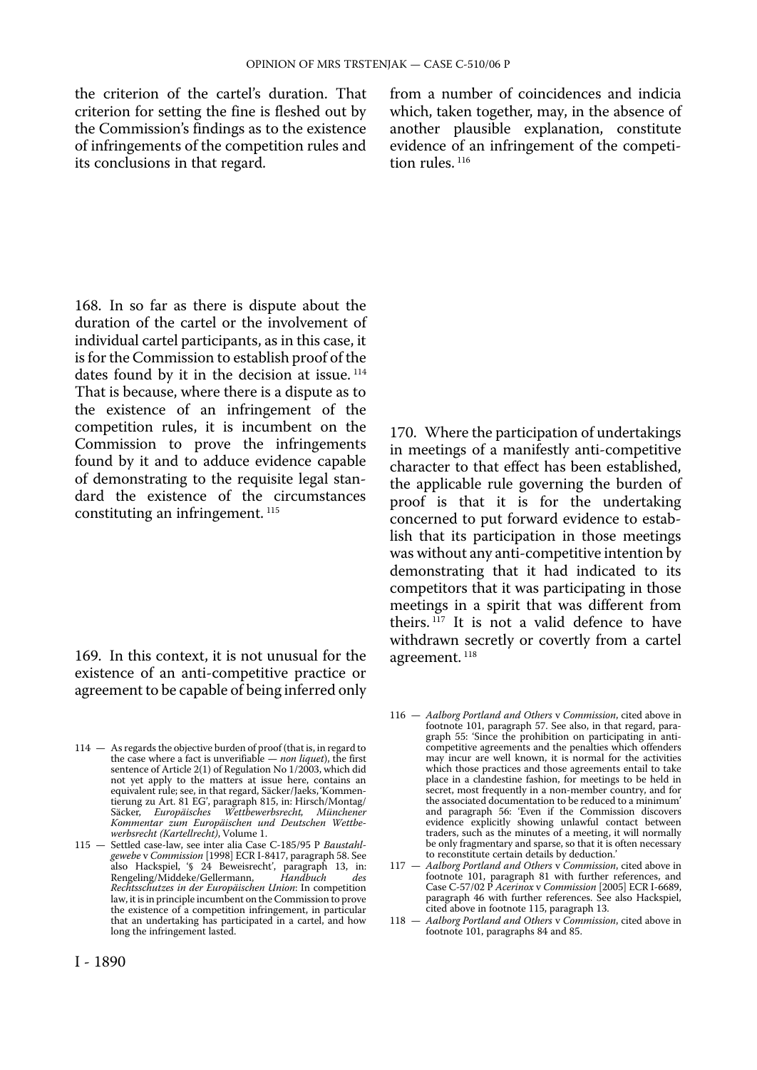the criterion of the cartel's duration. That criterion for setting the fine is fleshed out by the Commission's findings as to the existence of infringements of the competition rules and its conclusions in that regard.

168. In so far as there is dispute about the duration of the cartel or the involvement of individual cartel participants, as in this case, it is for the Commission to establish proof of the dates found by it in the decision at issue. [114] That is because, where there is a dispute as to the existence of an infringement of the competition rules, it is incumbent on the Commission to prove the infringements found by it and to adduce evidence capable of demonstrating to the requisite legal standard the existence of the circumstances constituting an infringement. [115]

169. In this context, it is not unusual for the existence of an anti-competitive practice or agreement to be capable of being inferred only from a number of coincidences and indicia which, taken together, may, in the absence of another plausible explanation, constitute evidence of an infringement of the competition rules. [116]

170. Where the participation of undertakings in meetings of a manifestly anti-competitive character to that effect has been established, the applicable rule governing the burden of proof is that it is for the undertaking concerned to put forward evidence to establish that its participation in those meetings was without any anti-competitive intention by demonstrating that it had indicated to its competitors that it was participating in those meetings in a spirit that was different from theirs. [117] It is not a valid defence to have withdrawn secretly or covertly from a cartel agreement. [118]

114 — As regards the objective burden of proof (that is, in regard to the case where a fact is unverifiable — *non liquet*), the first sentence of Article 2(1) of Regulation No 1/2003, which did not yet apply to the matters at issue here, contains an equivalent rule; see, in that regard, Säcker/Jaeks, 'Kommentierung zu Art. 81 EG', paragraph 815, in: Hirsch/Montag/Säcker, *Europäisches Wettbewerbsrecht, Münchener Kommentar zum Europäischen und Deutschen Wettbewerbsrecht (Kartellrecht)*, Volume 1.

115 — Settled case-law, see inter alia Case C-185/95 P *Baustahlgewebe* v *Commission* [1998] ECR I-8417, paragraph 58. See also Hackspiel, '§ 24 Beweisrecht', paragraph 13, in: Rengeling/Middeke/Gellermann, *Handbuch des Rechtsschutzes in der Europäischen Union*: In competition law, it is in principle incumbent on the Commission to prove the existence of a competition infringement, in particular that an undertaking has participated in a cartel, and how long the infringement lasted.

116 — *Aalborg Portland and Others* v *Commission*, cited above in footnote 101, paragraph 57. See also, in that regard, paragraph 55: 'Since the prohibition on participating in anti-competitive agreements and the penalties which offenders may incur are well known, it is normal for the activities which those practices and those agreements entail to take place in a clandestine fashion, for meetings to be held in secret, most frequently in a non-member country, and for the associated documentation to be reduced to a minimum' and paragraph 56: 'Even if the Commission discovers evidence explicitly showing unlawful contact between traders, such as the minutes of a meeting, it will normally be only fragmentary and sparse, so that it is often necessary to reconstitute certain details by deduction.'

117 — *Aalborg Portland and Others* v *Commission*, cited above in footnote 101, paragraph 81 with further references, and Case C-57/02 P *Acerinox* v *Commission* [2005] ECR I-6689, paragraph 46 with further references. See also Hackspiel, cited above in footnote 115, paragraph 13.

118 — *Aalborg Portland and Others* v *Commission*, cited above in footnote 101, paragraphs 84 and 85.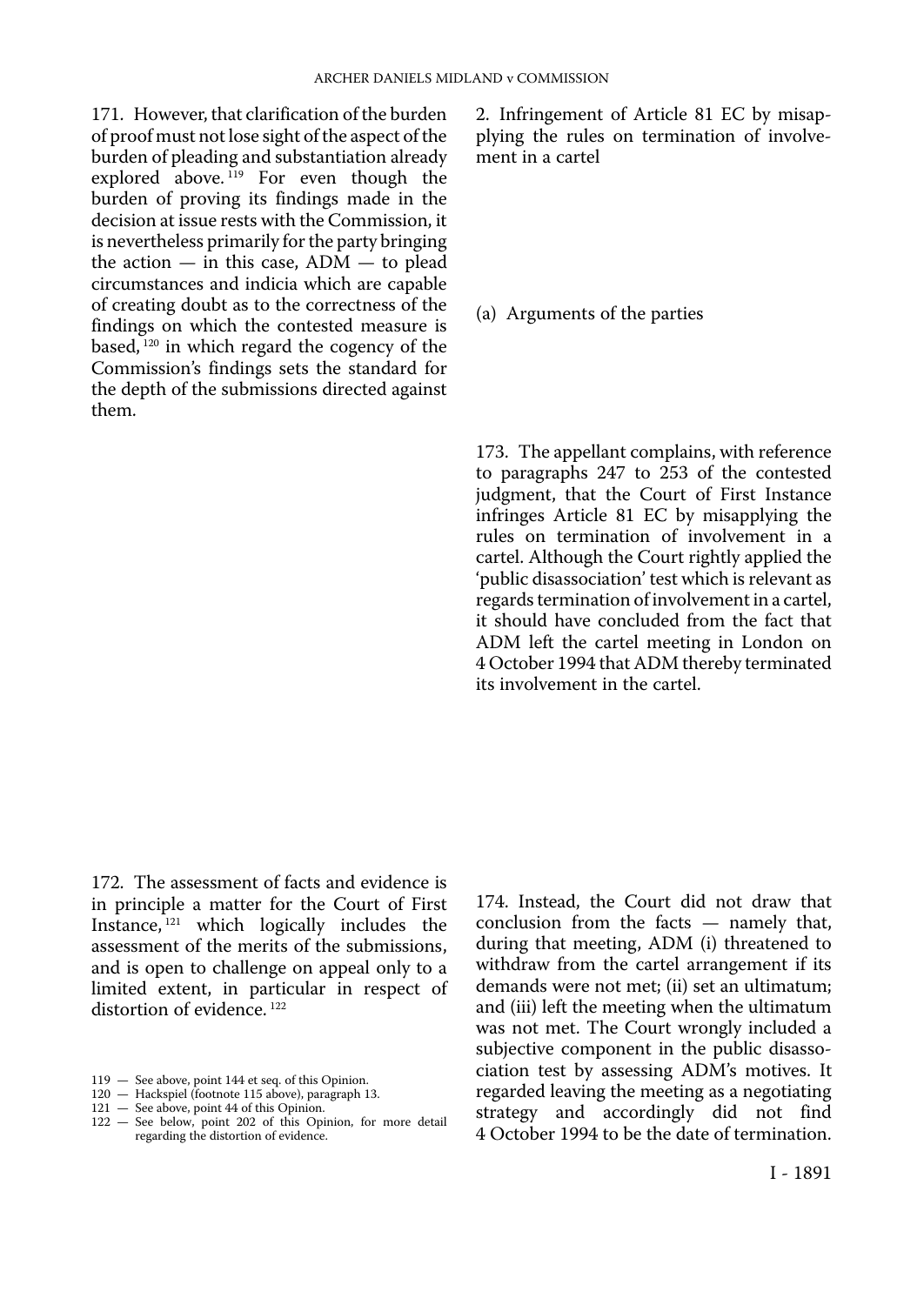171. However, that clarification of the burden of proof must not lose sight of the aspect of the burden of pleading and substantiation already explored above.[119] For even though the burden of proving its findings made in the decision at issue rests with the Commission, it is nevertheless primarily for the party bringing the action — in this case, ADM — to plead circumstances and indicia which are capable of creating doubt as to the correctness of the findings on which the contested measure is based,[120] in which regard the cogency of the Commission's findings sets the standard for the depth of the submissions directed against them.

172. The assessment of facts and evidence is in principle a matter for the Court of First Instance,[121] which logically includes the assessment of the merits of the submissions, and is open to challenge on appeal only to a limited extent, in particular in respect of distortion of evidence.[122]

### 2. Infringement of Article 81 EC by misapplying the rules on termination of involvement in a cartel

#### (a) Arguments of the parties

173. The appellant complains, with reference to paragraphs 247 to 253 of the contested judgment, that the Court of First Instance infringes Article 81 EC by misapplying the rules on termination of involvement in a cartel. Although the Court rightly applied the 'public disassociation' test which is relevant as regards termination of involvement in a cartel, it should have concluded from the fact that ADM left the cartel meeting in London on 4 October 1994 that ADM thereby terminated its involvement in the cartel.

174. Instead, the Court did not draw that conclusion from the facts — namely that, during that meeting, ADM (i) threatened to withdraw from the cartel arrangement if its demands were not met; (ii) set an ultimatum; and (iii) left the meeting when the ultimatum was not met. The Court wrongly included a subjective component in the public disassociation test by assessing ADM's motives. It regarded leaving the meeting as a negotiating strategy and accordingly did not find 4 October 1994 to be the date of termination.

---

119 — See above, point 144 et seq. of this Opinion.

120 — Hackspiel (footnote 115 above), paragraph 13.

121 — See above, point 44 of this Opinion.

122 — See below, point 202 of this Opinion, for more detail regarding the distortion of evidence.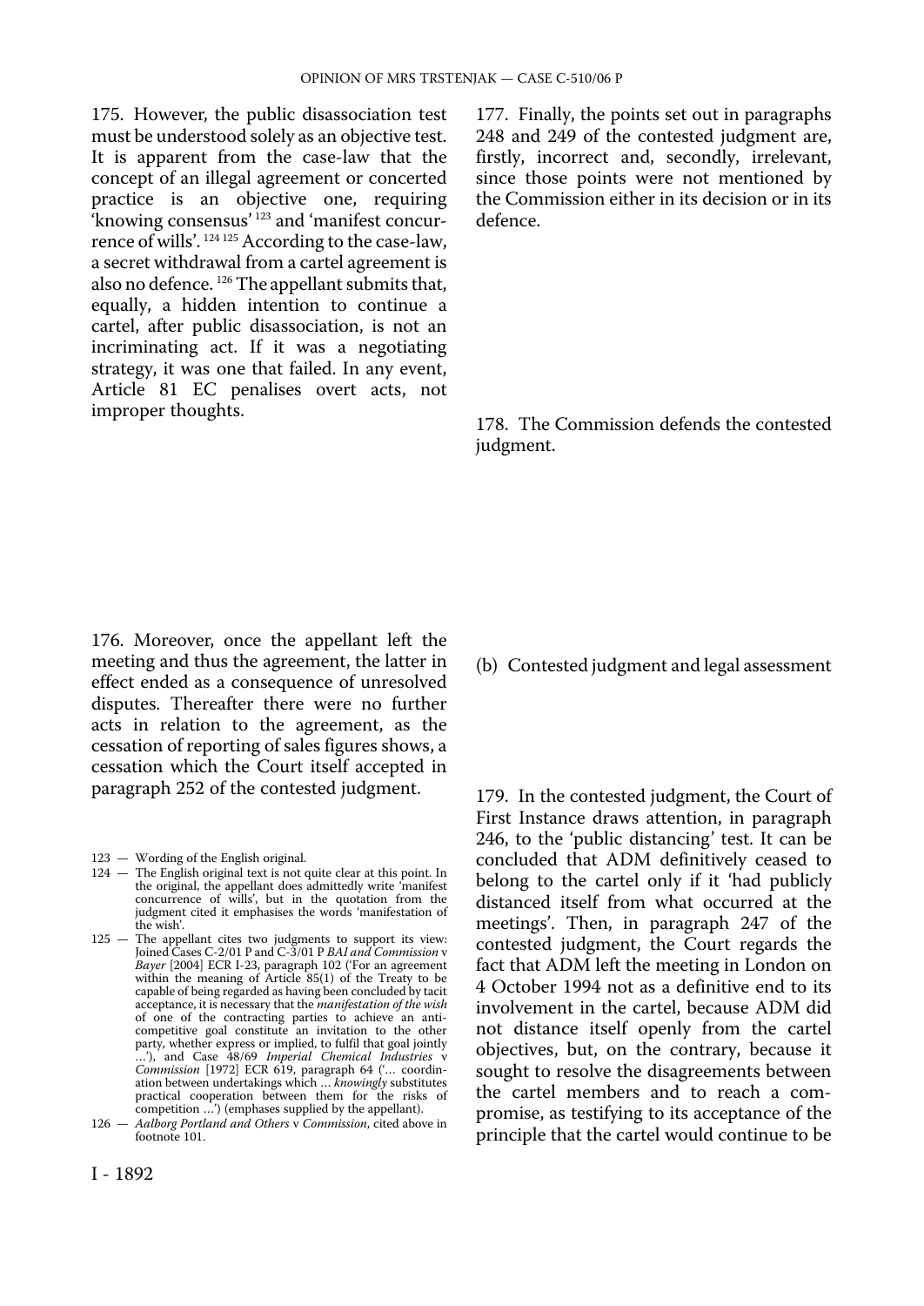175. However, the public disassociation test must be understood solely as an objective test. It is apparent from the case-law that the concept of an illegal agreement or concerted practice is an objective one, requiring 'knowing consensus' [123] and 'manifest concurrence of wills'. [124] [125] According to the case-law, a secret withdrawal from a cartel agreement is also no defence. [126] The appellant submits that, equally, a hidden intention to continue a cartel, after public disassociation, is not an incriminating act. If it was a negotiating strategy, it was one that failed. In any event, Article 81 EC penalises overt acts, not improper thoughts.

176. Moreover, once the appellant left the meeting and thus the agreement, the latter in effect ended as a consequence of unresolved disputes. Thereafter there were no further acts in relation to the agreement, as the cessation of reporting of sales figures shows, a cessation which the Court itself accepted in paragraph 252 of the contested judgment.

177. Finally, the points set out in paragraphs 248 and 249 of the contested judgment are, firstly, incorrect and, secondly, irrelevant, since those points were not mentioned by the Commission either in its decision or in its defence.

178. The Commission defends the contested judgment.

(b) Contested judgment and legal assessment

179. In the contested judgment, the Court of First Instance draws attention, in paragraph 246, to the 'public distancing' test. It can be concluded that ADM definitively ceased to belong to the cartel only if it 'had publicly distanced itself from what occurred at the meetings'. Then, in paragraph 247 of the contested judgment, the Court regards the fact that ADM left the meeting in London on 4 October 1994 not as a definitive end to its involvement in the cartel, because ADM did not distance itself openly from the cartel objectives, but, on the contrary, because it sought to resolve the disagreements between the cartel members and to reach a compromise, as testifying to its acceptance of the principle that the cartel would continue to be

123 — Wording of the English original.

124 — The English original text is not quite clear at this point. In the original, the appellant does admittedly write 'manifest concurrence of wills', but in the quotation from the judgment cited it emphasises the words 'manifestation of the wish'.

125 — The appellant cites two judgments to support its view: Joined Cases C-2/01 P and C-3/01 P *BAI and Commission* v *Bayer* [2004] ECR I-23, paragraph 102 ('For an agreement within the meaning of Article 85(1) of the Treaty to be capable of being regarded as having been concluded by tacit acceptance, it is necessary that the *manifestation of the wish* of one of the contracting parties to achieve an anti-competitive goal constitute an invitation to the other party, whether express or implied, to fulfil that goal jointly ...'), and Case 48/69 *Imperial Chemical Industries* v *Commission* [1972] ECR 619, paragraph 64 ('... coordination between undertakings which ... *knowingly* substitutes practical cooperation between them for the risks of competition ...') (emphases supplied by the appellant).

126 — *Aalborg Portland and Others* v *Commission*, cited above in footnote 101.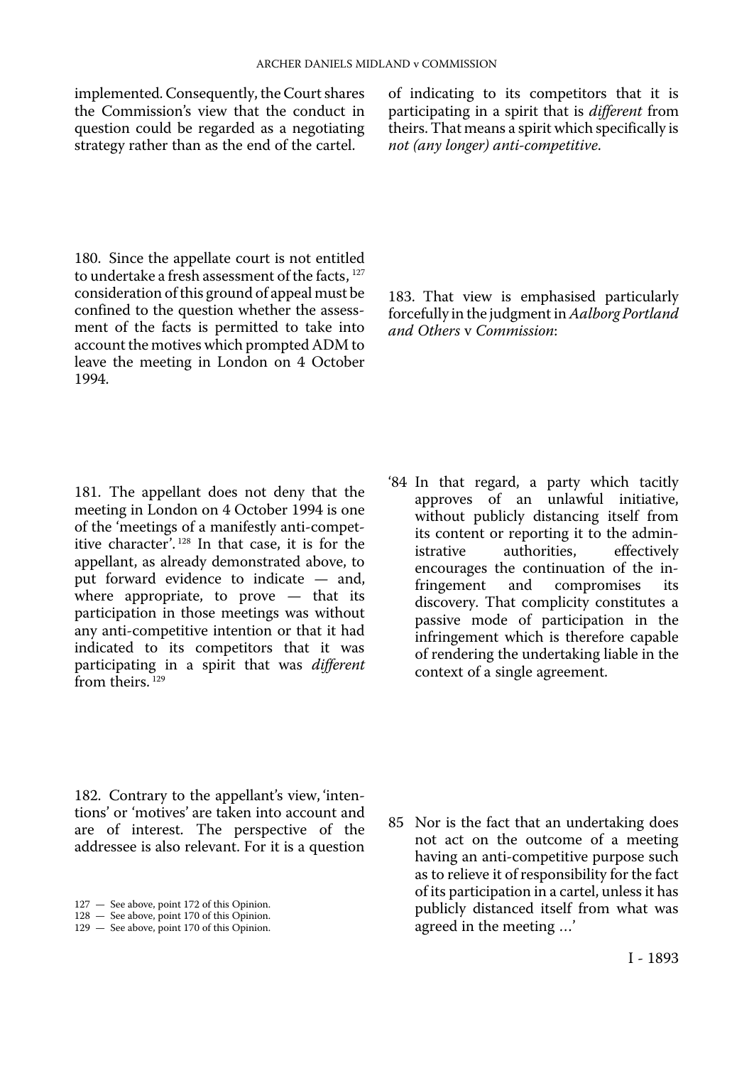implemented. Consequently, the Court shares the Commission's view that the conduct in question could be regarded as a negotiating strategy rather than as the end of the cartel.

180. Since the appellate court is not entitled to undertake a fresh assessment of the facts, [127] consideration of this ground of appeal must be confined to the question whether the assessment of the facts is permitted to take into account the motives which prompted ADM to leave the meeting in London on 4 October 1994.

181. The appellant does not deny that the meeting in London on 4 October 1994 is one of the 'meetings of a manifestly anti-competitive character'. [128] In that case, it is for the appellant, as already demonstrated above, to put forward evidence to indicate — and, where appropriate, to prove — that its participation in those meetings was without any anti-competitive intention or that it had indicated to its competitors that it was participating in a spirit that was *different* from theirs. [129]

182. Contrary to the appellant's view, 'intentions' or 'motives' are taken into account and are of interest. The perspective of the addressee is also relevant. For it is a question of indicating to its competitors that it is participating in a spirit that is *different* from theirs. That means a spirit which specifically is *not (any longer) anti-competitive*.

183. That view is emphasised particularly forcefully in the judgment in *Aalborg Portland and Others* v *Commission*:

'84 In that regard, a party which tacitly approves of an unlawful initiative, without publicly distancing itself from its content or reporting it to the administrative authorities, effectively encourages the continuation of the infringement and compromises its discovery. That complicity constitutes a passive mode of participation in the infringement which is therefore capable of rendering the undertaking liable in the context of a single agreement.

85 Nor is the fact that an undertaking does not act on the outcome of a meeting having an anti-competitive purpose such as to relieve it of responsibility for the fact of its participation in a cartel, unless it has publicly distanced itself from what was agreed in the meeting ...'

127 — See above, point 172 of this Opinion.
128 — See above, point 170 of this Opinion.
129 — See above, point 170 of this Opinion.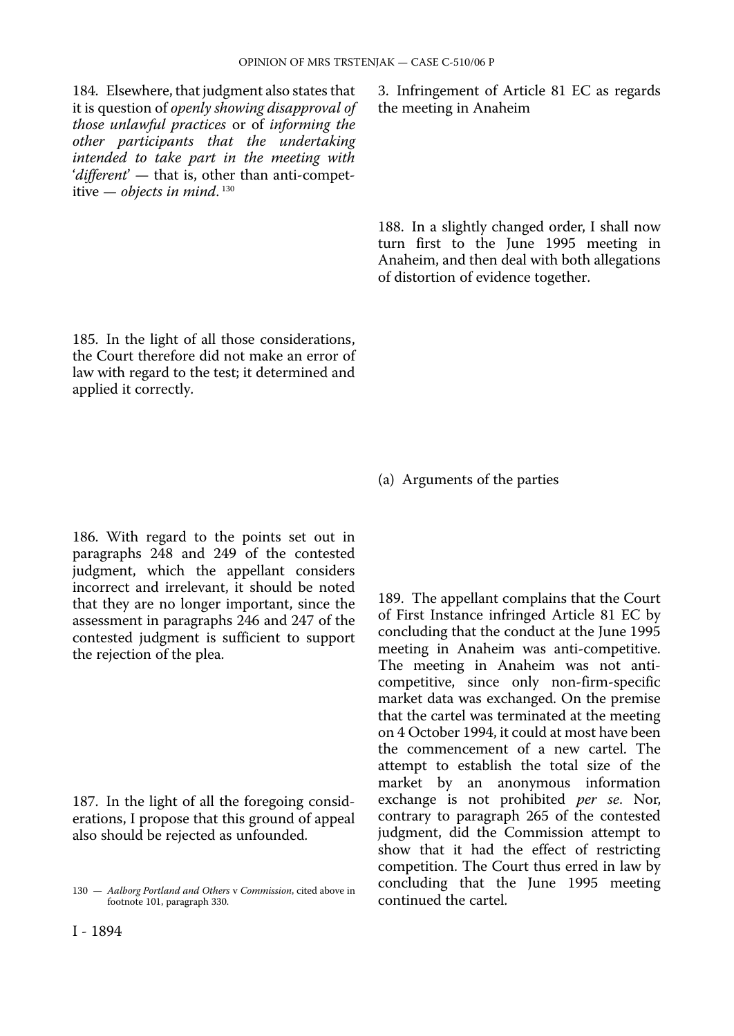184. Elsewhere, that judgment also states that it is question of *openly showing disapproval of those unlawful practices* or of *informing the other participants that the undertaking intended to take part in the meeting with 'different'* — that is, other than anti-competitive — *objects in mind*. [130]

185. In the light of all those considerations, the Court therefore did not make an error of law with regard to the test; it determined and applied it correctly.

186. With regard to the points set out in paragraphs 248 and 249 of the contested judgment, which the appellant considers incorrect and irrelevant, it should be noted that they are no longer important, since the assessment in paragraphs 246 and 247 of the contested judgment is sufficient to support the rejection of the plea.

187. In the light of all the foregoing considerations, I propose that this ground of appeal also should be rejected as unfounded.

130 — *Aalborg Portland and Others* v *Commission*, cited above in footnote 101, paragraph 330.

3. Infringement of Article 81 EC as regards the meeting in Anaheim

188. In a slightly changed order, I shall now turn first to the June 1995 meeting in Anaheim, and then deal with both allegations of distortion of evidence together.

(a) Arguments of the parties

189. The appellant complains that the Court of First Instance infringed Article 81 EC by concluding that the conduct at the June 1995 meeting in Anaheim was anti-competitive. The meeting in Anaheim was not anti-competitive, since only non-firm-specific market data was exchanged. On the premise that the cartel was terminated at the meeting on 4 October 1994, it could at most have been the commencement of a new cartel. The attempt to establish the total size of the market by an anonymous information exchange is not prohibited *per se*. Nor, contrary to paragraph 265 of the contested judgment, did the Commission attempt to show that it had the effect of restricting competition. The Court thus erred in law by concluding that the June 1995 meeting continued the cartel.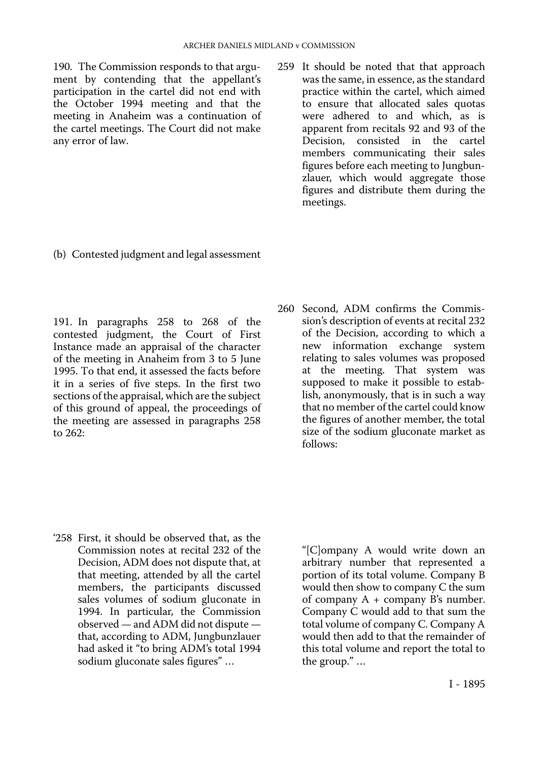190. The Commission responds to that argument by contending that the appellant's participation in the cartel did not end with the October 1994 meeting and that the meeting in Anaheim was a continuation of the cartel meetings. The Court did not make any error of law.

(b) Contested judgment and legal assessment

191. In paragraphs 258 to 268 of the contested judgment, the Court of First Instance made an appraisal of the character of the meeting in Anaheim from 3 to 5 June 1995. To that end, it assessed the facts before it in a series of five steps. In the first two sections of the appraisal, which are the subject of this ground of appeal, the proceedings of the meeting are assessed in paragraphs 258 to 262:

'258 First, it should be observed that, as the Commission notes at recital 232 of the Decision, ADM does not dispute that, at that meeting, attended by all the cartel members, the participants discussed sales volumes of sodium gluconate in 1994. In particular, the Commission observed — and ADM did not dispute — that, according to ADM, Jungbunzlauer had asked it "to bring ADM's total 1994 sodium gluconate sales figures" ...

259 It should be noted that that approach was the same, in essence, as the standard practice within the cartel, which aimed to ensure that allocated sales quotas were adhered to and which, as is apparent from recitals 92 and 93 of the Decision, consisted in the cartel members communicating their sales figures before each meeting to Jungbunzlauer, which would aggregate those figures and distribute them during the meetings.

260 Second, ADM confirms the Commission's description of events at recital 232 of the Decision, according to which a new information exchange system relating to sales volumes was proposed at the meeting. That system was supposed to make it possible to establish, anonymously, that is in such a way that no member of the cartel could know the figures of another member, the total size of the sodium gluconate market as follows:

"[C]ompany A would write down an arbitrary number that represented a portion of its total volume. Company B would then show to company C the sum of company A + company B's number. Company C would add to that sum the total volume of company C. Company A would then add to that the remainder of this total volume and report the total to the group." ...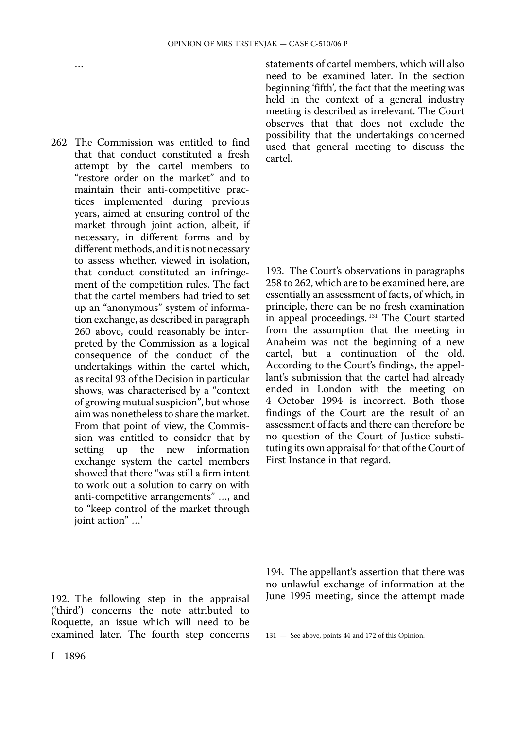…

262 The Commission was entitled to find that that conduct constituted a fresh attempt by the cartel members to "restore order on the market" and to maintain their anti-competitive practices implemented during previous years, aimed at ensuring control of the market through joint action, albeit, if necessary, in different forms and by different methods, and it is not necessary to assess whether, viewed in isolation, that conduct constituted an infringement of the competition rules. The fact that the cartel members had tried to set up an "anonymous" system of information exchange, as described in paragraph 260 above, could reasonably be interpreted by the Commission as a logical consequence of the conduct of the undertakings within the cartel which, as recital 93 of the Decision in particular shows, was characterised by a "context of growing mutual suspicion", but whose aim was nonetheless to share the market. From that point of view, the Commission was entitled to consider that by setting up the new information exchange system the cartel members showed that there "was still a firm intent to work out a solution to carry on with anti-competitive arrangements" …, and to "keep control of the market through joint action" …'

192. The following step in the appraisal ('third') concerns the note attributed to Roquette, an issue which will need to be examined later. The fourth step concerns statements of cartel members, which will also need to be examined later. In the section beginning 'fifth', the fact that the meeting was held in the context of a general industry meeting is described as irrelevant. The Court observes that that does not exclude the possibility that the undertakings concerned used that general meeting to discuss the cartel.

193. The Court's observations in paragraphs 258 to 262, which are to be examined here, are essentially an assessment of facts, of which, in principle, there can be no fresh examination in appeal proceedings.[131] The Court started from the assumption that the meeting in Anaheim was not the beginning of a new cartel, but a continuation of the old. According to the Court's findings, the appellant's submission that the cartel had already ended in London with the meeting on 4 October 1994 is incorrect. Both those findings of the Court are the result of an assessment of facts and there can therefore be no question of the Court of Justice substituting its own appraisal for that of the Court of First Instance in that regard.

194. The appellant's assertion that there was no unlawful exchange of information at the June 1995 meeting, since the attempt made

131 — See above, points 44 and 172 of this Opinion.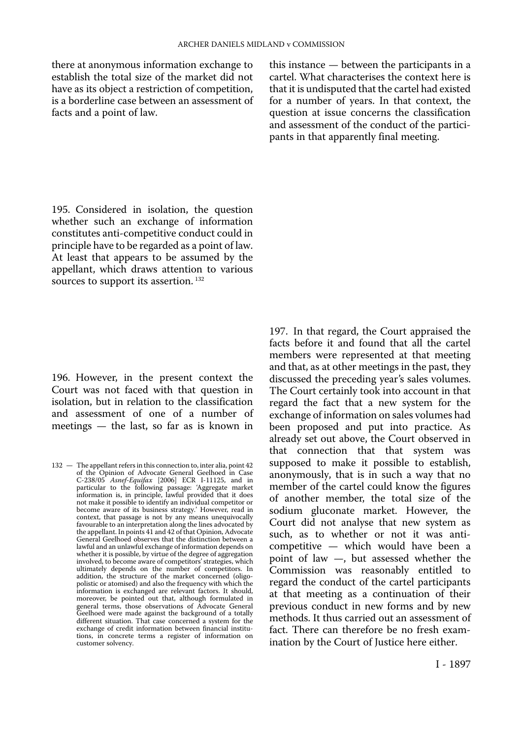there at anonymous information exchange to establish the total size of the market did not have as its object a restriction of competition, is a borderline case between an assessment of facts and a point of law.

195. Considered in isolation, the question whether such an exchange of information constitutes anti-competitive conduct could in principle have to be regarded as a point of law. At least that appears to be assumed by the appellant, which draws attention to various sources to support its assertion. [132]

196. However, in the present context the Court was not faced with that question in isolation, but in relation to the classification and assessment of one of a number of meetings — the last, so far as is known in this instance — between the participants in a cartel. What characterises the context here is that it is undisputed that the cartel had existed for a number of years. In that context, the question at issue concerns the classification and assessment of the conduct of the participants in that apparently final meeting.

197. In that regard, the Court appraised the facts before it and found that all the cartel members were represented at that meeting and that, as at other meetings in the past, they discussed the preceding year's sales volumes. The Court certainly took into account in that regard the fact that a new system for the exchange of information on sales volumes had been proposed and put into practice. As already set out above, the Court observed in that connection that that system was supposed to make it possible to establish, anonymously, that is in such a way that no member of the cartel could know the figures of another member, the total size of the sodium gluconate market. However, the Court did not analyse that new system as such, as to whether or not it was anti-competitive — which would have been a point of law —, but assessed whether the Commission was reasonably entitled to regard the conduct of the cartel participants at that meeting as a continuation of their previous conduct in new forms and by new methods. It thus carried out an assessment of fact. There can therefore be no fresh examination by the Court of Justice here either.

132 — The appellant refers in this connection to, inter alia, point 42 of the Opinion of Advocate General Geelhoed in Case C-238/05 *Asnef-Equifax* [2006] ECR I-11125, and in particular to the following passage: 'Aggregate market information is, in principle, lawful provided that it does not make it possible to identify an individual competitor or become aware of its business strategy.' However, read in context, that passage is not by any means unequivocally favourable to an interpretation along the lines advocated by the appellant. In points 41 and 42 of that Opinion, Advocate General Geelhoed observes that the distinction between a lawful and an unlawful exchange of information depends on whether it is possible, by virtue of the degree of aggregation involved, to become aware of competitors' strategies, which ultimately depends on the number of competitors. In addition, the structure of the market concerned (oligopolistic or atomised) and also the frequency with which the information is exchanged are relevant factors. It should, moreover, be pointed out that, although formulated in general terms, those observations of Advocate General Geelhoed were made against the background of a totally different situation. That case concerned a system for the exchange of credit information between financial institutions, in concrete terms a register of information on customer solvency.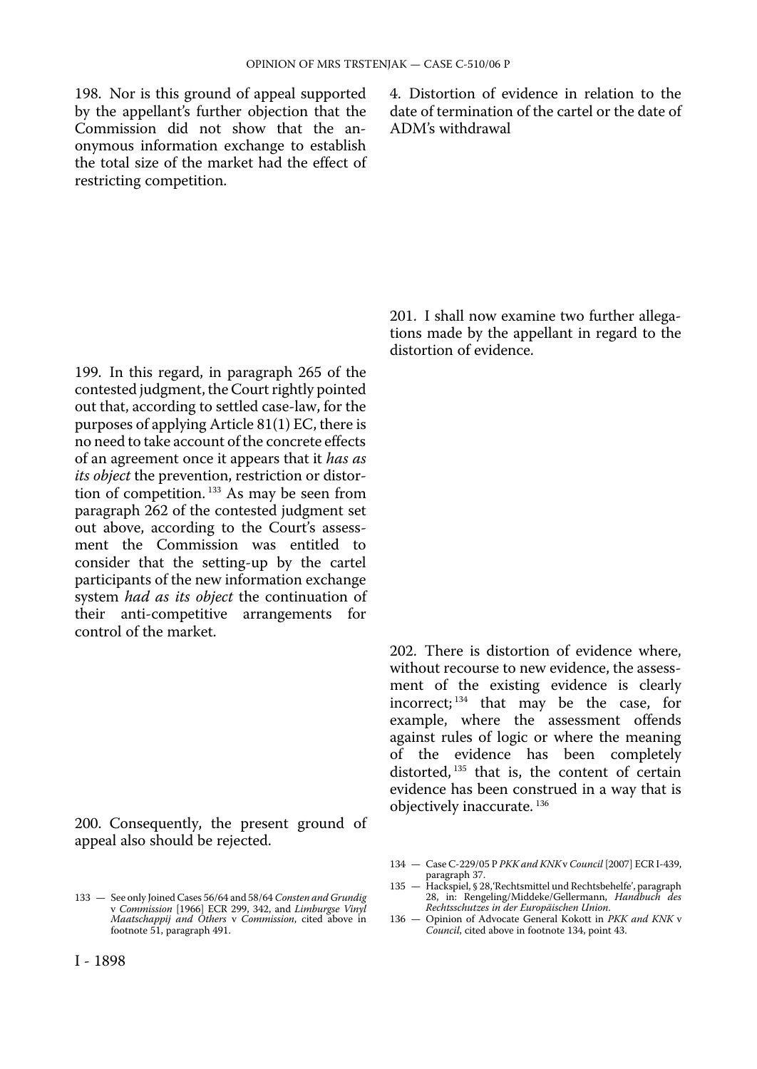198. Nor is this ground of appeal supported by the appellant's further objection that the Commission did not show that the anonymous information exchange to establish the total size of the market had the effect of restricting competition.

199. In this regard, in paragraph 265 of the contested judgment, the Court rightly pointed out that, according to settled case-law, for the purposes of applying Article 81(1) EC, there is no need to take account of the concrete effects of an agreement once it appears that it *has as its object* the prevention, restriction or distortion of competition.[133] As may be seen from paragraph 262 of the contested judgment set out above, according to the Court's assessment the Commission was entitled to consider that the setting-up by the cartel participants of the new information exchange system *had as its object* the continuation of their anti-competitive arrangements for control of the market.

200. Consequently, the present ground of appeal also should be rejected.

### 4. Distortion of evidence in relation to the date of termination of the cartel or the date of ADM's withdrawal

201. I shall now examine two further allegations made by the appellant in regard to the distortion of evidence.

202. There is distortion of evidence where, without recourse to new evidence, the assessment of the existing evidence is clearly incorrect;[134] that may be the case, for example, where the assessment offends against rules of logic or where the meaning of the evidence has been completely distorted,[135] that is, the content of certain evidence has been construed in a way that is objectively inaccurate.[136]

133 — See only Joined Cases 56/64 and 58/64 *Consten and Grundig* v *Commission* [1966] ECR 299, 342, and *Limburgse Vinyl Maatschappij and Others* v *Commission*, cited above in footnote 51, paragraph 491.

134 — Case C-229/05 P *PKK and KNK* v *Council* [2007] ECR I-439, paragraph 37.

135 — Hackspiel, § 28, 'Rechtsmittel und Rechtsbehelfe', paragraph 28, in: Rengeling/Middeke/Gellermann, *Handbuch des Rechtsschutzes in der Europäischen Union*.

136 — Opinion of Advocate General Kokott in *PKK and KNK* v *Council*, cited above in footnote 134, point 43.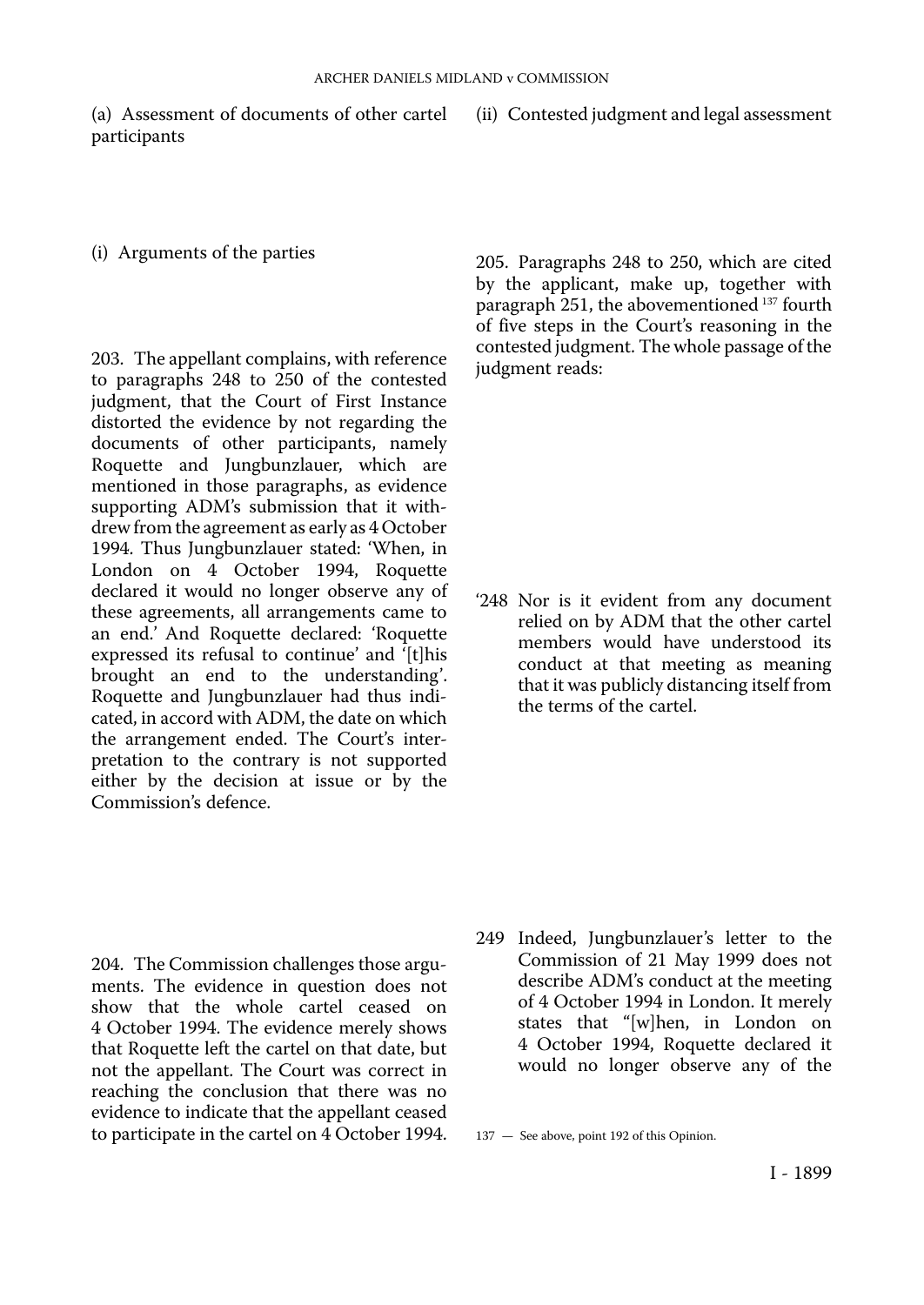(a) Assessment of documents of other cartel participants

(i) Arguments of the parties

203. The appellant complains, with reference to paragraphs 248 to 250 of the contested judgment, that the Court of First Instance distorted the evidence by not regarding the documents of other participants, namely Roquette and Jungbunzlauer, which are mentioned in those paragraphs, as evidence supporting ADM's submission that it withdrew from the agreement as early as 4 October 1994. Thus Jungbunzlauer stated: 'When, in London on 4 October 1994, Roquette declared it would no longer observe any of these agreements, all arrangements came to an end.' And Roquette declared: 'Roquette expressed its refusal to continue' and '[t]his brought an end to the understanding'. Roquette and Jungbunzlauer had thus indicated, in accord with ADM, the date on which the arrangement ended. The Court's interpretation to the contrary is not supported either by the decision at issue or by the Commission's defence.

204. The Commission challenges those arguments. The evidence in question does not show that the whole cartel ceased on 4 October 1994. The evidence merely shows that Roquette left the cartel on that date, but not the appellant. The Court was correct in reaching the conclusion that there was no evidence to indicate that the appellant ceased to participate in the cartel on 4 October 1994.

(ii) Contested judgment and legal assessment

205. Paragraphs 248 to 250, which are cited by the applicant, make up, together with paragraph 251, the abovementioned [137] fourth of five steps in the Court's reasoning in the contested judgment. The whole passage of the judgment reads:

'248 Nor is it evident from any document relied on by ADM that the other cartel members would have understood its conduct at that meeting as meaning that it was publicly distancing itself from the terms of the cartel.

249 Indeed, Jungbunzlauer's letter to the Commission of 21 May 1999 does not describe ADM's conduct at the meeting of 4 October 1994 in London. It merely states that "[w]hen, in London on 4 October 1994, Roquette declared it would no longer observe any of the

137 — See above, point 192 of this Opinion.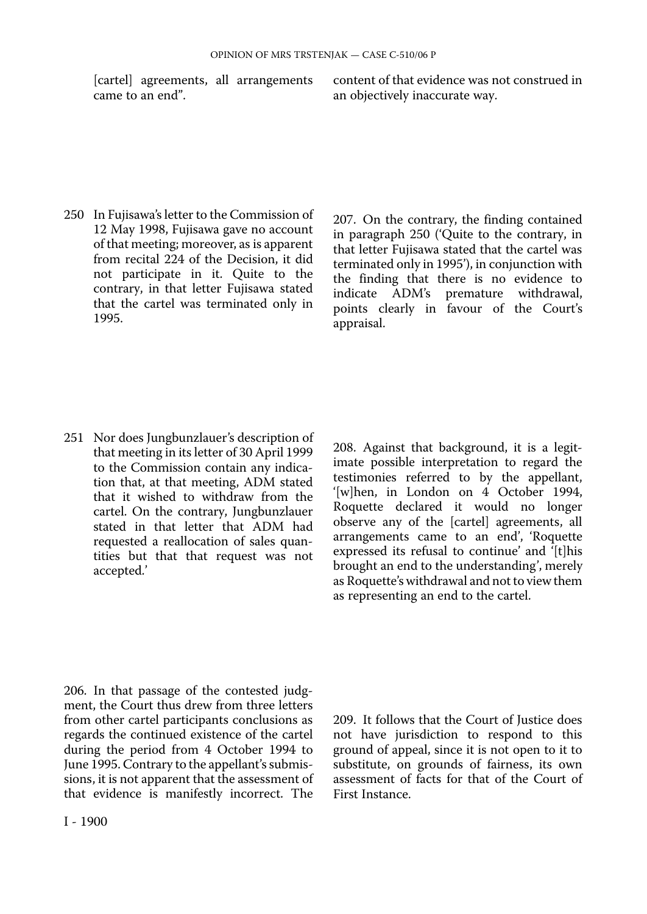[cartel] agreements, all arrangements came to an end".

250 In Fujisawa's letter to the Commission of 12 May 1998, Fujisawa gave no account of that meeting; moreover, as is apparent from recital 224 of the Decision, it did not participate in it. Quite to the contrary, in that letter Fujisawa stated that the cartel was terminated only in 1995.

251 Nor does Jungbunzlauer's description of that meeting in its letter of 30 April 1999 to the Commission contain any indication that, at that meeting, ADM stated that it wished to withdraw from the cartel. On the contrary, Jungbunzlauer stated in that letter that ADM had requested a reallocation of sales quantities but that that request was not accepted.'

206. In that passage of the contested judgment, the Court thus drew from three letters from other cartel participants conclusions as regards the continued existence of the cartel during the period from 4 October 1994 to June 1995. Contrary to the appellant's submissions, it is not apparent that the assessment of that evidence is manifestly incorrect. The content of that evidence was not construed in an objectively inaccurate way.

207. On the contrary, the finding contained in paragraph 250 ('Quite to the contrary, in that letter Fujisawa stated that the cartel was terminated only in 1995'), in conjunction with the finding that there is no evidence to indicate ADM's premature withdrawal, points clearly in favour of the Court's appraisal.

208. Against that background, it is a legitimate possible interpretation to regard the testimonies referred to by the appellant, '[w]hen, in London on 4 October 1994, Roquette declared it would no longer observe any of the [cartel] agreements, all arrangements came to an end', 'Roquette expressed its refusal to continue' and '[t]his brought an end to the understanding', merely as Roquette's withdrawal and not to view them as representing an end to the cartel.

209. It follows that the Court of Justice does not have jurisdiction to respond to this ground of appeal, since it is not open to it to substitute, on grounds of fairness, its own assessment of facts for that of the Court of First Instance.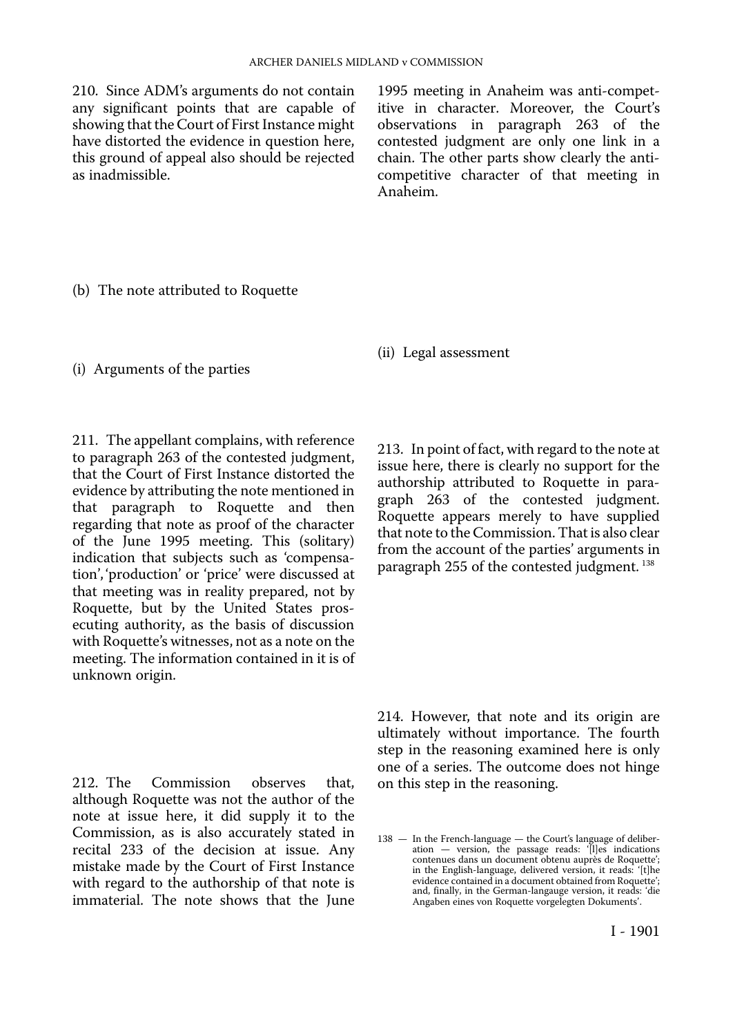210. Since ADM's arguments do not contain any significant points that are capable of showing that the Court of First Instance might have distorted the evidence in question here, this ground of appeal also should be rejected as inadmissible.

(b) The note attributed to Roquette

(i) Arguments of the parties

211. The appellant complains, with reference to paragraph 263 of the contested judgment, that the Court of First Instance distorted the evidence by attributing the note mentioned in that paragraph to Roquette and then regarding that note as proof of the character of the June 1995 meeting. This (solitary) indication that subjects such as 'compensation', 'production' or 'price' were discussed at that meeting was in reality prepared, not by Roquette, but by the United States prosecuting authority, as the basis of discussion with Roquette's witnesses, not as a note on the meeting. The information contained in it is of unknown origin.

212. The Commission observes that, although Roquette was not the author of the note at issue here, it did supply it to the Commission, as is also accurately stated in recital 233 of the decision at issue. Any mistake made by the Court of First Instance with regard to the authorship of that note is immaterial. The note shows that the June 1995 meeting in Anaheim was anti-competitive in character. Moreover, the Court's observations in paragraph 263 of the contested judgment are only one link in a chain. The other parts show clearly the anti-competitive character of that meeting in Anaheim.

(ii) Legal assessment

213. In point of fact, with regard to the note at issue here, there is clearly no support for the authorship attributed to Roquette in paragraph 263 of the contested judgment. Roquette appears merely to have supplied that note to the Commission. That is also clear from the account of the parties' arguments in paragraph 255 of the contested judgment.[138]

214. However, that note and its origin are ultimately without importance. The fourth step in the reasoning examined here is only one of a series. The outcome does not hinge on this step in the reasoning.

138 — In the French-language — the Court's language of deliberation — version, the passage reads: '[l]es indications contenues dans un document obtenu auprès de Roquette'; in the English-language, delivered version, it reads: '[t]he evidence contained in a document obtained from Roquette'; and, finally, in the German-langauge version, it reads: 'die Angaben eines von Roquette vorgelegten Dokuments'.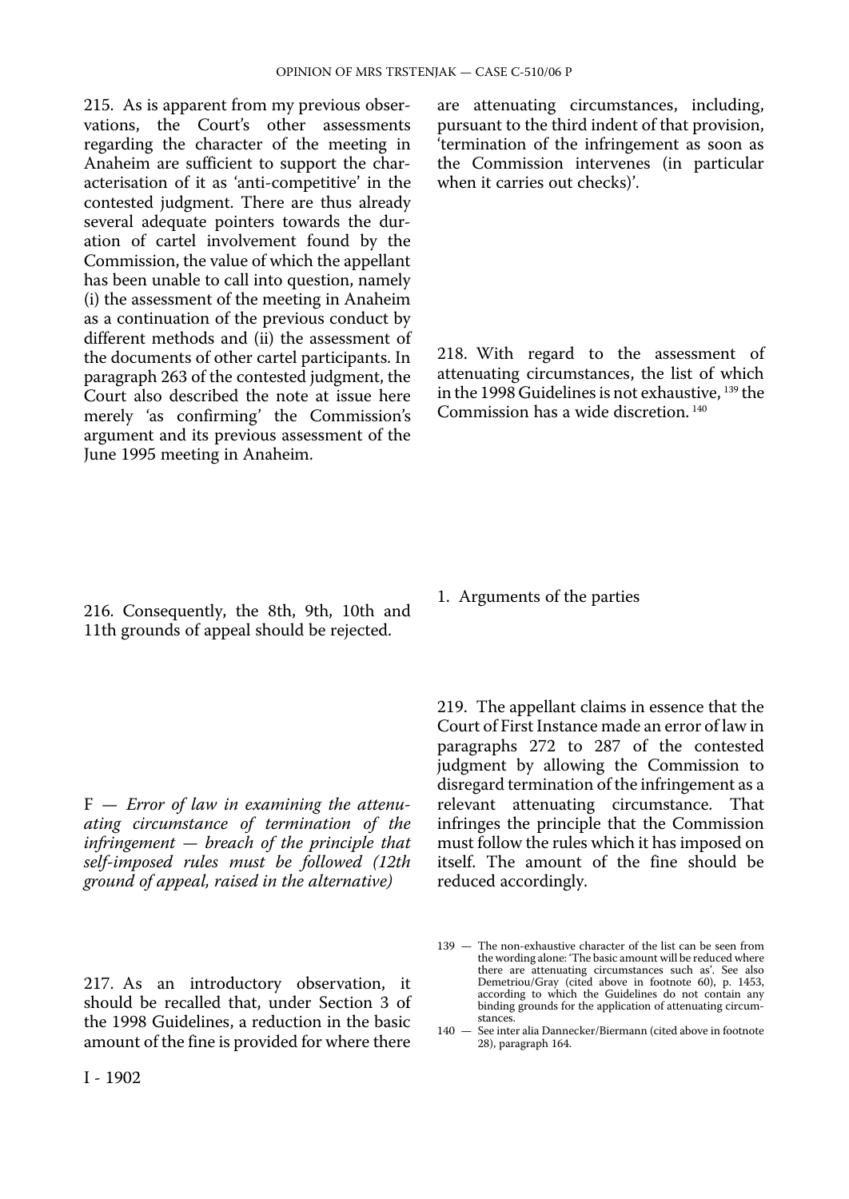215. As is apparent from my previous observations, the Court's other assessments regarding the character of the meeting in Anaheim are sufficient to support the characterisation of it as 'anti-competitive' in the contested judgment. There are thus already several adequate pointers towards the duration of cartel involvement found by the Commission, the value of which the appellant has been unable to call into question, namely (i) the assessment of the meeting in Anaheim as a continuation of the previous conduct by different methods and (ii) the assessment of the documents of other cartel participants. In paragraph 263 of the contested judgment, the Court also described the note at issue here merely 'as confirming' the Commission's argument and its previous assessment of the June 1995 meeting in Anaheim.

216. Consequently, the 8th, 9th, 10th and 11th grounds of appeal should be rejected.

F — *Error of law in examining the attenuating circumstance of termination of the infringement — breach of the principle that self-imposed rules must be followed (12th ground of appeal, raised in the alternative)*

217. As an introductory observation, it should be recalled that, under Section 3 of the 1998 Guidelines, a reduction in the basic amount of the fine is provided for where there are attenuating circumstances, including, pursuant to the third indent of that provision, 'termination of the infringement as soon as the Commission intervenes (in particular when it carries out checks)'.

218. With regard to the assessment of attenuating circumstances, the list of which in the 1998 Guidelines is not exhaustive, [139] the Commission has a wide discretion. [140]

1. Arguments of the parties

219. The appellant claims in essence that the Court of First Instance made an error of law in paragraphs 272 to 287 of the contested judgment by allowing the Commission to disregard termination of the infringement as a relevant attenuating circumstance. That infringes the principle that the Commission must follow the rules which it has imposed on itself. The amount of the fine should be reduced accordingly.

139 — The non-exhaustive character of the list can be seen from the wording alone: 'The basic amount will be reduced where there are attenuating circumstances such as'. See also Demetriou/Gray (cited above in footnote 60), p. 1453, according to which the Guidelines do not contain any binding grounds for the application of attenuating circumstances.

140 — See inter alia Dannecker/Biermann (cited above in footnote 28), paragraph 164.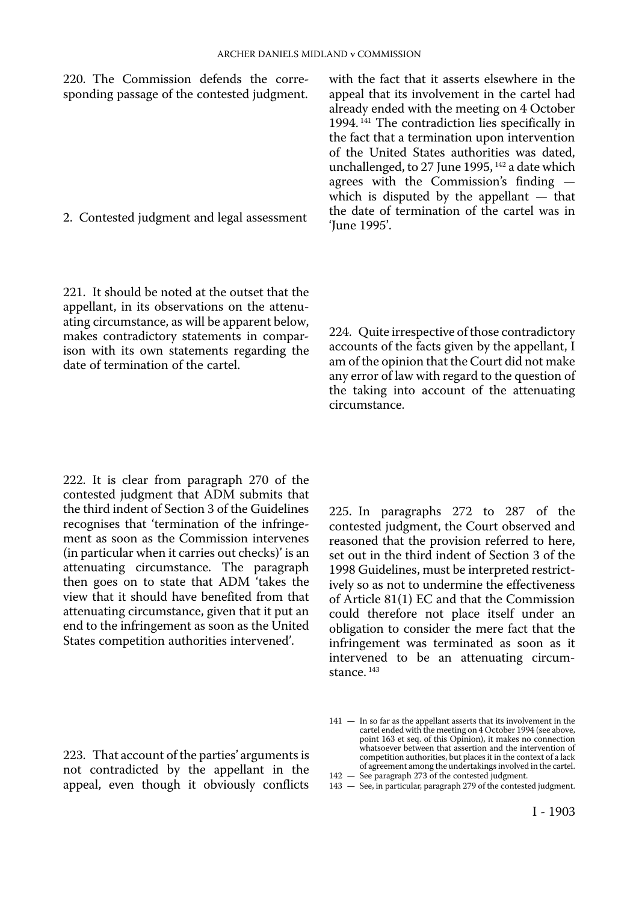220. The Commission defends the corresponding passage of the contested judgment.

2. Contested judgment and legal assessment

221. It should be noted at the outset that the appellant, in its observations on the attenuating circumstance, as will be apparent below, makes contradictory statements in comparison with its own statements regarding the date of termination of the cartel.

222. It is clear from paragraph 270 of the contested judgment that ADM submits that the third indent of Section 3 of the Guidelines recognises that 'termination of the infringement as soon as the Commission intervenes (in particular when it carries out checks)' is an attenuating circumstance. The paragraph then goes on to state that ADM 'takes the view that it should have benefited from that attenuating circumstance, given that it put an end to the infringement as soon as the United States competition authorities intervened'.

223. That account of the parties' arguments is not contradicted by the appellant in the appeal, even though it obviously conflicts with the fact that it asserts elsewhere in the appeal that its involvement in the cartel had already ended with the meeting on 4 October 1994.[141] The contradiction lies specifically in the fact that a termination upon intervention of the United States authorities was dated, unchallenged, to 27 June 1995,[142] a date which agrees with the Commission's finding — which is disputed by the appellant — that the date of termination of the cartel was in 'June 1995'.

224. Quite irrespective of those contradictory accounts of the facts given by the appellant, I am of the opinion that the Court did not make any error of law with regard to the question of the taking into account of the attenuating circumstance.

225. In paragraphs 272 to 287 of the contested judgment, the Court observed and reasoned that the provision referred to here, set out in the third indent of Section 3 of the 1998 Guidelines, must be interpreted restrictively so as not to undermine the effectiveness of Article 81(1) EC and that the Commission could therefore not place itself under an obligation to consider the mere fact that the infringement was terminated as soon as it intervened to be an attenuating circumstance.[143]

141 — In so far as the appellant asserts that its involvement in the cartel ended with the meeting on 4 October 1994 (see above, point 163 et seq. of this Opinion), it makes no connection whatsoever between that assertion and the intervention of competition authorities, but places it in the context of a lack of agreement among the undertakings involved in the cartel.

142 — See paragraph 273 of the contested judgment.

143 — See, in particular, paragraph 279 of the contested judgment.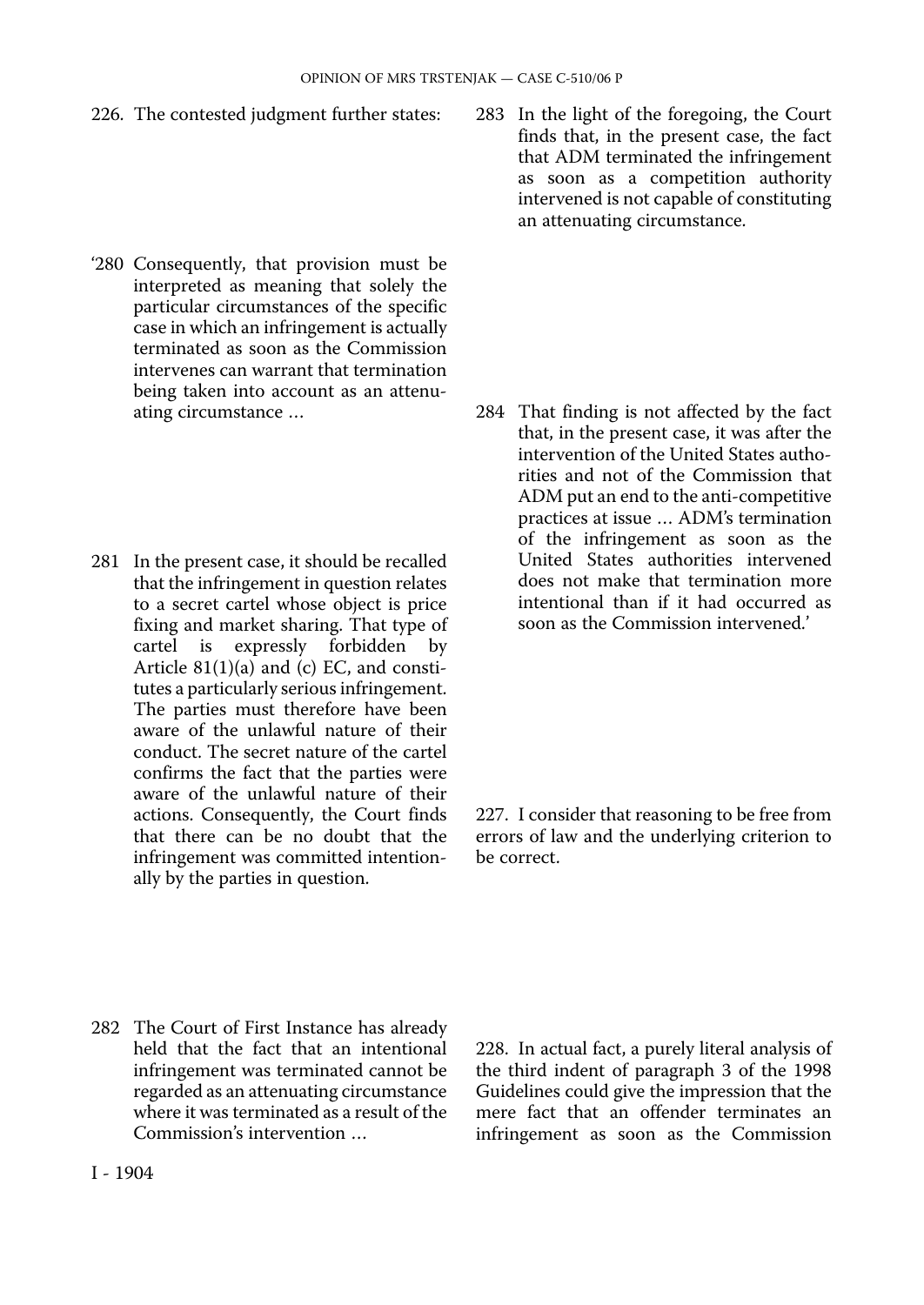226. The contested judgment further states:

'280 Consequently, that provision must be interpreted as meaning that solely the particular circumstances of the specific case in which an infringement is actually terminated as soon as the Commission intervenes can warrant that termination being taken into account as an attenuating circumstance …

281 In the present case, it should be recalled that the infringement in question relates to a secret cartel whose object is price fixing and market sharing. That type of cartel is expressly forbidden by Article 81(1)(a) and (c) EC, and constitutes a particularly serious infringement. The parties must therefore have been aware of the unlawful nature of their conduct. The secret nature of the cartel confirms the fact that the parties were aware of the unlawful nature of their actions. Consequently, the Court finds that there can be no doubt that the infringement was committed intentionally by the parties in question.

282 The Court of First Instance has already held that the fact that an intentional infringement was terminated cannot be regarded as an attenuating circumstance where it was terminated as a result of the Commission's intervention …

283 In the light of the foregoing, the Court finds that, in the present case, the fact that ADM terminated the infringement as soon as a competition authority intervened is not capable of constituting an attenuating circumstance.

284 That finding is not affected by the fact that, in the present case, it was after the intervention of the United States authorities and not of the Commission that ADM put an end to the anti-competitive practices at issue … ADM's termination of the infringement as soon as the United States authorities intervened does not make that termination more intentional than if it had occurred as soon as the Commission intervened.'

227. I consider that reasoning to be free from errors of law and the underlying criterion to be correct.

228. In actual fact, a purely literal analysis of the third indent of paragraph 3 of the 1998 Guidelines could give the impression that the mere fact that an offender terminates an infringement as soon as the Commission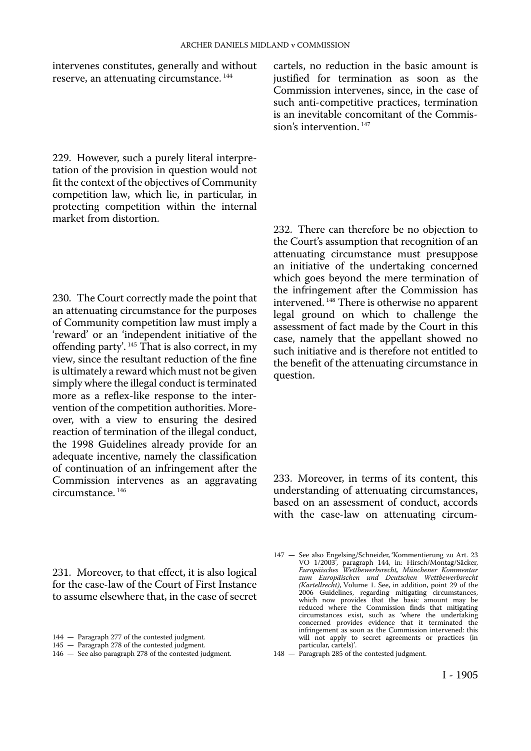intervenes constitutes, generally and without reserve, an attenuating circumstance. [144]

229. However, such a purely literal interpretation of the provision in question would not fit the context of the objectives of Community competition law, which lie, in particular, in protecting competition within the internal market from distortion.

230. The Court correctly made the point that an attenuating circumstance for the purposes of Community competition law must imply a 'reward' or an 'independent initiative of the offending party'. [145] That is also correct, in my view, since the resultant reduction of the fine is ultimately a reward which must not be given simply where the illegal conduct is terminated more as a reflex-like response to the intervention of the competition authorities. Moreover, with a view to ensuring the desired reaction of termination of the illegal conduct, the 1998 Guidelines already provide for an adequate incentive, namely the classification of continuation of an infringement after the Commission intervenes as an aggravating circumstance. [146]

231. Moreover, to that effect, it is also logical for the case-law of the Court of First Instance to assume elsewhere that, in the case of secret cartels, no reduction in the basic amount is justified for termination as soon as the Commission intervenes, since, in the case of such anti-competitive practices, termination is an inevitable concomitant of the Commission's intervention. [147]

232. There can therefore be no objection to the Court's assumption that recognition of an attenuating circumstance must presuppose an initiative of the undertaking concerned which goes beyond the mere termination of the infringement after the Commission has intervened. [148] There is otherwise no apparent legal ground on which to challenge the assessment of fact made by the Court in this case, namely that the appellant showed no such initiative and is therefore not entitled to the benefit of the attenuating circumstance in question.

233. Moreover, in terms of its content, this understanding of attenuating circumstances, based on an assessment of conduct, accords with the case-law on attenuating circum-

144 — Paragraph 277 of the contested judgment.

145 — Paragraph 278 of the contested judgment.

146 — See also paragraph 278 of the contested judgment.

147 — See also Engelsing/Schneider, 'Kommentierung zu Art. 23 VO 1/2003', paragraph 144, in: Hirsch/Montag/Säcker, *Europäisches Wettbewerbsrecht, Münchener Kommentar zum Europäischen und Deutschen Wettbewerbsrecht (Kartellrecht)*, Volume 1. See, in addition, point 29 of the 2006 Guidelines, regarding mitigating circumstances, which now provides that the basic amount may be reduced where the Commission finds that mitigating circumstances exist, such as 'where the undertaking concerned provides evidence that it terminated the infringement as soon as the Commission intervened: this will not apply to secret agreements or practices (in particular, cartels)'.

148 — Paragraph 285 of the contested judgment.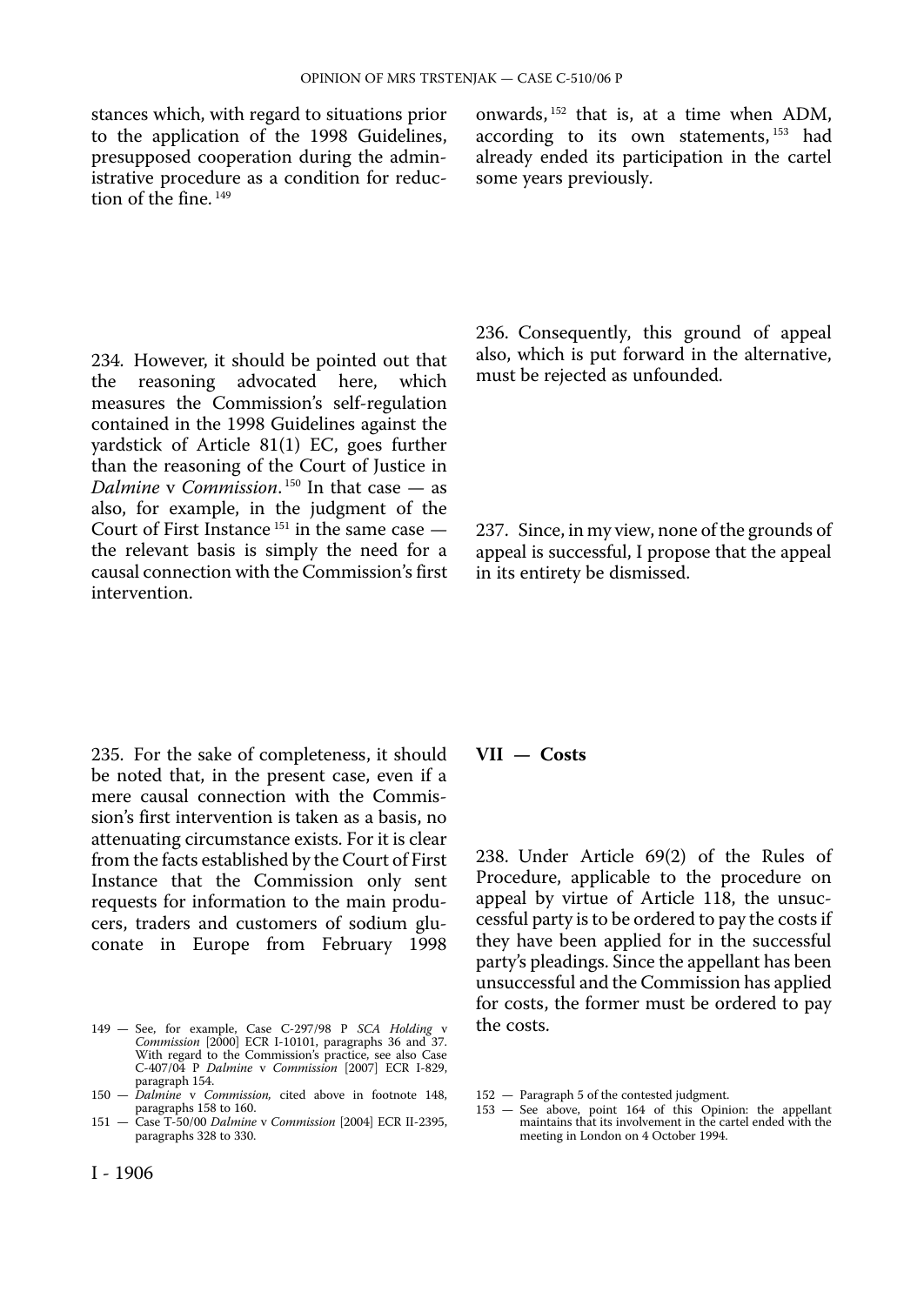stances which, with regard to situations prior to the application of the 1998 Guidelines, presupposed cooperation during the administrative procedure as a condition for reduction of the fine. [149]

234. However, it should be pointed out that the reasoning advocated here, which measures the Commission's self-regulation contained in the 1998 Guidelines against the yardstick of Article 81(1) EC, goes further than the reasoning of the Court of Justice in *Dalmine* v *Commission*. [150] In that case — as also, for example, in the judgment of the Court of First Instance [151] in the same case — the relevant basis is simply the need for a causal connection with the Commission's first intervention.

235. For the sake of completeness, it should be noted that, in the present case, even if a mere causal connection with the Commission's first intervention is taken as a basis, no attenuating circumstance exists. For it is clear from the facts established by the Court of First Instance that the Commission only sent requests for information to the main producers, traders and customers of sodium gluconate in Europe from February 1998 onwards, [152] that is, at a time when ADM, according to its own statements, [153] had already ended its participation in the cartel some years previously.

236. Consequently, this ground of appeal also, which is put forward in the alternative, must be rejected as unfounded.

237. Since, in my view, none of the grounds of appeal is successful, I propose that the appeal in its entirety be dismissed.

## VII — Costs

238. Under Article 69(2) of the Rules of Procedure, applicable to the procedure on appeal by virtue of Article 118, the unsuccessful party is to be ordered to pay the costs if they have been applied for in the successful party's pleadings. Since the appellant has been unsuccessful and the Commission has applied for costs, the former must be ordered to pay the costs.

149 — See, for example, Case C-297/98 P *SCA Holding* v *Commission* [2000] ECR I-10101, paragraphs 36 and 37. With regard to the Commission's practice, see also Case C-407/04 P *Dalmine* v *Commission* [2007] ECR I-829, paragraph 154.

150 — *Dalmine* v *Commission*, cited above in footnote 148, paragraphs 158 to 160.

151 — Case T-50/00 *Dalmine* v *Commission* [2004] ECR II-2395, paragraphs 328 to 330.

152 — Paragraph 5 of the contested judgment.

153 — See above, point 164 of this Opinion: the appellant maintains that its involvement in the cartel ended with the meeting in London on 4 October 1994.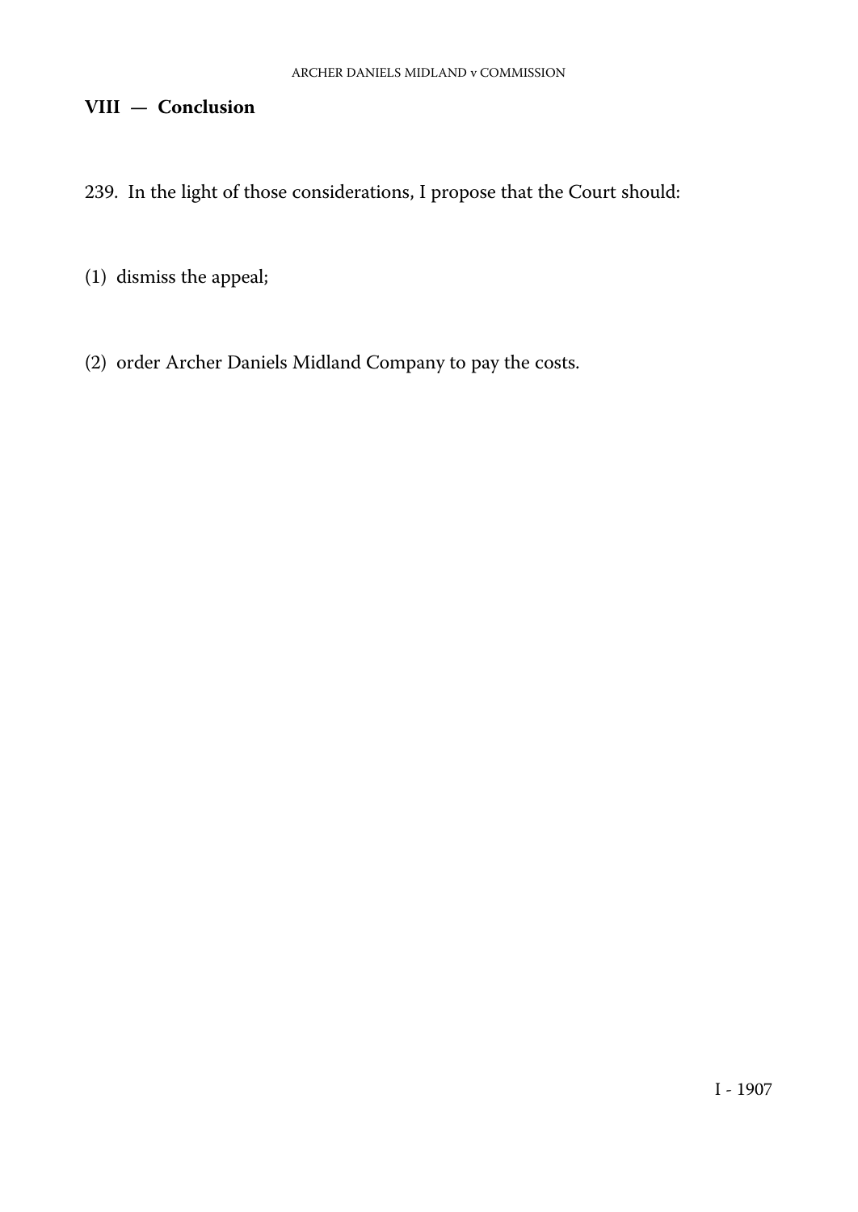## VIII — Conclusion

239. In the light of those considerations, I propose that the Court should:

(1) dismiss the appeal;

(2) order Archer Daniels Midland Company to pay the costs.